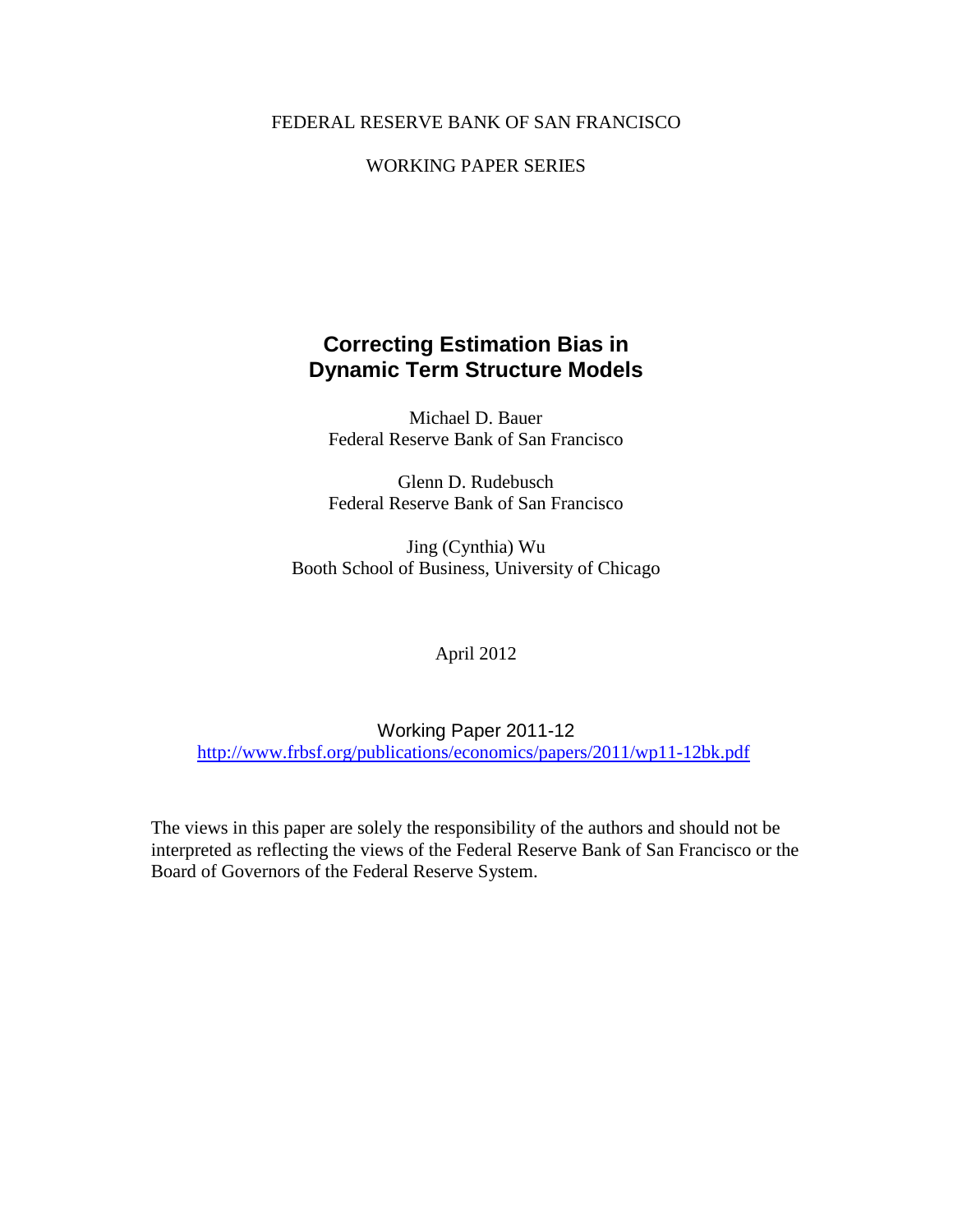FEDERAL RESERVE BANK OF SAN FRANCISCO

WORKING PAPER SERIES

# Correcting Estimation Bias in Dynamic Term Structure Models

Michael D. Bauer
Federal Reserve Bank of San Francisco

Glenn D. Rudebusch
Federal Reserve Bank of San Francisco

Jing (Cynthia) Wu
Booth School of Business, University of Chicago

April 2012

Working Paper 2011-12
http://www.frbsf.org/publications/economics/papers/2011/wp11-12bk.pdf

The views in this paper are solely the responsibility of the authors and should not be interpreted as reflecting the views of the Federal Reserve Bank of San Francisco or the Board of Governors of the Federal Reserve System.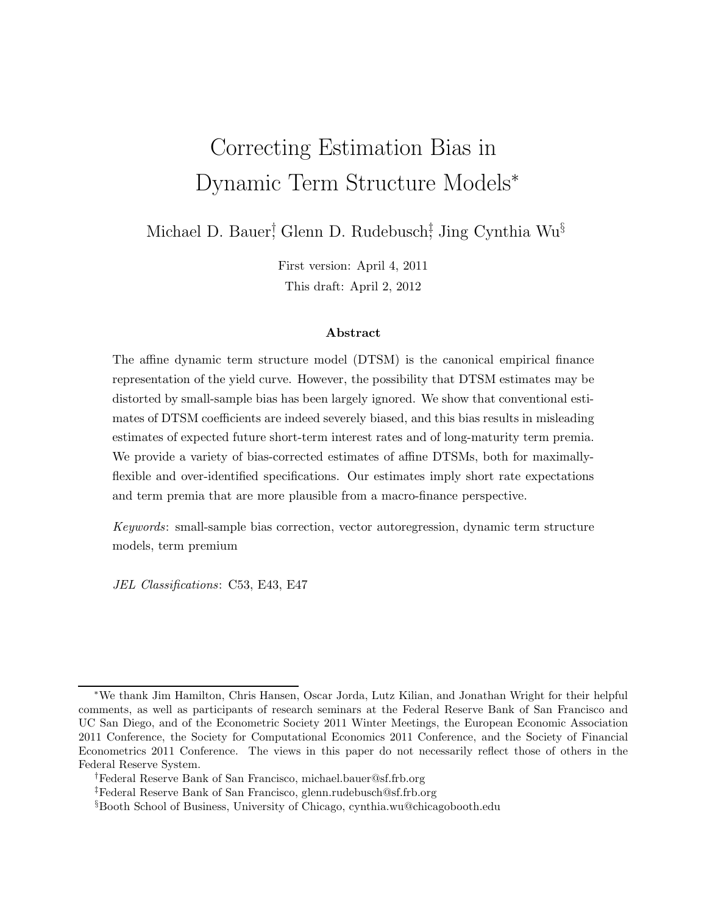# Correcting Estimation Bias in Dynamic Term Structure Models*

Michael D. Bauer[†], Glenn D. Rudebusch[‡], Jing Cynthia Wu[§]

First version: April 4, 2011

This draft: April 2, 2012

### Abstract

The affine dynamic term structure model (DTSM) is the canonical empirical finance representation of the yield curve. However, the possibility that DTSM estimates may be distorted by small-sample bias has been largely ignored. We show that conventional estimates of DTSM coefficients are indeed severely biased, and this bias results in misleading estimates of expected future short-term interest rates and of long-maturity term premia. We provide a variety of bias-corrected estimates of affine DTSMs, both for maximally-flexible and over-identified specifications. Our estimates imply short rate expectations and term premia that are more plausible from a macro-finance perspective.

*Keywords*: small-sample bias correction, vector autoregression, dynamic term structure models, term premium

*JEL Classifications*: C53, E43, E47

---

*We thank Jim Hamilton, Chris Hansen, Oscar Jorda, Lutz Kilian, and Jonathan Wright for their helpful comments, as well as participants of research seminars at the Federal Reserve Bank of San Francisco and UC San Diego, and of the Econometric Society 2011 Winter Meetings, the European Economic Association 2011 Conference, the Society for Computational Economics 2011 Conference, and the Society of Financial Econometrics 2011 Conference. The views in this paper do not necessarily reflect those of others in the Federal Reserve System.

[†]Federal Reserve Bank of San Francisco, michael.bauer@sf.frb.org

[‡]Federal Reserve Bank of San Francisco, glenn.rudebusch@sf.frb.org

[§]Booth School of Business, University of Chicago, cynthia.wu@chicagobooth.edu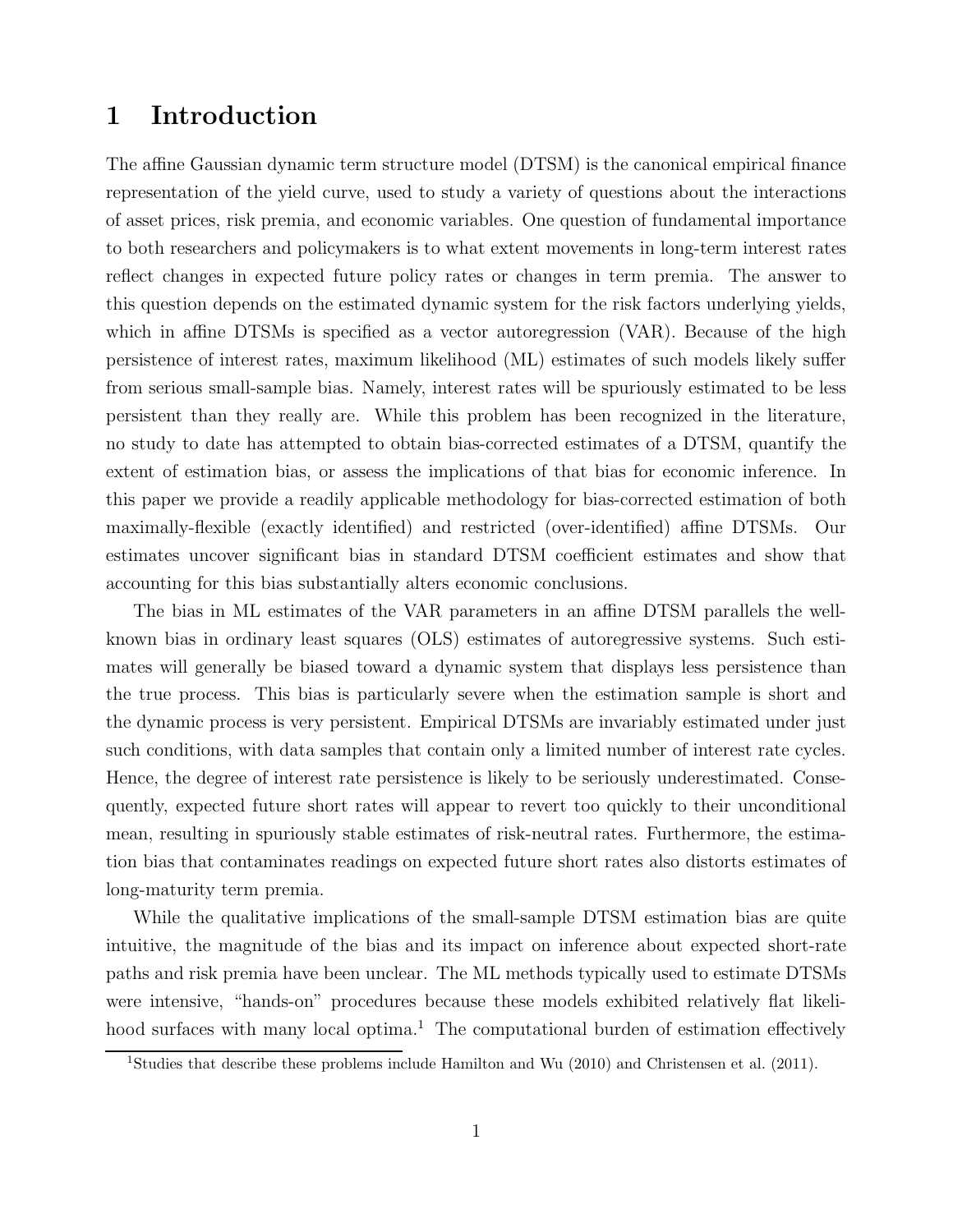# 1 Introduction

The affine Gaussian dynamic term structure model (DTSM) is the canonical empirical finance representation of the yield curve, used to study a variety of questions about the interactions of asset prices, risk premia, and economic variables. One question of fundamental importance to both researchers and policymakers is to what extent movements in long-term interest rates reflect changes in expected future policy rates or changes in term premia. The answer to this question depends on the estimated dynamic system for the risk factors underlying yields, which in affine DTSMs is specified as a vector autoregression (VAR). Because of the high persistence of interest rates, maximum likelihood (ML) estimates of such models likely suffer from serious small-sample bias. Namely, interest rates will be spuriously estimated to be less persistent than they really are. While this problem has been recognized in the literature, no study to date has attempted to obtain bias-corrected estimates of a DTSM, quantify the extent of estimation bias, or assess the implications of that bias for economic inference. In this paper we provide a readily applicable methodology for bias-corrected estimation of both maximally-flexible (exactly identified) and restricted (over-identified) affine DTSMs. Our estimates uncover significant bias in standard DTSM coefficient estimates and show that accounting for this bias substantially alters economic conclusions.

The bias in ML estimates of the VAR parameters in an affine DTSM parallels the well-known bias in ordinary least squares (OLS) estimates of autoregressive systems. Such estimates will generally be biased toward a dynamic system that displays less persistence than the true process. This bias is particularly severe when the estimation sample is short and the dynamic process is very persistent. Empirical DTSMs are invariably estimated under just such conditions, with data samples that contain only a limited number of interest rate cycles. Hence, the degree of interest rate persistence is likely to be seriously underestimated. Consequently, expected future short rates will appear to revert too quickly to their unconditional mean, resulting in spuriously stable estimates of risk-neutral rates. Furthermore, the estimation bias that contaminates readings on expected future short rates also distorts estimates of long-maturity term premia.

While the qualitative implications of the small-sample DTSM estimation bias are quite intuitive, the magnitude of the bias and its impact on inference about expected short-rate paths and risk premia have been unclear. The ML methods typically used to estimate DTSMs were intensive, "hands-on" procedures because these models exhibited relatively flat likelihood surfaces with many local optima.[1] The computational burden of estimation effectively

[1] Studies that describe these problems include Hamilton and Wu (2010) and Christensen et al. (2011).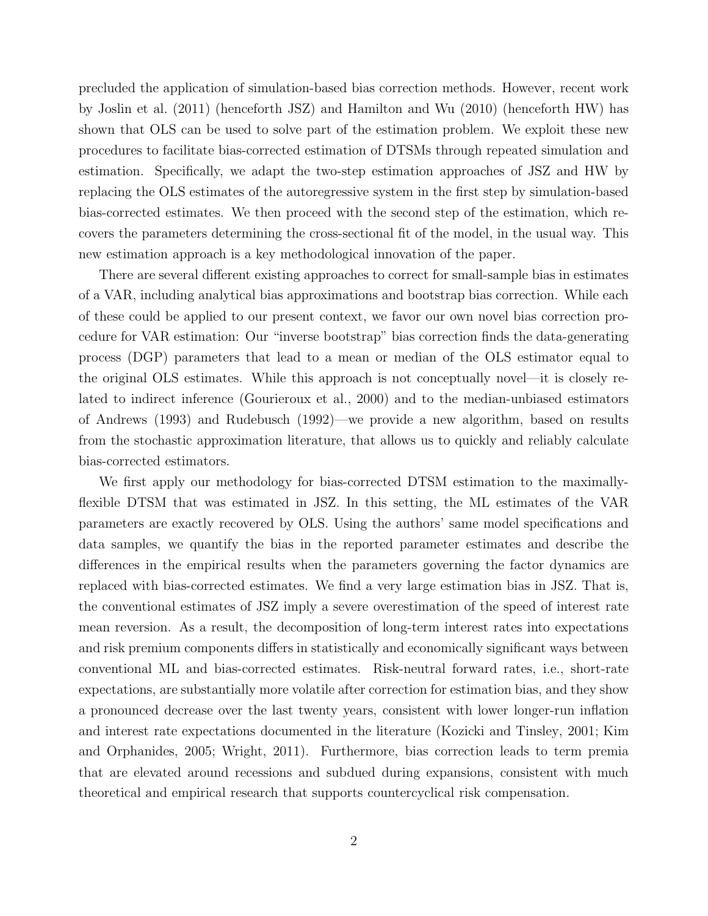precluded the application of simulation-based bias correction methods. However, recent work by Joslin et al. (2011) (henceforth JSZ) and Hamilton and Wu (2010) (henceforth HW) has shown that OLS can be used to solve part of the estimation problem. We exploit these new procedures to facilitate bias-corrected estimation of DTSMs through repeated simulation and estimation. Specifically, we adapt the two-step estimation approaches of JSZ and HW by replacing the OLS estimates of the autoregressive system in the first step by simulation-based bias-corrected estimates. We then proceed with the second step of the estimation, which recovers the parameters determining the cross-sectional fit of the model, in the usual way. This new estimation approach is a key methodological innovation of the paper.

There are several different existing approaches to correct for small-sample bias in estimates of a VAR, including analytical bias approximations and bootstrap bias correction. While each of these could be applied to our present context, we favor our own novel bias correction procedure for VAR estimation: Our "inverse bootstrap" bias correction finds the data-generating process (DGP) parameters that lead to a mean or median of the OLS estimator equal to the original OLS estimates. While this approach is not conceptually novel—it is closely related to indirect inference (Gourieroux et al., 2000) and to the median-unbiased estimators of Andrews (1993) and Rudebusch (1992)—we provide a new algorithm, based on results from the stochastic approximation literature, that allows us to quickly and reliably calculate bias-corrected estimators.

We first apply our methodology for bias-corrected DTSM estimation to the maximally-flexible DTSM that was estimated in JSZ. In this setting, the ML estimates of the VAR parameters are exactly recovered by OLS. Using the authors' same model specifications and data samples, we quantify the bias in the reported parameter estimates and describe the differences in the empirical results when the parameters governing the factor dynamics are replaced with bias-corrected estimates. We find a very large estimation bias in JSZ. That is, the conventional estimates of JSZ imply a severe overestimation of the speed of interest rate mean reversion. As a result, the decomposition of long-term interest rates into expectations and risk premium components differs in statistically and economically significant ways between conventional ML and bias-corrected estimates. Risk-neutral forward rates, i.e., short-rate expectations, are substantially more volatile after correction for estimation bias, and they show a pronounced decrease over the last twenty years, consistent with lower longer-run inflation and interest rate expectations documented in the literature (Kozicki and Tinsley, 2001; Kim and Orphanides, 2005; Wright, 2011). Furthermore, bias correction leads to term premia that are elevated around recessions and subdued during expansions, consistent with much theoretical and empirical research that supports countercyclical risk compensation.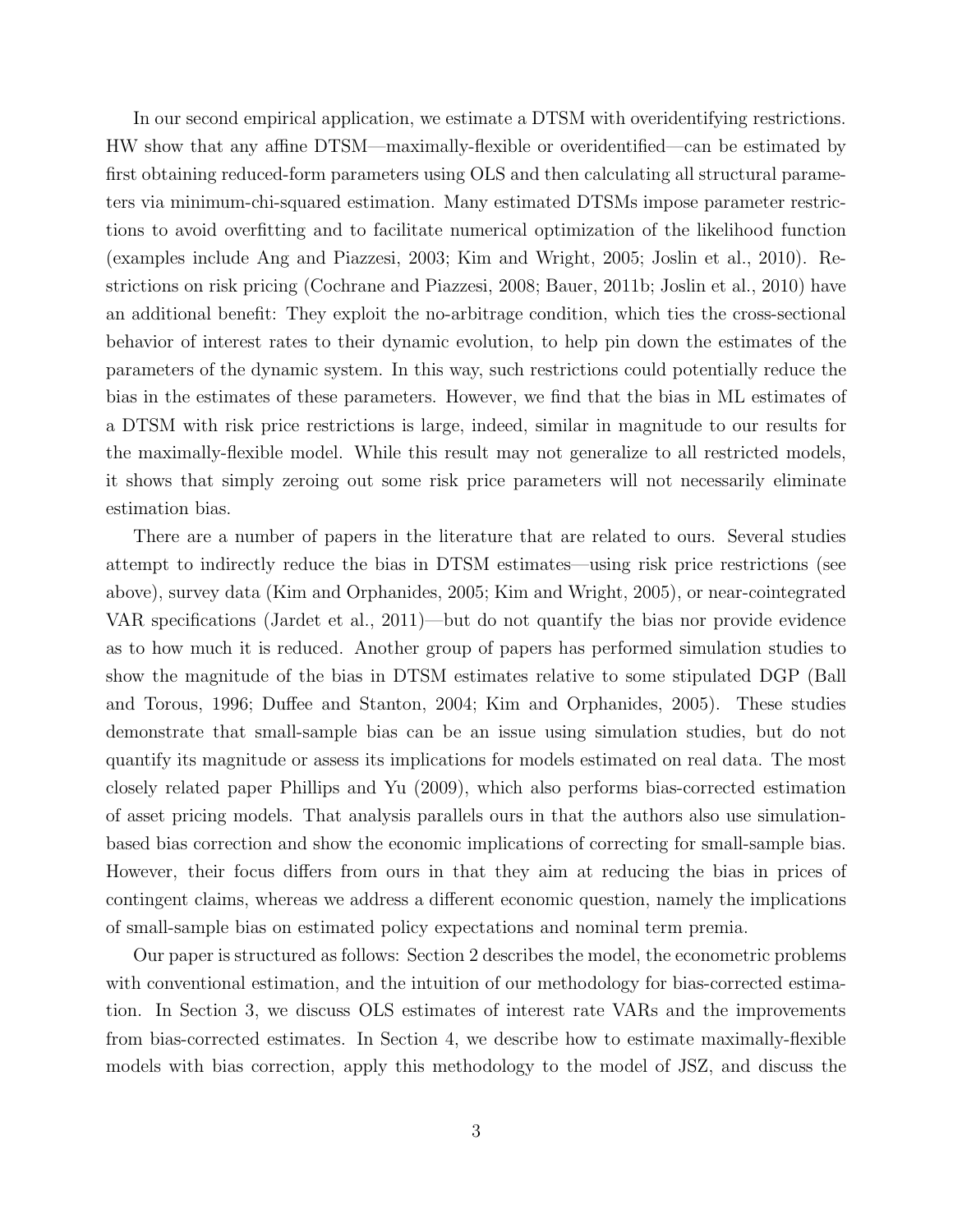In our second empirical application, we estimate a DTSM with overidentifying restrictions. HW show that any affine DTSM—maximally-flexible or overidentified—can be estimated by first obtaining reduced-form parameters using OLS and then calculating all structural parameters via minimum-chi-squared estimation. Many estimated DTSMs impose parameter restrictions to avoid overfitting and to facilitate numerical optimization of the likelihood function (examples include Ang and Piazzesi, 2003; Kim and Wright, 2005; Joslin et al., 2010). Restrictions on risk pricing (Cochrane and Piazzesi, 2008; Bauer, 2011b; Joslin et al., 2010) have an additional benefit: They exploit the no-arbitrage condition, which ties the cross-sectional behavior of interest rates to their dynamic evolution, to help pin down the estimates of the parameters of the dynamic system. In this way, such restrictions could potentially reduce the bias in the estimates of these parameters. However, we find that the bias in ML estimates of a DTSM with risk price restrictions is large, indeed, similar in magnitude to our results for the maximally-flexible model. While this result may not generalize to all restricted models, it shows that simply zeroing out some risk price parameters will not necessarily eliminate estimation bias.

There are a number of papers in the literature that are related to ours. Several studies attempt to indirectly reduce the bias in DTSM estimates—using risk price restrictions (see above), survey data (Kim and Orphanides, 2005; Kim and Wright, 2005), or near-cointegrated VAR specifications (Jardet et al., 2011)—but do not quantify the bias nor provide evidence as to how much it is reduced. Another group of papers has performed simulation studies to show the magnitude of the bias in DTSM estimates relative to some stipulated DGP (Ball and Torous, 1996; Duffee and Stanton, 2004; Kim and Orphanides, 2005). These studies demonstrate that small-sample bias can be an issue using simulation studies, but do not quantify its magnitude or assess its implications for models estimated on real data. The most closely related paper Phillips and Yu (2009), which also performs bias-corrected estimation of asset pricing models. That analysis parallels ours in that the authors also use simulation-based bias correction and show the economic implications of correcting for small-sample bias. However, their focus differs from ours in that they aim at reducing the bias in prices of contingent claims, whereas we address a different economic question, namely the implications of small-sample bias on estimated policy expectations and nominal term premia.

Our paper is structured as follows: Section 2 describes the model, the econometric problems with conventional estimation, and the intuition of our methodology for bias-corrected estimation. In Section 3, we discuss OLS estimates of interest rate VARs and the improvements from bias-corrected estimates. In Section 4, we describe how to estimate maximally-flexible models with bias correction, apply this methodology to the model of JSZ, and discuss the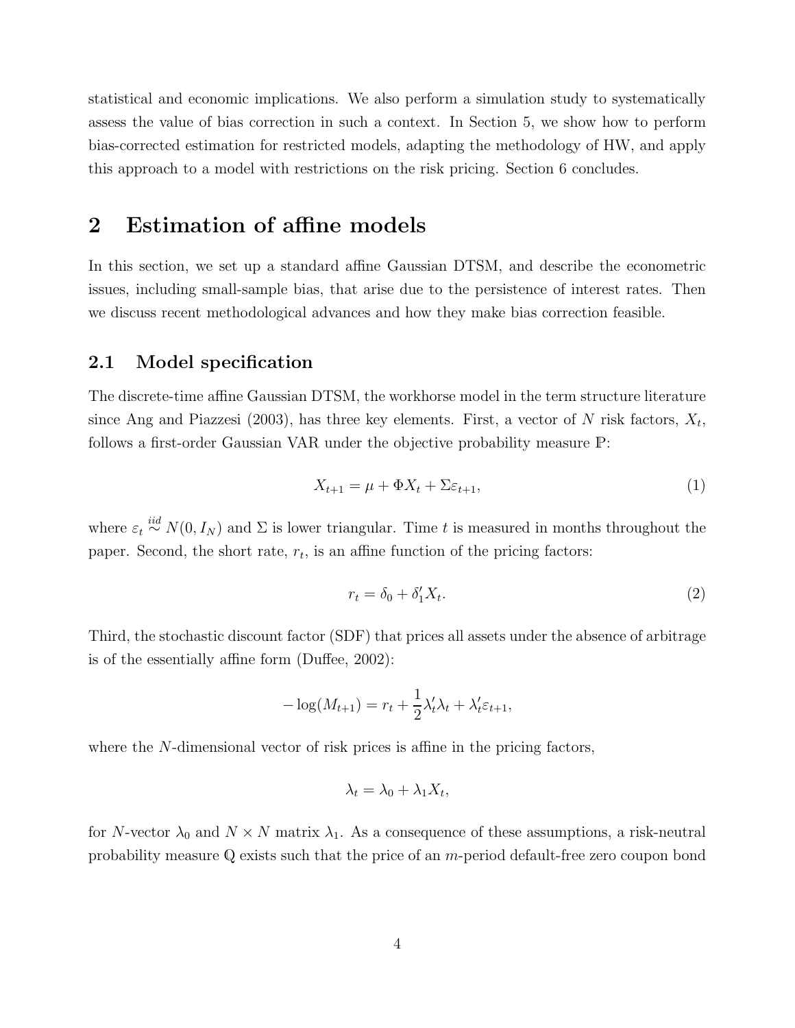statistical and economic implications. We also perform a simulation study to systematically assess the value of bias correction in such a context. In Section 5, we show how to perform bias-corrected estimation for restricted models, adapting the methodology of HW, and apply this approach to a model with restrictions on the risk pricing. Section 6 concludes.

# 2 Estimation of affine models

In this section, we set up a standard affine Gaussian DTSM, and describe the econometric issues, including small-sample bias, that arise due to the persistence of interest rates. Then we discuss recent methodological advances and how they make bias correction feasible.

## 2.1 Model specification

The discrete-time affine Gaussian DTSM, the workhorse model in the term structure literature since Ang and Piazzesi (2003), has three key elements. First, a vector of $N$ risk factors, $X_t$, follows a first-order Gaussian VAR under the objective probability measure $\mathbb{P}$:

$$X_{t+1} = \mu + \Phi X_t + \Sigma \varepsilon_{t+1}, \tag{1}$$

where $\varepsilon_t \overset{iid}{\sim} N(0, I_N)$ and $\Sigma$ is lower triangular. Time $t$ is measured in months throughout the paper. Second, the short rate, $r_t$, is an affine function of the pricing factors:

$$r_t = \delta_0 + \delta_1' X_t. \tag{2}$$

Third, the stochastic discount factor (SDF) that prices all assets under the absence of arbitrage is of the essentially affine form (Duffee, 2002):

$$-\log(M_{t+1}) = r_t + \frac{1}{2}\lambda_t' \lambda_t + \lambda_t' \varepsilon_{t+1},$$

where the $N$-dimensional vector of risk prices is affine in the pricing factors,

$$\lambda_t = \lambda_0 + \lambda_1 X_t,$$

for $N$-vector $\lambda_0$ and $N \times N$ matrix $\lambda_1$. As a consequence of these assumptions, a risk-neutral probability measure $\mathbb{Q}$ exists such that the price of an $m$-period default-free zero coupon bond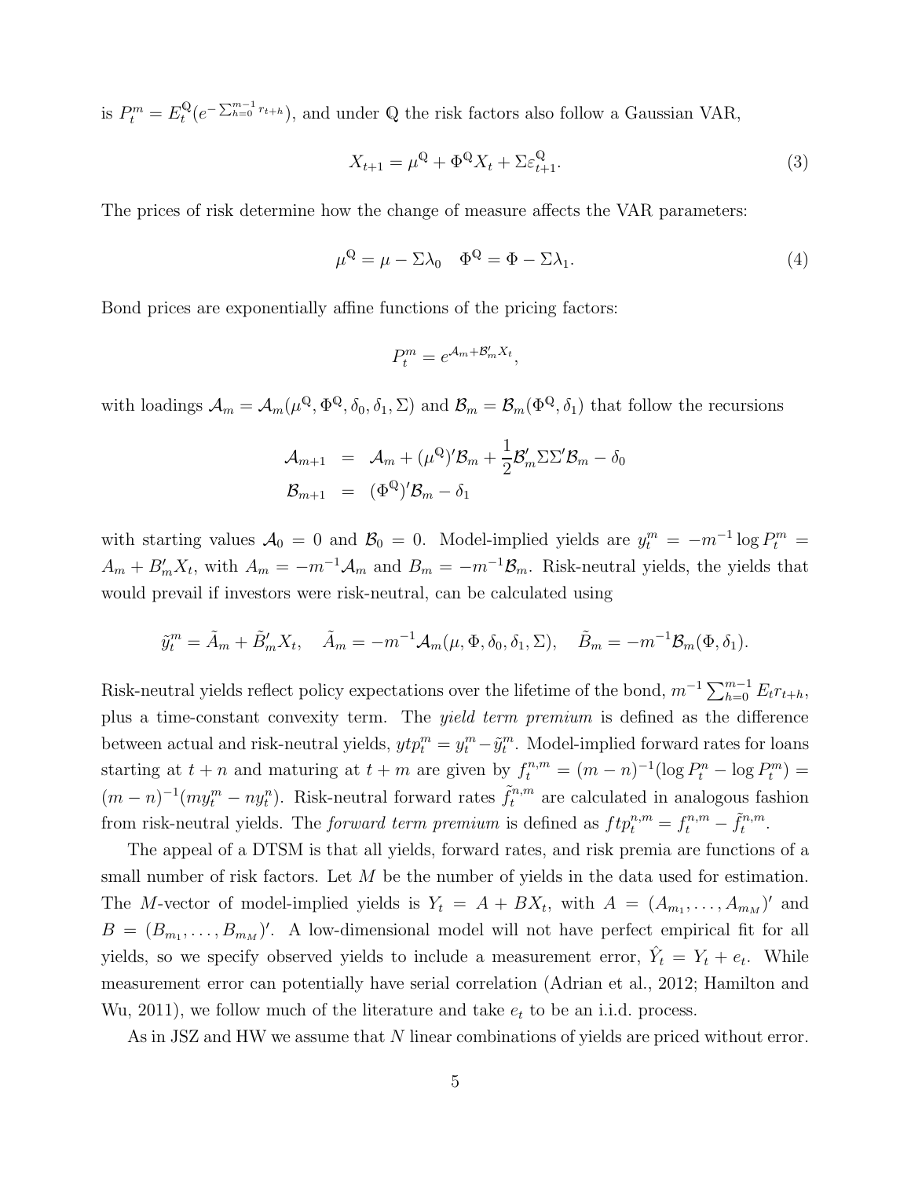is $P_t^m = E_t^{\mathbb{Q}}(e^{-\sum_{h=0}^{m-1} r_{t+h}})$, and under $\mathbb{Q}$ the risk factors also follow a Gaussian VAR,

$$X_{t+1} = \mu^{\mathbb{Q}} + \Phi^{\mathbb{Q}} X_t + \Sigma \varepsilon_{t+1}^{\mathbb{Q}}. \tag{3}$$

The prices of risk determine how the change of measure affects the VAR parameters:

$$\mu^{\mathbb{Q}} = \mu - \Sigma \lambda_0 \quad \Phi^{\mathbb{Q}} = \Phi - \Sigma \lambda_1. \tag{4}$$

Bond prices are exponentially affine functions of the pricing factors:

$$P_t^m = e^{\mathcal{A}_m + \mathcal{B}_m' X_t},$$

with loadings $\mathcal{A}_m = \mathcal{A}_m(\mu^{\mathbb{Q}}, \Phi^{\mathbb{Q}}, \delta_0, \delta_1, \Sigma)$ and $\mathcal{B}_m = \mathcal{B}_m(\Phi^{\mathbb{Q}}, \delta_1)$ that follow the recursions

$$\begin{aligned}
\mathcal{A}_{m+1} &= \mathcal{A}_m + (\mu^{\mathbb{Q}})' \mathcal{B}_m + \frac{1}{2} \mathcal{B}_m' \Sigma \Sigma' \mathcal{B}_m - \delta_0 \\
\mathcal{B}_{m+1} &= (\Phi^{\mathbb{Q}})' \mathcal{B}_m - \delta_1
\end{aligned}$$

with starting values $\mathcal{A}_0 = 0$ and $\mathcal{B}_0 = 0$. Model-implied yields are $y_t^m = -m^{-1} \log P_t^m = A_m + B_m' X_t$, with $A_m = -m^{-1} \mathcal{A}_m$ and $B_m = -m^{-1} \mathcal{B}_m$. Risk-neutral yields, the yields that would prevail if investors were risk-neutral, can be calculated using

$$\tilde{y}_t^m = \tilde{A}_m + \tilde{B}_m' X_t, \quad \tilde{A}_m = -m^{-1} \mathcal{A}_m(\mu, \Phi, \delta_0, \delta_1, \Sigma), \quad \tilde{B}_m = -m^{-1} \mathcal{B}_m(\Phi, \delta_1).$$

Risk-neutral yields reflect policy expectations over the lifetime of the bond, $m^{-1} \sum_{h=0}^{m-1} E_t r_{t+h}$, plus a time-constant convexity term. The *yield term premium* is defined as the difference between actual and risk-neutral yields, $ytp_t^m = y_t^m - \tilde{y}_t^m$. Model-implied forward rates for loans starting at $t+n$ and maturing at $t+m$ are given by $f_t^{n,m} = (m-n)^{-1}(\log P_t^n - \log P_t^m) = (m-n)^{-1}(m y_t^m - n y_t^n)$. Risk-neutral forward rates $\tilde{f}_t^{n,m}$ are calculated in analogous fashion from risk-neutral yields. The *forward term premium* is defined as $ftp_t^{n,m} = f_t^{n,m} - \tilde{f}_t^{n,m}$.

The appeal of a DTSM is that all yields, forward rates, and risk premia are functions of a small number of risk factors. Let $M$ be the number of yields in the data used for estimation. The $M$-vector of model-implied yields is $Y_t = A + B X_t$, with $A = (A_{m_1}, \ldots, A_{m_M})'$ and $B = (B_{m_1}, \ldots, B_{m_M})'$. A low-dimensional model will not have perfect empirical fit for all yields, so we specify observed yields to include a measurement error, $\hat{Y}_t = Y_t + e_t$. While measurement error can potentially have serial correlation (Adrian et al., 2012; Hamilton and Wu, 2011), we follow much of the literature and take $e_t$ to be an i.i.d. process.

As in JSZ and HW we assume that $N$ linear combinations of yields are priced without error.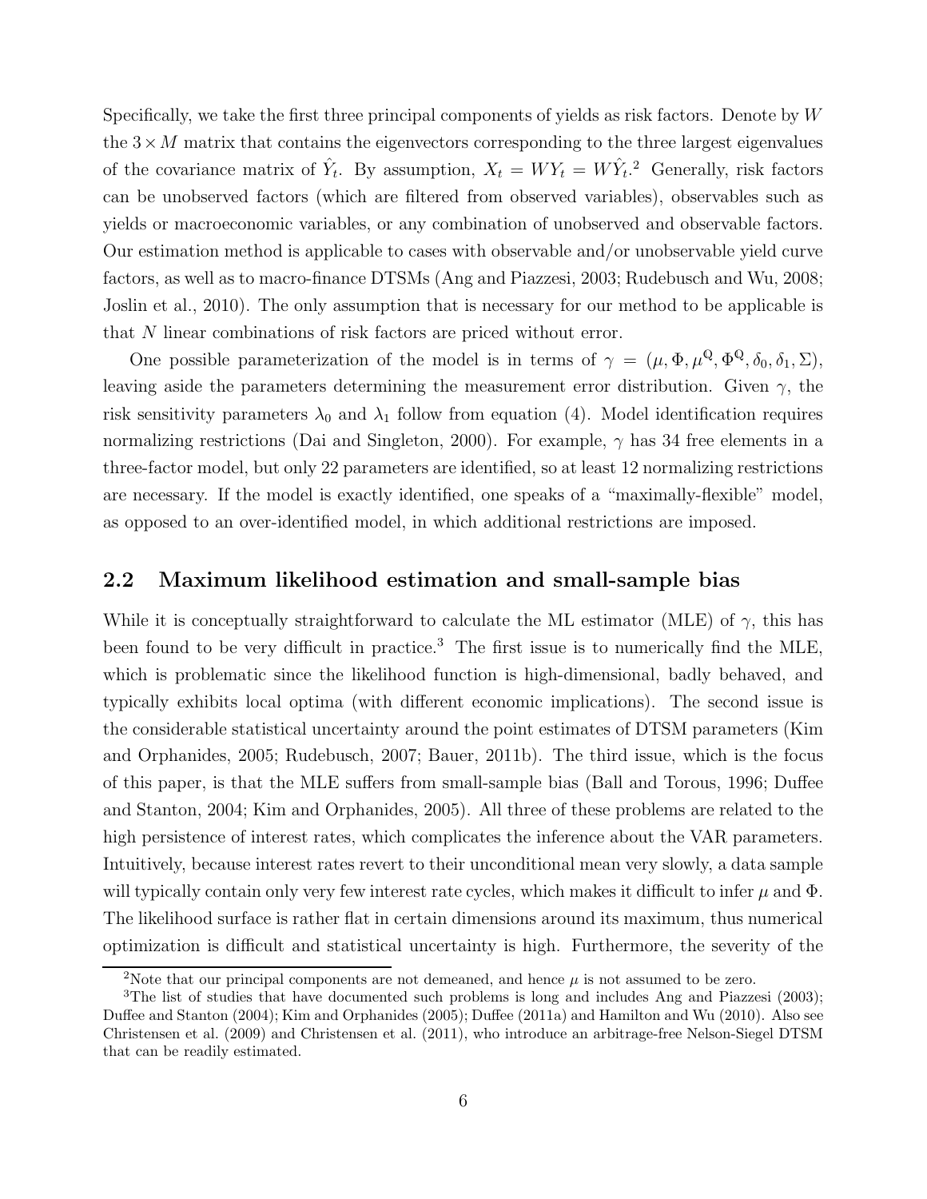Specifically, we take the first three principal components of yields as risk factors. Denote by $W$ the $3 \times M$ matrix that contains the eigenvectors corresponding to the three largest eigenvalues of the covariance matrix of $\hat{Y}_t$. By assumption, $X_t = WY_t = W\hat{Y}_t$.[2] Generally, risk factors can be unobserved factors (which are filtered from observed variables), observables such as yields or macroeconomic variables, or any combination of unobserved and observable factors. Our estimation method is applicable to cases with observable and/or unobservable yield curve factors, as well as to macro-finance DTSMs (Ang and Piazzesi, 2003; Rudebusch and Wu, 2008; Joslin et al., 2010). The only assumption that is necessary for our method to be applicable is that $N$ linear combinations of risk factors are priced without error.

One possible parameterization of the model is in terms of $\gamma = (\mu, \Phi, \mu^{\mathbb{Q}}, \Phi^{\mathbb{Q}}, \delta_0, \delta_1, \Sigma)$, leaving aside the parameters determining the measurement error distribution. Given $\gamma$, the risk sensitivity parameters $\lambda_0$ and $\lambda_1$ follow from equation (4). Model identification requires normalizing restrictions (Dai and Singleton, 2000). For example, $\gamma$ has 34 free elements in a three-factor model, but only 22 parameters are identified, so at least 12 normalizing restrictions are necessary. If the model is exactly identified, one speaks of a "maximally-flexible" model, as opposed to an over-identified model, in which additional restrictions are imposed.

## 2.2 Maximum likelihood estimation and small-sample bias

While it is conceptually straightforward to calculate the ML estimator (MLE) of $\gamma$, this has been found to be very difficult in practice.[3] The first issue is to numerically find the MLE, which is problematic since the likelihood function is high-dimensional, badly behaved, and typically exhibits local optima (with different economic implications). The second issue is the considerable statistical uncertainty around the point estimates of DTSM parameters (Kim and Orphanides, 2005; Rudebusch, 2007; Bauer, 2011b). The third issue, which is the focus of this paper, is that the MLE suffers from small-sample bias (Ball and Torous, 1996; Duffee and Stanton, 2004; Kim and Orphanides, 2005). All three of these problems are related to the high persistence of interest rates, which complicates the inference about the VAR parameters. Intuitively, because interest rates revert to their unconditional mean very slowly, a data sample will typically contain only very few interest rate cycles, which makes it difficult to infer $\mu$ and $\Phi$. The likelihood surface is rather flat in certain dimensions around its maximum, thus numerical optimization is difficult and statistical uncertainty is high. Furthermore, the severity of the

[2] Note that our principal components are not demeaned, and hence $\mu$ is not assumed to be zero.

[3] The list of studies that have documented such problems is long and includes Ang and Piazzesi (2003); Duffee and Stanton (2004); Kim and Orphanides (2005); Duffee (2011a) and Hamilton and Wu (2010). Also see Christensen et al. (2009) and Christensen et al. (2011), who introduce an arbitrage-free Nelson-Siegel DTSM that can be readily estimated.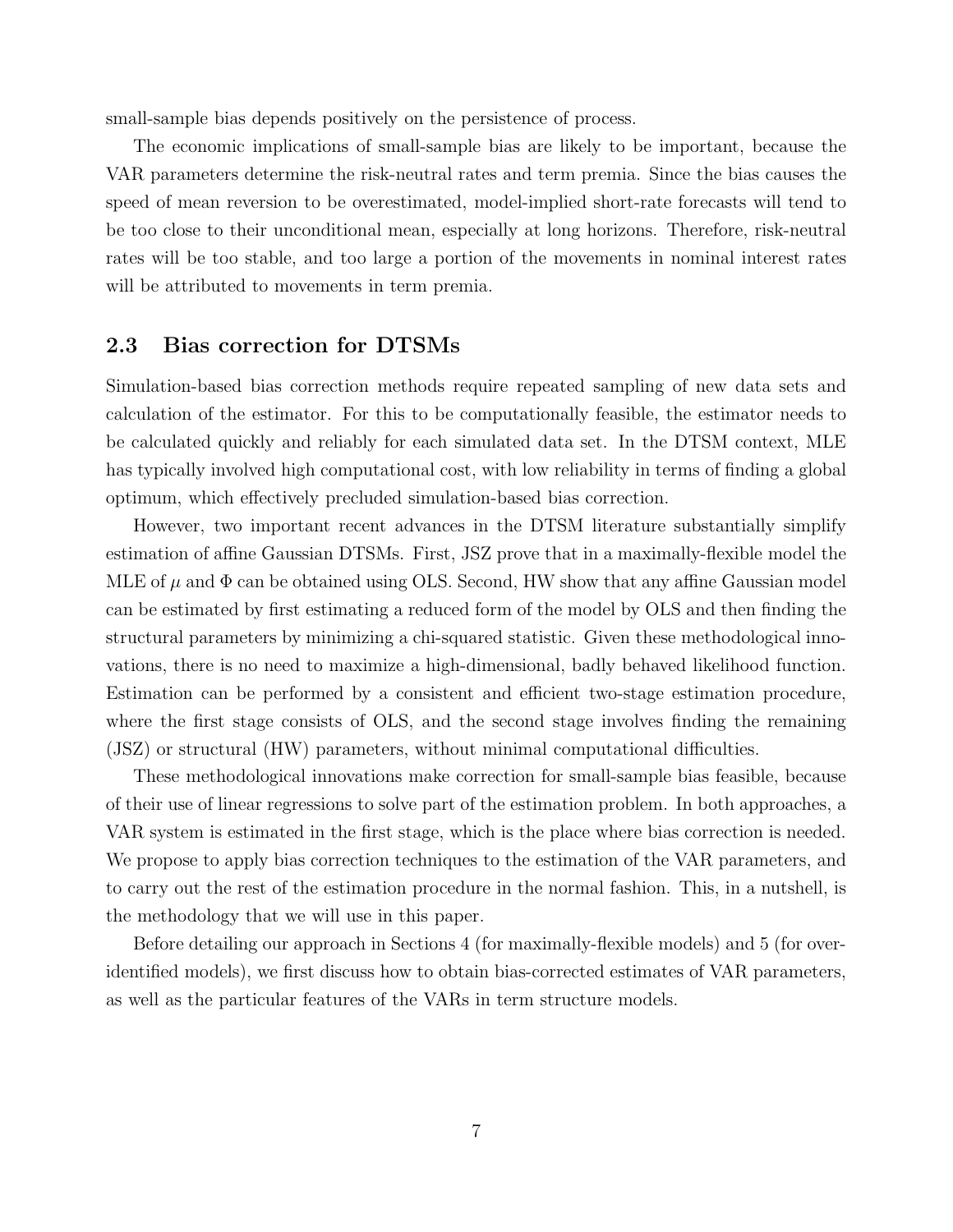small-sample bias depends positively on the persistence of process.

The economic implications of small-sample bias are likely to be important, because the VAR parameters determine the risk-neutral rates and term premia. Since the bias causes the speed of mean reversion to be overestimated, model-implied short-rate forecasts will tend to be too close to their unconditional mean, especially at long horizons. Therefore, risk-neutral rates will be too stable, and too large a portion of the movements in nominal interest rates will be attributed to movements in term premia.

## 2.3 Bias correction for DTSMs

Simulation-based bias correction methods require repeated sampling of new data sets and calculation of the estimator. For this to be computationally feasible, the estimator needs to be calculated quickly and reliably for each simulated data set. In the DTSM context, MLE has typically involved high computational cost, with low reliability in terms of finding a global optimum, which effectively precluded simulation-based bias correction.

However, two important recent advances in the DTSM literature substantially simplify estimation of affine Gaussian DTSMs. First, JSZ prove that in a maximally-flexible model the MLE of $\mu$ and $\Phi$ can be obtained using OLS. Second, HW show that any affine Gaussian model can be estimated by first estimating a reduced form of the model by OLS and then finding the structural parameters by minimizing a chi-squared statistic. Given these methodological innovations, there is no need to maximize a high-dimensional, badly behaved likelihood function. Estimation can be performed by a consistent and efficient two-stage estimation procedure, where the first stage consists of OLS, and the second stage involves finding the remaining (JSZ) or structural (HW) parameters, without minimal computational difficulties.

These methodological innovations make correction for small-sample bias feasible, because of their use of linear regressions to solve part of the estimation problem. In both approaches, a VAR system is estimated in the first stage, which is the place where bias correction is needed. We propose to apply bias correction techniques to the estimation of the VAR parameters, and to carry out the rest of the estimation procedure in the normal fashion. This, in a nutshell, is the methodology that we will use in this paper.

Before detailing our approach in Sections 4 (for maximally-flexible models) and 5 (for over-identified models), we first discuss how to obtain bias-corrected estimates of VAR parameters, as well as the particular features of the VARs in term structure models.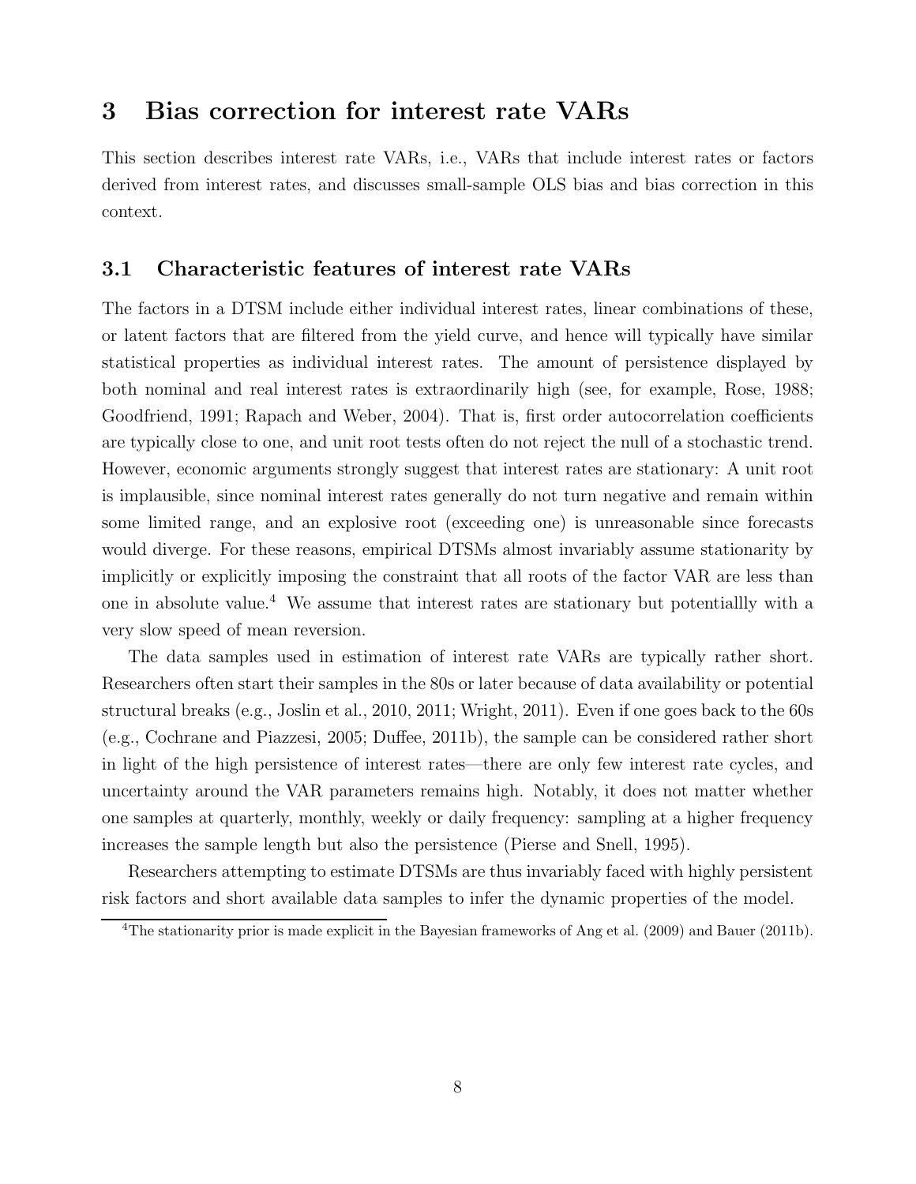# 3 Bias correction for interest rate VARs

This section describes interest rate VARs, i.e., VARs that include interest rates or factors derived from interest rates, and discusses small-sample OLS bias and bias correction in this context.

## 3.1 Characteristic features of interest rate VARs

The factors in a DTSM include either individual interest rates, linear combinations of these, or latent factors that are filtered from the yield curve, and hence will typically have similar statistical properties as individual interest rates. The amount of persistence displayed by both nominal and real interest rates is extraordinarily high (see, for example, Rose, 1988; Goodfriend, 1991; Rapach and Weber, 2004). That is, first order autocorrelation coefficients are typically close to one, and unit root tests often do not reject the null of a stochastic trend. However, economic arguments strongly suggest that interest rates are stationary: A unit root is implausible, since nominal interest rates generally do not turn negative and remain within some limited range, and an explosive root (exceeding one) is unreasonable since forecasts would diverge. For these reasons, empirical DTSMs almost invariably assume stationarity by implicitly or explicitly imposing the constraint that all roots of the factor VAR are less than one in absolute value.[4] We assume that interest rates are stationary but potentiallly with a very slow speed of mean reversion.

The data samples used in estimation of interest rate VARs are typically rather short. Researchers often start their samples in the 80s or later because of data availability or potential structural breaks (e.g., Joslin et al., 2010, 2011; Wright, 2011). Even if one goes back to the 60s (e.g., Cochrane and Piazzesi, 2005; Duffee, 2011b), the sample can be considered rather short in light of the high persistence of interest rates—there are only few interest rate cycles, and uncertainty around the VAR parameters remains high. Notably, it does not matter whether one samples at quarterly, monthly, weekly or daily frequency: sampling at a higher frequency increases the sample length but also the persistence (Pierse and Snell, 1995).

Researchers attempting to estimate DTSMs are thus invariably faced with highly persistent risk factors and short available data samples to infer the dynamic properties of the model.

[4] The stationarity prior is made explicit in the Bayesian frameworks of Ang et al. (2009) and Bauer (2011b).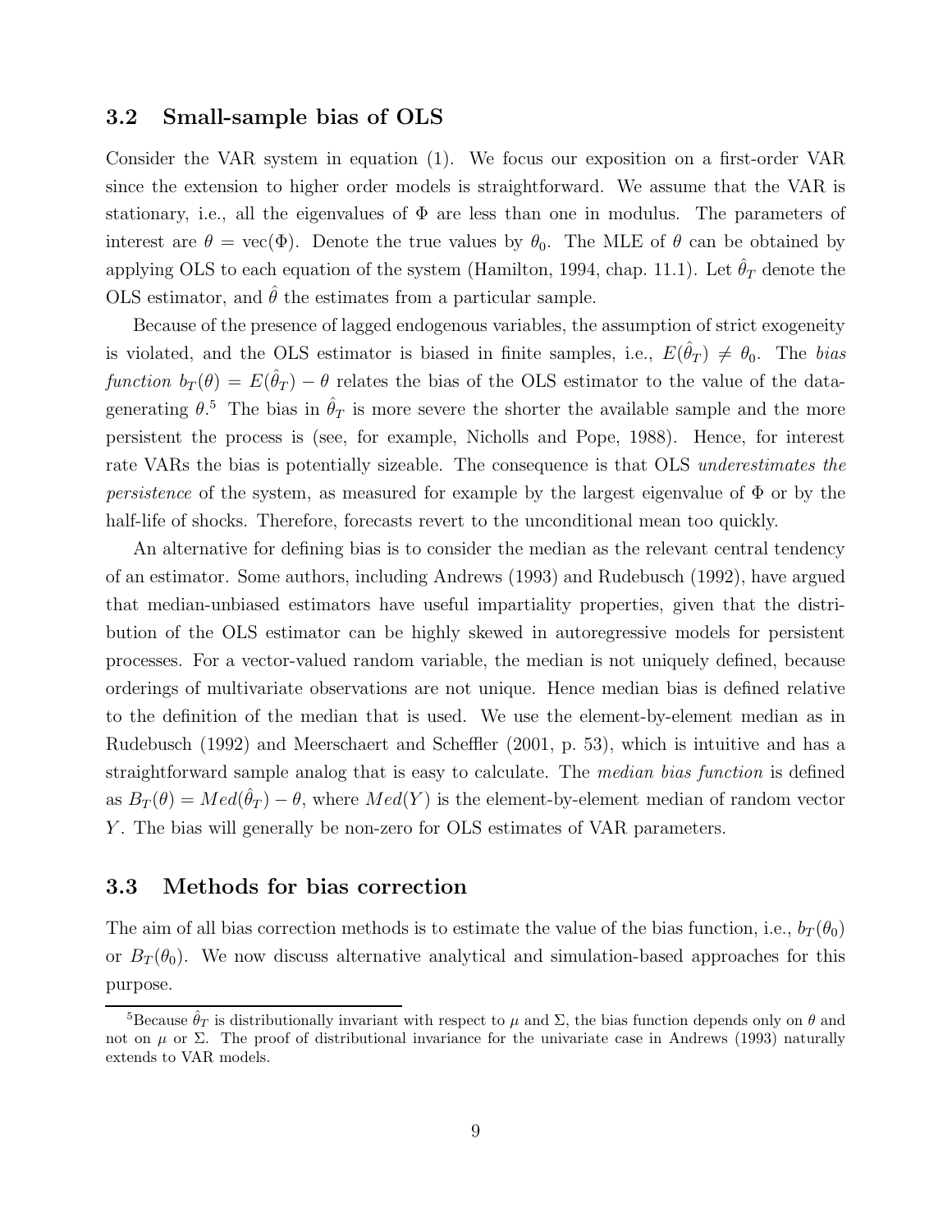### 3.2 Small-sample bias of OLS

Consider the VAR system in equation (1). We focus our exposition on a first-order VAR since the extension to higher order models is straightforward. We assume that the VAR is stationary, i.e., all the eigenvalues of $\Phi$ are less than one in modulus. The parameters of interest are $\theta = \text{vec}(\Phi)$. Denote the true values by $\theta_0$. The MLE of $\theta$ can be obtained by applying OLS to each equation of the system (Hamilton, 1994, chap. 11.1). Let $\hat{\theta}_T$ denote the OLS estimator, and $\hat{\theta}$ the estimates from a particular sample.

Because of the presence of lagged endogenous variables, the assumption of strict exogeneity is violated, and the OLS estimator is biased in finite samples, i.e., $E(\hat{\theta}_T) \neq \theta_0$. The *bias function* $b_T(\theta) = E(\hat{\theta}_T) - \theta$ relates the bias of the OLS estimator to the value of the data-generating $\theta$.[5] The bias in $\hat{\theta}_T$ is more severe the shorter the available sample and the more persistent the process is (see, for example, Nicholls and Pope, 1988). Hence, for interest rate VARs the bias is potentially sizeable. The consequence is that OLS *underestimates the persistence* of the system, as measured for example by the largest eigenvalue of $\Phi$ or by the half-life of shocks. Therefore, forecasts revert to the unconditional mean too quickly.

An alternative for defining bias is to consider the median as the relevant central tendency of an estimator. Some authors, including Andrews (1993) and Rudebusch (1992), have argued that median-unbiased estimators have useful impartiality properties, given that the distribution of the OLS estimator can be highly skewed in autoregressive models for persistent processes. For a vector-valued random variable, the median is not uniquely defined, because orderings of multivariate observations are not unique. Hence median bias is defined relative to the definition of the median that is used. We use the element-by-element median as in Rudebusch (1992) and Meerschaert and Scheffler (2001, p. 53), which is intuitive and has a straightforward sample analog that is easy to calculate. The *median bias function* is defined as $B_T(\theta) = Med(\hat{\theta}_T) - \theta$, where $Med(Y)$ is the element-by-element median of random vector $Y$. The bias will generally be non-zero for OLS estimates of VAR parameters.

### 3.3 Methods for bias correction

The aim of all bias correction methods is to estimate the value of the bias function, i.e., $b_T(\theta_0)$ or $B_T(\theta_0)$. We now discuss alternative analytical and simulation-based approaches for this purpose.

[5] Because $\hat{\theta}_T$ is distributionally invariant with respect to $\mu$ and $\Sigma$, the bias function depends only on $\theta$ and not on $\mu$ or $\Sigma$. The proof of distributional invariance for the univariate case in Andrews (1993) naturally extends to VAR models.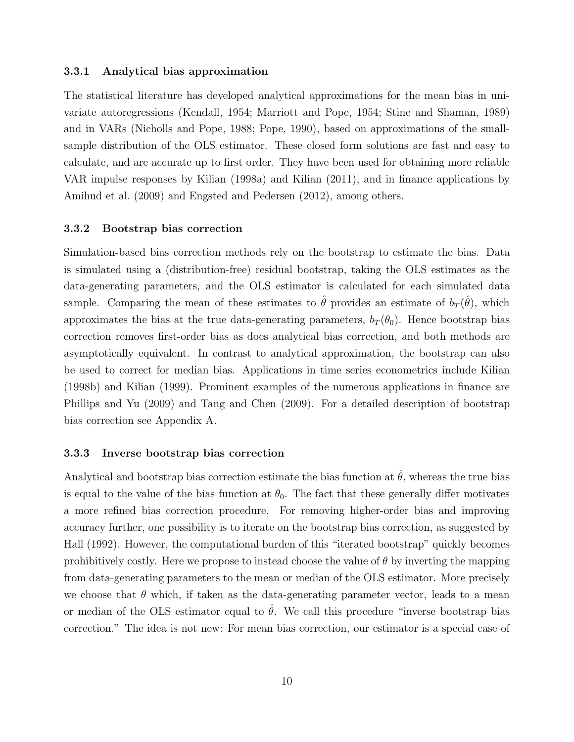### 3.3.1 Analytical bias approximation

The statistical literature has developed analytical approximations for the mean bias in univariate autoregressions (Kendall, 1954; Marriott and Pope, 1954; Stine and Shaman, 1989) and in VARs (Nicholls and Pope, 1988; Pope, 1990), based on approximations of the small-sample distribution of the OLS estimator. These closed form solutions are fast and easy to calculate, and are accurate up to first order. They have been used for obtaining more reliable VAR impulse responses by Kilian (1998a) and Kilian (2011), and in finance applications by Amihud et al. (2009) and Engsted and Pedersen (2012), among others.

### 3.3.2 Bootstrap bias correction

Simulation-based bias correction methods rely on the bootstrap to estimate the bias. Data is simulated using a (distribution-free) residual bootstrap, taking the OLS estimates as the data-generating parameters, and the OLS estimator is calculated for each simulated data sample. Comparing the mean of these estimates to $\hat{\theta}$ provides an estimate of $b_T(\hat{\theta})$, which approximates the bias at the true data-generating parameters, $b_T(\theta_0)$. Hence bootstrap bias correction removes first-order bias as does analytical bias correction, and both methods are asymptotically equivalent. In contrast to analytical approximation, the bootstrap can also be used to correct for median bias. Applications in time series econometrics include Kilian (1998b) and Kilian (1999). Prominent examples of the numerous applications in finance are Phillips and Yu (2009) and Tang and Chen (2009). For a detailed description of bootstrap bias correction see Appendix A.

### 3.3.3 Inverse bootstrap bias correction

Analytical and bootstrap bias correction estimate the bias function at $\hat{\theta}$, whereas the true bias is equal to the value of the bias function at $\theta_0$. The fact that these generally differ motivates a more refined bias correction procedure. For removing higher-order bias and improving accuracy further, one possibility is to iterate on the bootstrap bias correction, as suggested by Hall (1992). However, the computational burden of this "iterated bootstrap" quickly becomes prohibitively costly. Here we propose to instead choose the value of $\theta$ by inverting the mapping from data-generating parameters to the mean or median of the OLS estimator. More precisely we choose that $\theta$ which, if taken as the data-generating parameter vector, leads to a mean or median of the OLS estimator equal to $\hat{\theta}$. We call this procedure "inverse bootstrap bias correction." The idea is not new: For mean bias correction, our estimator is a special case of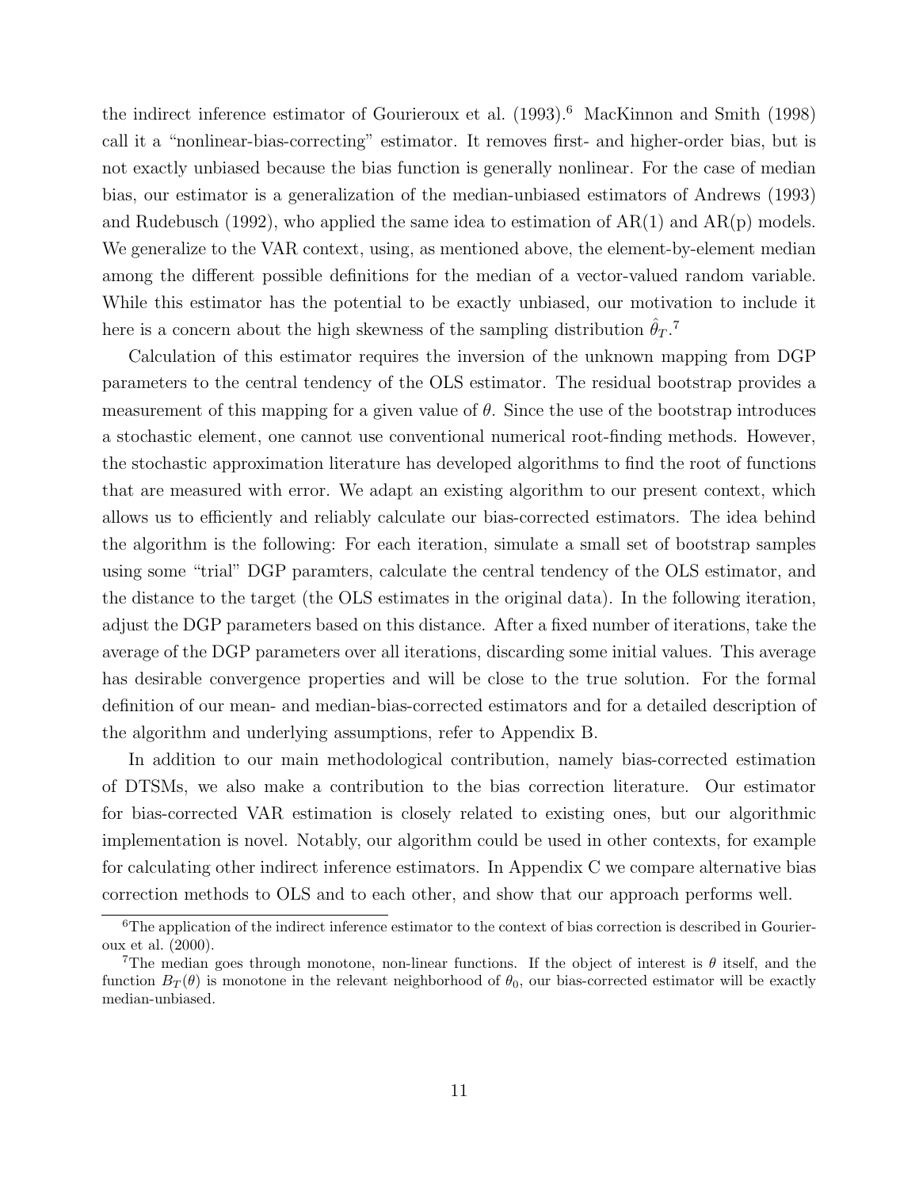the indirect inference estimator of Gourieroux et al. (1993).[6] MacKinnon and Smith (1998) call it a "nonlinear-bias-correcting" estimator. It removes first- and higher-order bias, but is not exactly unbiased because the bias function is generally nonlinear. For the case of median bias, our estimator is a generalization of the median-unbiased estimators of Andrews (1993) and Rudebusch (1992), who applied the same idea to estimation of AR(1) and AR(p) models. We generalize to the VAR context, using, as mentioned above, the element-by-element median among the different possible definitions for the median of a vector-valued random variable. While this estimator has the potential to be exactly unbiased, our motivation to include it here is a concern about the high skewness of the sampling distribution $\hat{\theta}_T$.[7]

Calculation of this estimator requires the inversion of the unknown mapping from DGP parameters to the central tendency of the OLS estimator. The residual bootstrap provides a measurement of this mapping for a given value of $\theta$. Since the use of the bootstrap introduces a stochastic element, one cannot use conventional numerical root-finding methods. However, the stochastic approximation literature has developed algorithms to find the root of functions that are measured with error. We adapt an existing algorithm to our present context, which allows us to efficiently and reliably calculate our bias-corrected estimators. The idea behind the algorithm is the following: For each iteration, simulate a small set of bootstrap samples using some "trial" DGP paramters, calculate the central tendency of the OLS estimator, and the distance to the target (the OLS estimates in the original data). In the following iteration, adjust the DGP parameters based on this distance. After a fixed number of iterations, take the average of the DGP parameters over all iterations, discarding some initial values. This average has desirable convergence properties and will be close to the true solution. For the formal definition of our mean- and median-bias-corrected estimators and for a detailed description of the algorithm and underlying assumptions, refer to Appendix B.

In addition to our main methodological contribution, namely bias-corrected estimation of DTSMs, we also make a contribution to the bias correction literature. Our estimator for bias-corrected VAR estimation is closely related to existing ones, but our algorithmic implementation is novel. Notably, our algorithm could be used in other contexts, for example for calculating other indirect inference estimators. In Appendix C we compare alternative bias correction methods to OLS and to each other, and show that our approach performs well.

[6] The application of the indirect inference estimator to the context of bias correction is described in Gourieroux et al. (2000).

[7] The median goes through monotone, non-linear functions. If the object of interest is $\theta$ itself, and the function $B_T(\theta)$ is monotone in the relevant neighborhood of $\theta_0$, our bias-corrected estimator will be exactly median-unbiased.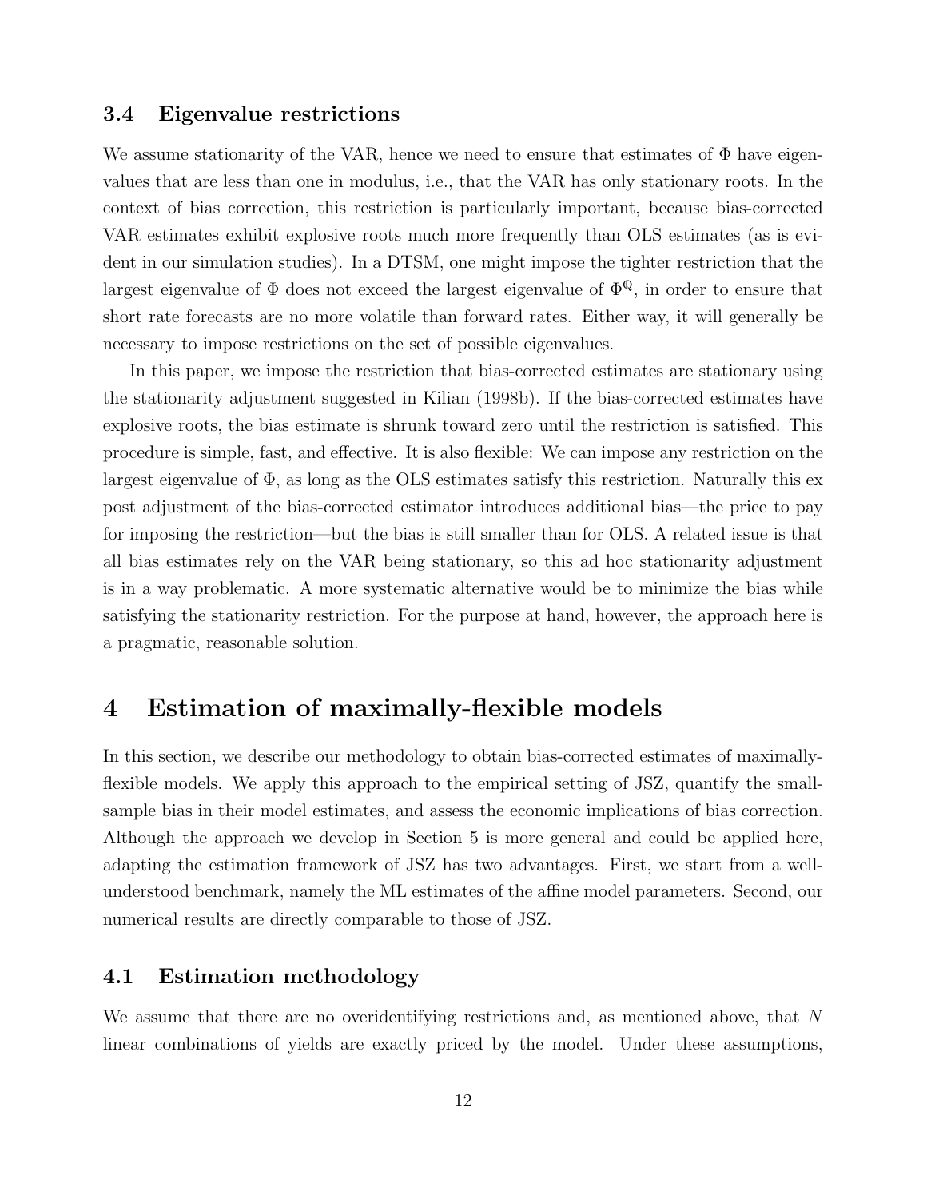### 3.4 Eigenvalue restrictions

We assume stationarity of the VAR, hence we need to ensure that estimates of $\Phi$ have eigenvalues that are less than one in modulus, i.e., that the VAR has only stationary roots. In the context of bias correction, this restriction is particularly important, because bias-corrected VAR estimates exhibit explosive roots much more frequently than OLS estimates (as is evident in our simulation studies). In a DTSM, one might impose the tighter restriction that the largest eigenvalue of $\Phi$ does not exceed the largest eigenvalue of $\Phi^{\mathbb{Q}}$, in order to ensure that short rate forecasts are no more volatile than forward rates. Either way, it will generally be necessary to impose restrictions on the set of possible eigenvalues.

In this paper, we impose the restriction that bias-corrected estimates are stationary using the stationarity adjustment suggested in Kilian (1998b). If the bias-corrected estimates have explosive roots, the bias estimate is shrunk toward zero until the restriction is satisfied. This procedure is simple, fast, and effective. It is also flexible: We can impose any restriction on the largest eigenvalue of $\Phi$, as long as the OLS estimates satisfy this restriction. Naturally this ex post adjustment of the bias-corrected estimator introduces additional bias—the price to pay for imposing the restriction—but the bias is still smaller than for OLS. A related issue is that all bias estimates rely on the VAR being stationary, so this ad hoc stationarity adjustment is in a way problematic. A more systematic alternative would be to minimize the bias while satisfying the stationarity restriction. For the purpose at hand, however, the approach here is a pragmatic, reasonable solution.

## 4 Estimation of maximally-flexible models

In this section, we describe our methodology to obtain bias-corrected estimates of maximally-flexible models. We apply this approach to the empirical setting of JSZ, quantify the small-sample bias in their model estimates, and assess the economic implications of bias correction. Although the approach we develop in Section 5 is more general and could be applied here, adapting the estimation framework of JSZ has two advantages. First, we start from a well-understood benchmark, namely the ML estimates of the affine model parameters. Second, our numerical results are directly comparable to those of JSZ.

### 4.1 Estimation methodology

We assume that there are no overidentifying restrictions and, as mentioned above, that $N$ linear combinations of yields are exactly priced by the model. Under these assumptions,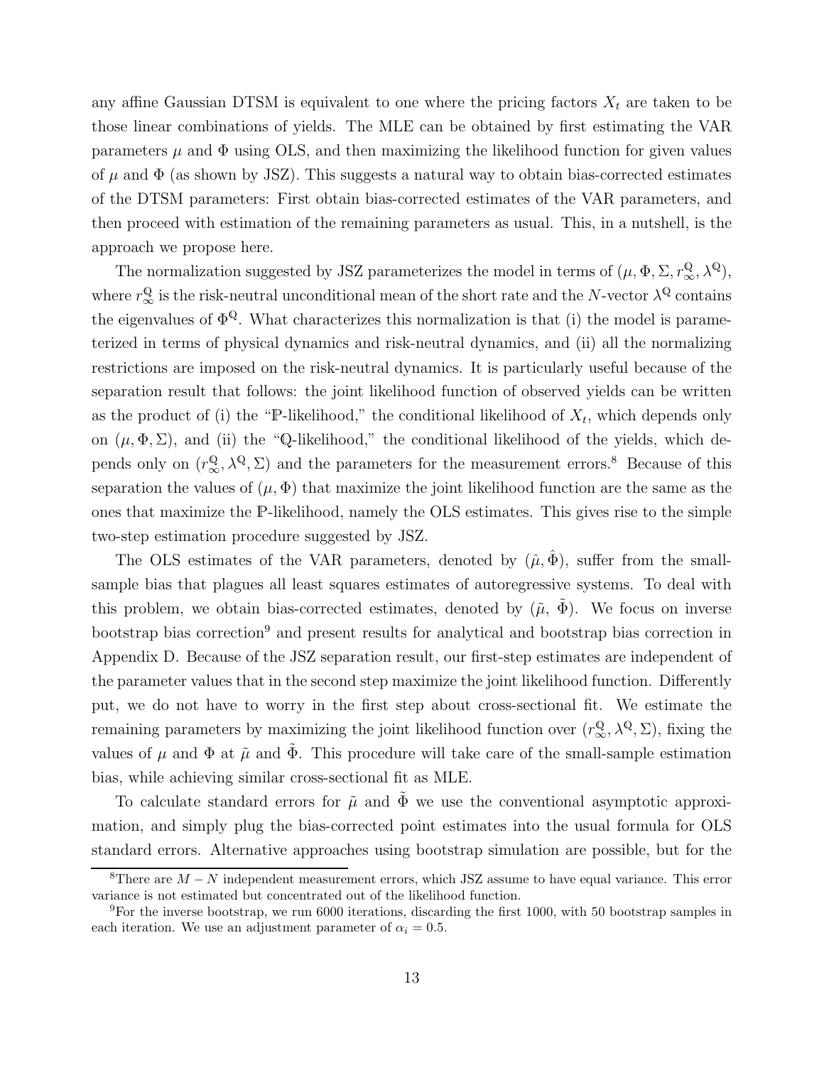any affine Gaussian DTSM is equivalent to one where the pricing factors $X_t$ are taken to be those linear combinations of yields. The MLE can be obtained by first estimating the VAR parameters $\mu$ and $\Phi$ using OLS, and then maximizing the likelihood function for given values of $\mu$ and $\Phi$ (as shown by JSZ). This suggests a natural way to obtain bias-corrected estimates of the DTSM parameters: First obtain bias-corrected estimates of the VAR parameters, and then proceed with estimation of the remaining parameters as usual. This, in a nutshell, is the approach we propose here.

The normalization suggested by JSZ parameterizes the model in terms of $(\mu, \Phi, \Sigma, r^{\mathbb{Q}}_{\infty}, \lambda^{\mathbb{Q}})$, where $r^{\mathbb{Q}}_{\infty}$ is the risk-neutral unconditional mean of the short rate and the $N$-vector $\lambda^{\mathbb{Q}}$ contains the eigenvalues of $\Phi^{\mathbb{Q}}$. What characterizes this normalization is that (i) the model is parameterized in terms of physical dynamics and risk-neutral dynamics, and (ii) all the normalizing restrictions are imposed on the risk-neutral dynamics. It is particularly useful because of the separation result that follows: the joint likelihood function of observed yields can be written as the product of (i) the "$\mathbb{P}$-likelihood," the conditional likelihood of $X_t$, which depends only on $(\mu, \Phi, \Sigma)$, and (ii) the "$\mathbb{Q}$-likelihood," the conditional likelihood of the yields, which depends only on $(r^{\mathbb{Q}}_{\infty}, \lambda^{\mathbb{Q}}, \Sigma)$ and the parameters for the measurement errors.[8] Because of this separation the values of $(\mu, \Phi)$ that maximize the joint likelihood function are the same as the ones that maximize the $\mathbb{P}$-likelihood, namely the OLS estimates. This gives rise to the simple two-step estimation procedure suggested by JSZ.

The OLS estimates of the VAR parameters, denoted by $(\hat{\mu}, \hat{\Phi})$, suffer from the small-sample bias that plagues all least squares estimates of autoregressive systems. To deal with this problem, we obtain bias-corrected estimates, denoted by $(\tilde{\mu}, \tilde{\Phi})$. We focus on inverse bootstrap bias correction[9] and present results for analytical and bootstrap bias correction in Appendix D. Because of the JSZ separation result, our first-step estimates are independent of the parameter values that in the second step maximize the joint likelihood function. Differently put, we do not have to worry in the first step about cross-sectional fit. We estimate the remaining parameters by maximizing the joint likelihood function over $(r^{\mathbb{Q}}_{\infty}, \lambda^{\mathbb{Q}}, \Sigma)$, fixing the values of $\mu$ and $\Phi$ at $\tilde{\mu}$ and $\tilde{\Phi}$. This procedure will take care of the small-sample estimation bias, while achieving similar cross-sectional fit as MLE.

To calculate standard errors for $\tilde{\mu}$ and $\tilde{\Phi}$ we use the conventional asymptotic approximation, and simply plug the bias-corrected point estimates into the usual formula for OLS standard errors. Alternative approaches using bootstrap simulation are possible, but for the

[8] There are $M - N$ independent measurement errors, which JSZ assume to have equal variance. This error variance is not estimated but concentrated out of the likelihood function.

[9] For the inverse bootstrap, we run 6000 iterations, discarding the first 1000, with 50 bootstrap samples in each iteration. We use an adjustment parameter of $\alpha_i = 0.5$.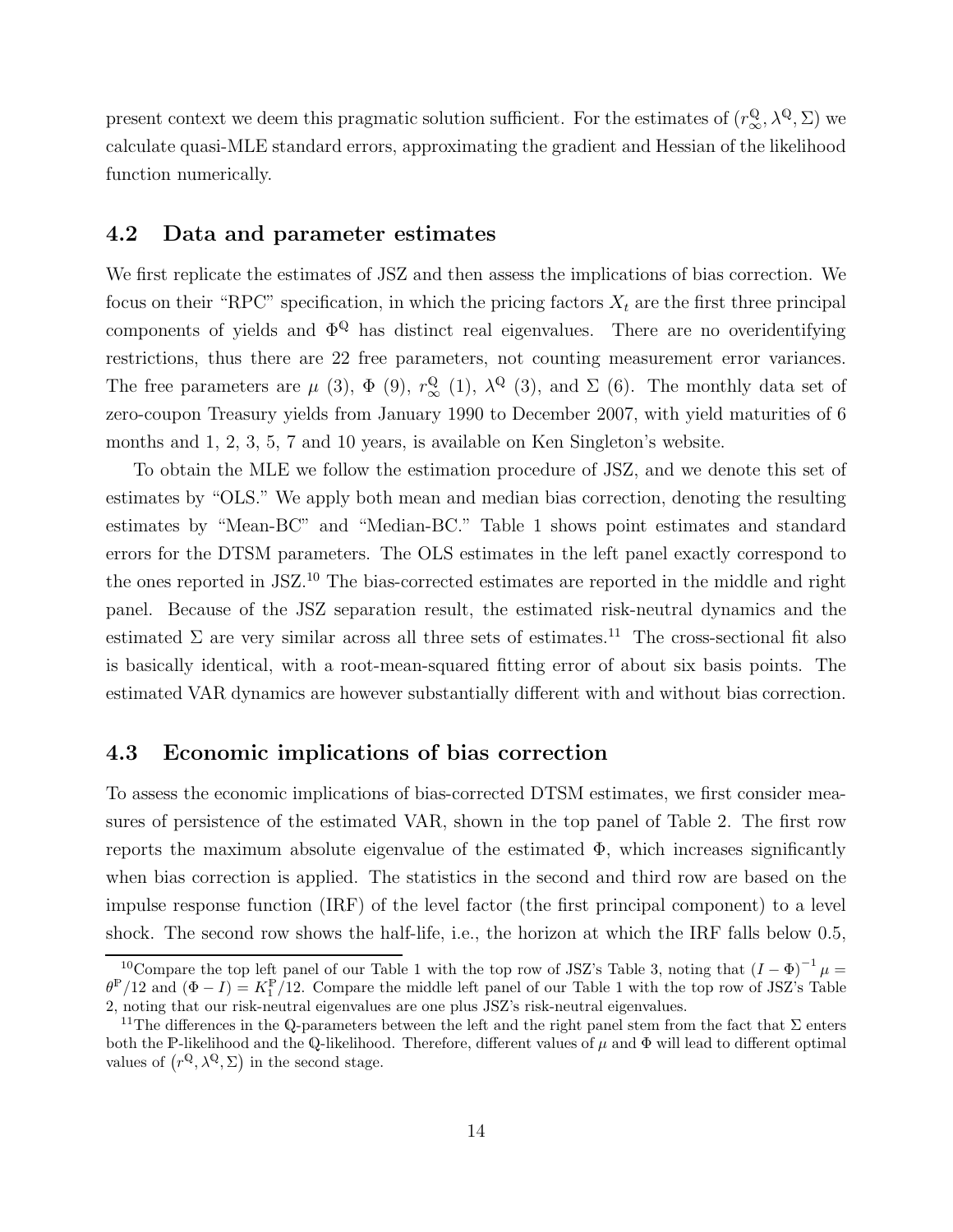present context we deem this pragmatic solution sufficient. For the estimates of $(r_\infty^{\mathbb{Q}}, \lambda^{\mathbb{Q}}, \Sigma)$ we calculate quasi-MLE standard errors, approximating the gradient and Hessian of the likelihood function numerically.

## 4.2 Data and parameter estimates

We first replicate the estimates of JSZ and then assess the implications of bias correction. We focus on their "RPC" specification, in which the pricing factors $X_t$ are the first three principal components of yields and $\Phi^{\mathbb{Q}}$ has distinct real eigenvalues. There are no overidentifying restrictions, thus there are 22 free parameters, not counting measurement error variances. The free parameters are $\mu$ (3), $\Phi$ (9), $r_\infty^{\mathbb{Q}}$ (1), $\lambda^{\mathbb{Q}}$ (3), and $\Sigma$ (6). The monthly data set of zero-coupon Treasury yields from January 1990 to December 2007, with yield maturities of 6 months and 1, 2, 3, 5, 7 and 10 years, is available on Ken Singleton's website.

To obtain the MLE we follow the estimation procedure of JSZ, and we denote this set of estimates by "OLS." We apply both mean and median bias correction, denoting the resulting estimates by "Mean-BC" and "Median-BC." Table 1 shows point estimates and standard errors for the DTSM parameters. The OLS estimates in the left panel exactly correspond to the ones reported in JSZ.[10] The bias-corrected estimates are reported in the middle and right panel. Because of the JSZ separation result, the estimated risk-neutral dynamics and the estimated $\Sigma$ are very similar across all three sets of estimates.[11] The cross-sectional fit also is basically identical, with a root-mean-squared fitting error of about six basis points. The estimated VAR dynamics are however substantially different with and without bias correction.

## 4.3 Economic implications of bias correction

To assess the economic implications of bias-corrected DTSM estimates, we first consider measures of persistence of the estimated VAR, shown in the top panel of Table 2. The first row reports the maximum absolute eigenvalue of the estimated $\Phi$, which increases significantly when bias correction is applied. The statistics in the second and third row are based on the impulse response function (IRF) of the level factor (the first principal component) to a level shock. The second row shows the half-life, i.e., the horizon at which the IRF falls below 0.5,

---

[10] Compare the top left panel of our Table 1 with the top row of JSZ's Table 3, noting that $(I - \Phi)^{-1} \mu = \theta^{\mathbb{P}}/12$ and $(\Phi - I) = K_1^{\mathbb{P}}/12$. Compare the middle left panel of our Table 1 with the top row of JSZ's Table 2, noting that our risk-neutral eigenvalues are one plus JSZ's risk-neutral eigenvalues.

[11] The differences in the $\mathbb{Q}$-parameters between the left and the right panel stem from the fact that $\Sigma$ enters both the $\mathbb{P}$-likelihood and the $\mathbb{Q}$-likelihood. Therefore, different values of $\mu$ and $\Phi$ will lead to different optimal values of $(r^{\mathbb{Q}}, \lambda^{\mathbb{Q}}, \Sigma)$ in the second stage.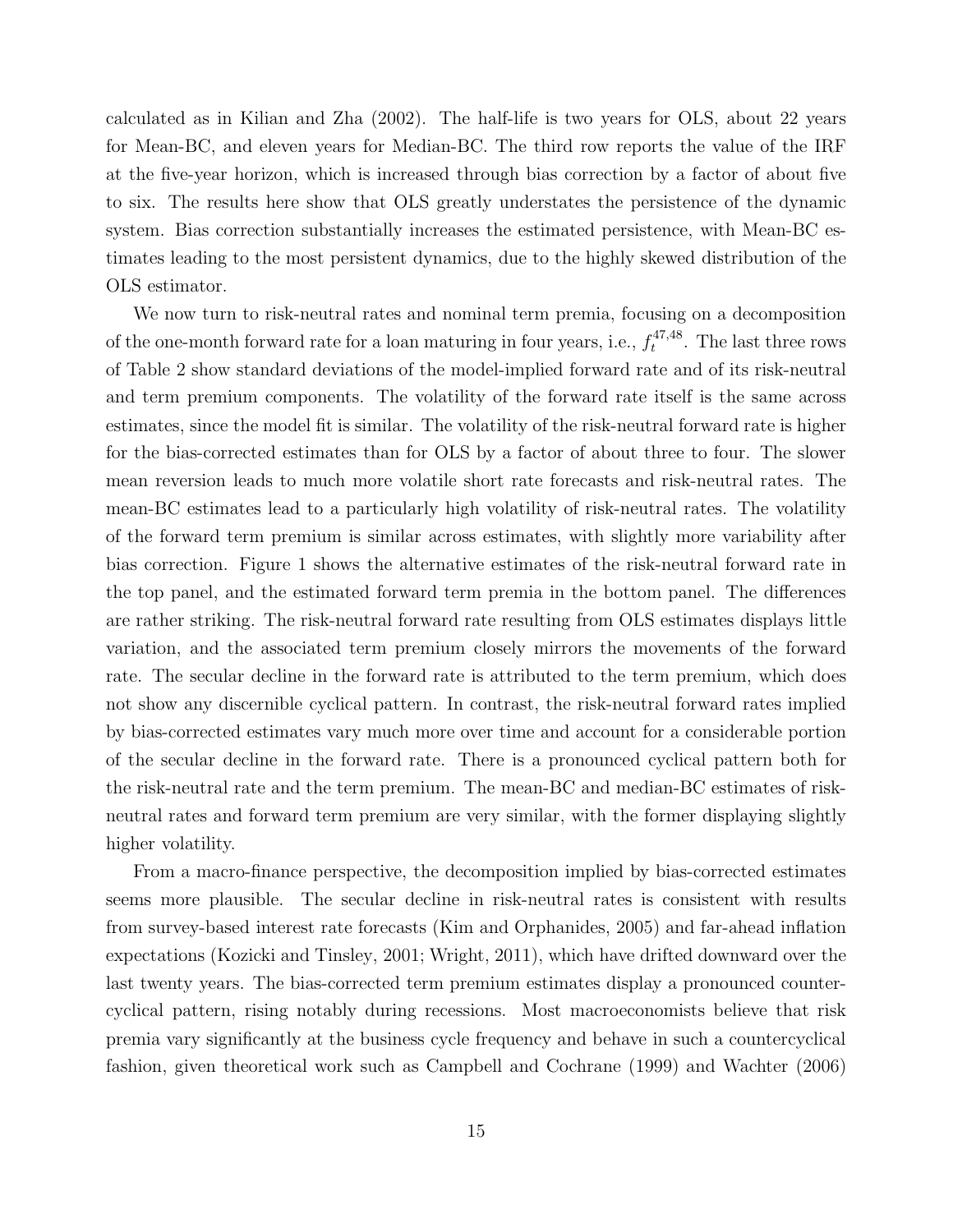calculated as in Kilian and Zha (2002). The half-life is two years for OLS, about 22 years for Mean-BC, and eleven years for Median-BC. The third row reports the value of the IRF at the five-year horizon, which is increased through bias correction by a factor of about five to six. The results here show that OLS greatly understates the persistence of the dynamic system. Bias correction substantially increases the estimated persistence, with Mean-BC estimates leading to the most persistent dynamics, due to the highly skewed distribution of the OLS estimator.

We now turn to risk-neutral rates and nominal term premia, focusing on a decomposition of the one-month forward rate for a loan maturing in four years, i.e., $f_t^{47,48}$. The last three rows of Table 2 show standard deviations of the model-implied forward rate and of its risk-neutral and term premium components. The volatility of the forward rate itself is the same across estimates, since the model fit is similar. The volatility of the risk-neutral forward rate is higher for the bias-corrected estimates than for OLS by a factor of about three to four. The slower mean reversion leads to much more volatile short rate forecasts and risk-neutral rates. The mean-BC estimates lead to a particularly high volatility of risk-neutral rates. The volatility of the forward term premium is similar across estimates, with slightly more variability after bias correction. Figure 1 shows the alternative estimates of the risk-neutral forward rate in the top panel, and the estimated forward term premia in the bottom panel. The differences are rather striking. The risk-neutral forward rate resulting from OLS estimates displays little variation, and the associated term premium closely mirrors the movements of the forward rate. The secular decline in the forward rate is attributed to the term premium, which does not show any discernible cyclical pattern. In contrast, the risk-neutral forward rates implied by bias-corrected estimates vary much more over time and account for a considerable portion of the secular decline in the forward rate. There is a pronounced cyclical pattern both for the risk-neutral rate and the term premium. The mean-BC and median-BC estimates of risk-neutral rates and forward term premium are very similar, with the former displaying slightly higher volatility.

From a macro-finance perspective, the decomposition implied by bias-corrected estimates seems more plausible. The secular decline in risk-neutral rates is consistent with results from survey-based interest rate forecasts (Kim and Orphanides, 2005) and far-ahead inflation expectations (Kozicki and Tinsley, 2001; Wright, 2011), which have drifted downward over the last twenty years. The bias-corrected term premium estimates display a pronounced countercyclical pattern, rising notably during recessions. Most macroeconomists believe that risk premia vary significantly at the business cycle frequency and behave in such a countercyclical fashion, given theoretical work such as Campbell and Cochrane (1999) and Wachter (2006)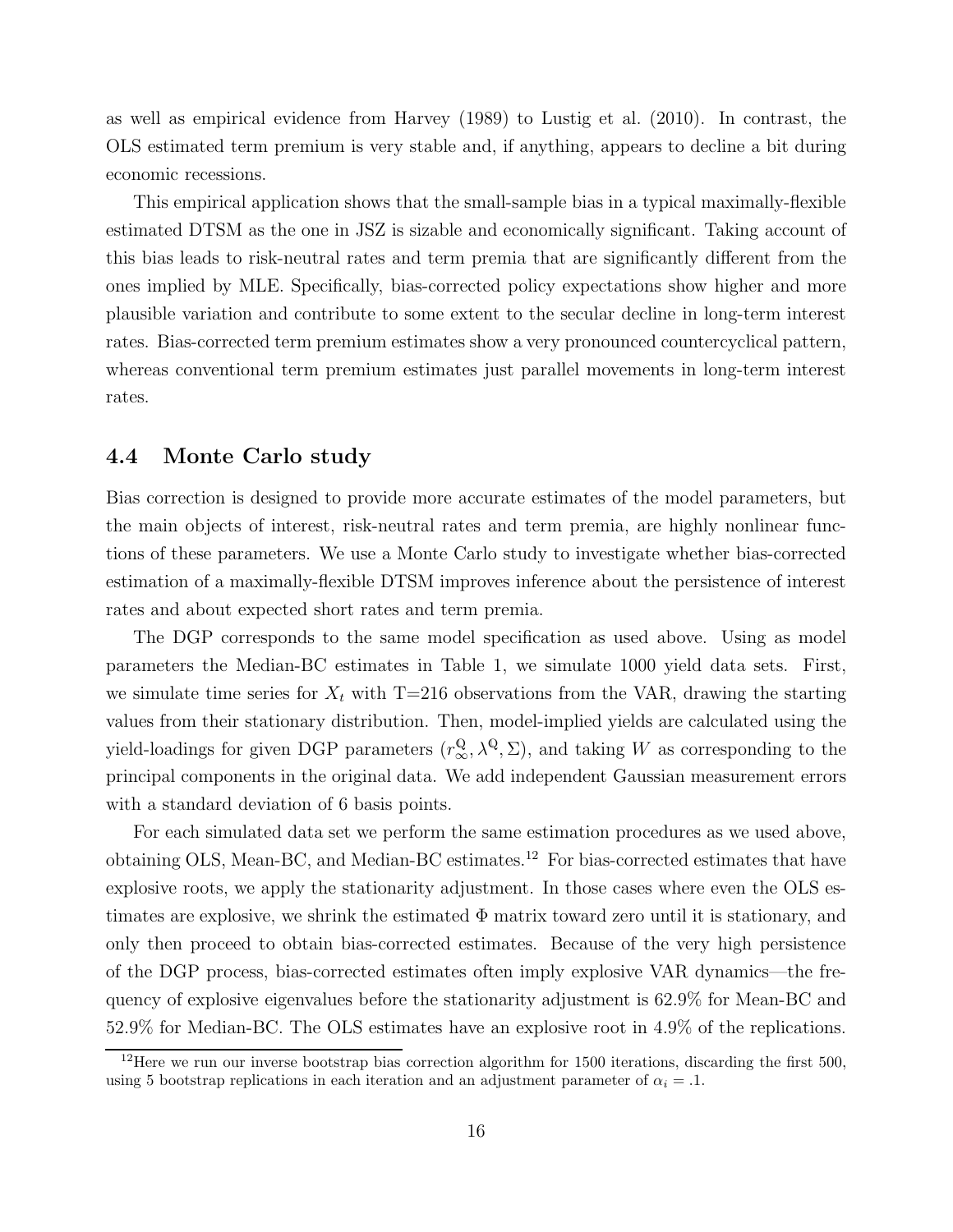as well as empirical evidence from Harvey (1989) to Lustig et al. (2010). In contrast, the OLS estimated term premium is very stable and, if anything, appears to decline a bit during economic recessions.

This empirical application shows that the small-sample bias in a typical maximally-flexible estimated DTSM as the one in JSZ is sizable and economically significant. Taking account of this bias leads to risk-neutral rates and term premia that are significantly different from the ones implied by MLE. Specifically, bias-corrected policy expectations show higher and more plausible variation and contribute to some extent to the secular decline in long-term interest rates. Bias-corrected term premium estimates show a very pronounced countercyclical pattern, whereas conventional term premium estimates just parallel movements in long-term interest rates.

## 4.4 Monte Carlo study

Bias correction is designed to provide more accurate estimates of the model parameters, but the main objects of interest, risk-neutral rates and term premia, are highly nonlinear functions of these parameters. We use a Monte Carlo study to investigate whether bias-corrected estimation of a maximally-flexible DTSM improves inference about the persistence of interest rates and about expected short rates and term premia.

The DGP corresponds to the same model specification as used above. Using as model parameters the Median-BC estimates in Table 1, we simulate 1000 yield data sets. First, we simulate time series for $X_t$ with T=216 observations from the VAR, drawing the starting values from their stationary distribution. Then, model-implied yields are calculated using the yield-loadings for given DGP parameters $(r^{\mathbb{Q}}_{\infty}, \lambda^{\mathbb{Q}}, \Sigma)$, and taking $W$ as corresponding to the principal components in the original data. We add independent Gaussian measurement errors with a standard deviation of 6 basis points.

For each simulated data set we perform the same estimation procedures as we used above, obtaining OLS, Mean-BC, and Median-BC estimates.[12] For bias-corrected estimates that have explosive roots, we apply the stationarity adjustment. In those cases where even the OLS estimates are explosive, we shrink the estimated $\Phi$ matrix toward zero until it is stationary, and only then proceed to obtain bias-corrected estimates. Because of the very high persistence of the DGP process, bias-corrected estimates often imply explosive VAR dynamics—the frequency of explosive eigenvalues before the stationarity adjustment is 62.9% for Mean-BC and 52.9% for Median-BC. The OLS estimates have an explosive root in 4.9% of the replications.

[12] Here we run our inverse bootstrap bias correction algorithm for 1500 iterations, discarding the first 500, using 5 bootstrap replications in each iteration and an adjustment parameter of $\alpha_i = .1$.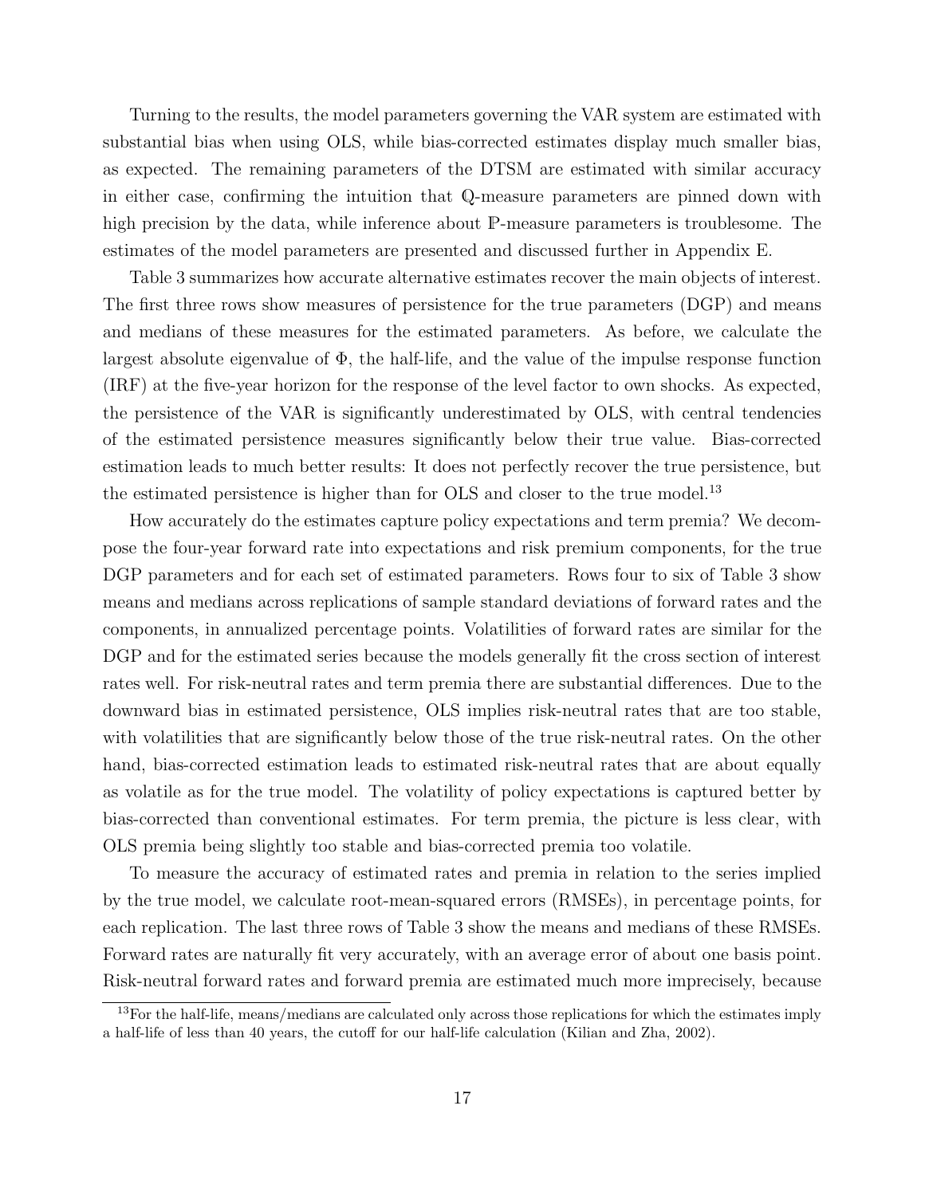Turning to the results, the model parameters governing the VAR system are estimated with substantial bias when using OLS, while bias-corrected estimates display much smaller bias, as expected. The remaining parameters of the DTSM are estimated with similar accuracy in either case, confirming the intuition that $\mathbb{Q}$-measure parameters are pinned down with high precision by the data, while inference about $\mathbb{P}$-measure parameters is troublesome. The estimates of the model parameters are presented and discussed further in Appendix E.

Table 3 summarizes how accurate alternative estimates recover the main objects of interest. The first three rows show measures of persistence for the true parameters (DGP) and means and medians of these measures for the estimated parameters. As before, we calculate the largest absolute eigenvalue of $\Phi$, the half-life, and the value of the impulse response function (IRF) at the five-year horizon for the response of the level factor to own shocks. As expected, the persistence of the VAR is significantly underestimated by OLS, with central tendencies of the estimated persistence measures significantly below their true value. Bias-corrected estimation leads to much better results: It does not perfectly recover the true persistence, but the estimated persistence is higher than for OLS and closer to the true model.[13]

How accurately do the estimates capture policy expectations and term premia? We decompose the four-year forward rate into expectations and risk premium components, for the true DGP parameters and for each set of estimated parameters. Rows four to six of Table 3 show means and medians across replications of sample standard deviations of forward rates and the components, in annualized percentage points. Volatilities of forward rates are similar for the DGP and for the estimated series because the models generally fit the cross section of interest rates well. For risk-neutral rates and term premia there are substantial differences. Due to the downward bias in estimated persistence, OLS implies risk-neutral rates that are too stable, with volatilities that are significantly below those of the true risk-neutral rates. On the other hand, bias-corrected estimation leads to estimated risk-neutral rates that are about equally as volatile as for the true model. The volatility of policy expectations is captured better by bias-corrected than conventional estimates. For term premia, the picture is less clear, with OLS premia being slightly too stable and bias-corrected premia too volatile.

To measure the accuracy of estimated rates and premia in relation to the series implied by the true model, we calculate root-mean-squared errors (RMSEs), in percentage points, for each replication. The last three rows of Table 3 show the means and medians of these RMSEs. Forward rates are naturally fit very accurately, with an average error of about one basis point. Risk-neutral forward rates and forward premia are estimated much more imprecisely, because

[13] For the half-life, means/medians are calculated only across those replications for which the estimates imply a half-life of less than 40 years, the cutoff for our half-life calculation (Kilian and Zha, 2002).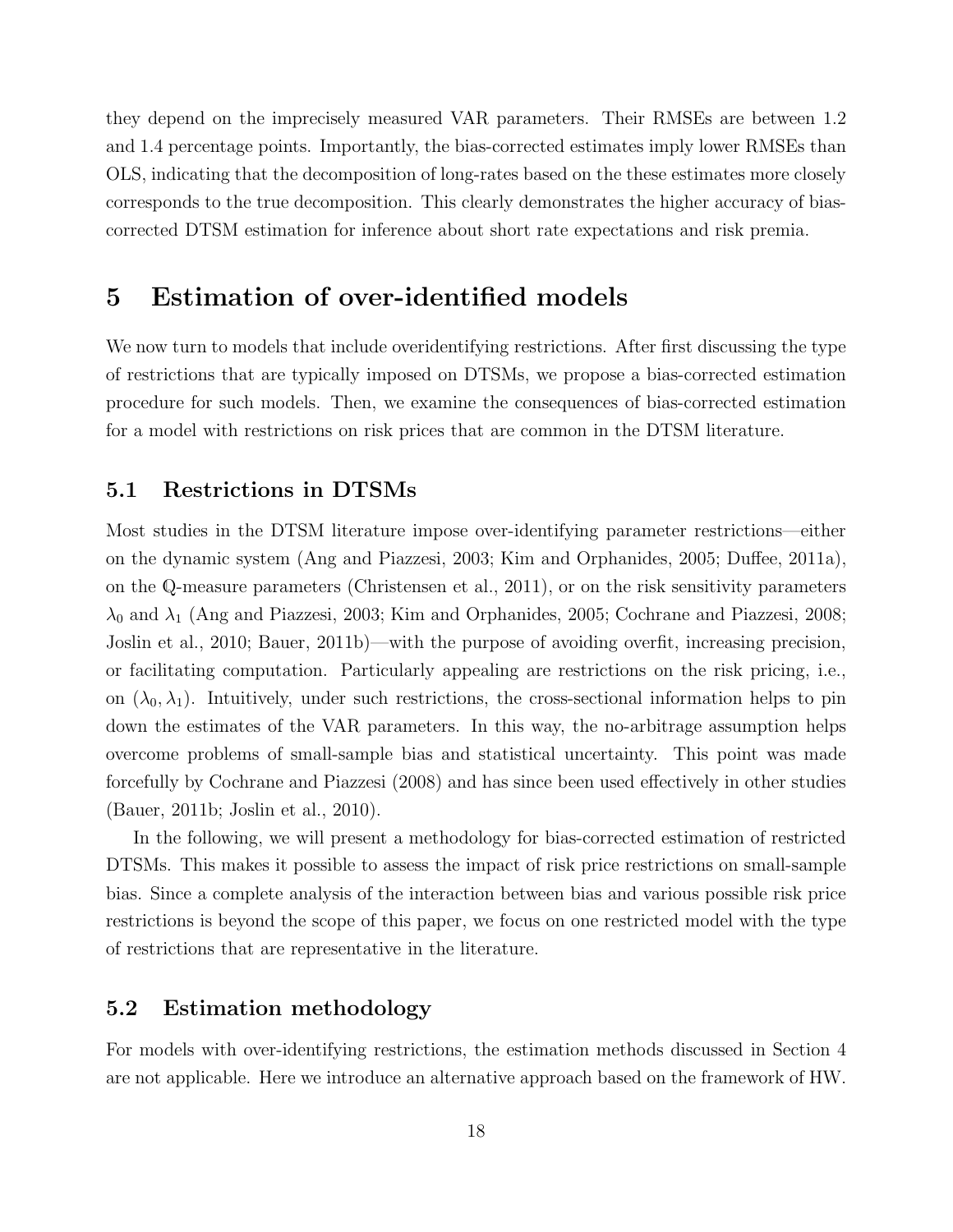they depend on the imprecisely measured VAR parameters. Their RMSEs are between 1.2 and 1.4 percentage points. Importantly, the bias-corrected estimates imply lower RMSEs than OLS, indicating that the decomposition of long-rates based on the these estimates more closely corresponds to the true decomposition. This clearly demonstrates the higher accuracy of bias-corrected DTSM estimation for inference about short rate expectations and risk premia.

# 5 Estimation of over-identified models

We now turn to models that include overidentifying restrictions. After first discussing the type of restrictions that are typically imposed on DTSMs, we propose a bias-corrected estimation procedure for such models. Then, we examine the consequences of bias-corrected estimation for a model with restrictions on risk prices that are common in the DTSM literature.

## 5.1 Restrictions in DTSMs

Most studies in the DTSM literature impose over-identifying parameter restrictions—either on the dynamic system (Ang and Piazzesi, 2003; Kim and Orphanides, 2005; Duffee, 2011a), on the $\mathbb{Q}$-measure parameters (Christensen et al., 2011), or on the risk sensitivity parameters $\lambda_0$ and $\lambda_1$ (Ang and Piazzesi, 2003; Kim and Orphanides, 2005; Cochrane and Piazzesi, 2008; Joslin et al., 2010; Bauer, 2011b)—with the purpose of avoiding overfit, increasing precision, or facilitating computation. Particularly appealing are restrictions on the risk pricing, i.e., on $(\lambda_0, \lambda_1)$. Intuitively, under such restrictions, the cross-sectional information helps to pin down the estimates of the VAR parameters. In this way, the no-arbitrage assumption helps overcome problems of small-sample bias and statistical uncertainty. This point was made forcefully by Cochrane and Piazzesi (2008) and has since been used effectively in other studies (Bauer, 2011b; Joslin et al., 2010).

In the following, we will present a methodology for bias-corrected estimation of restricted DTSMs. This makes it possible to assess the impact of risk price restrictions on small-sample bias. Since a complete analysis of the interaction between bias and various possible risk price restrictions is beyond the scope of this paper, we focus on one restricted model with the type of restrictions that are representative in the literature.

## 5.2 Estimation methodology

For models with over-identifying restrictions, the estimation methods discussed in Section 4 are not applicable. Here we introduce an alternative approach based on the framework of HW.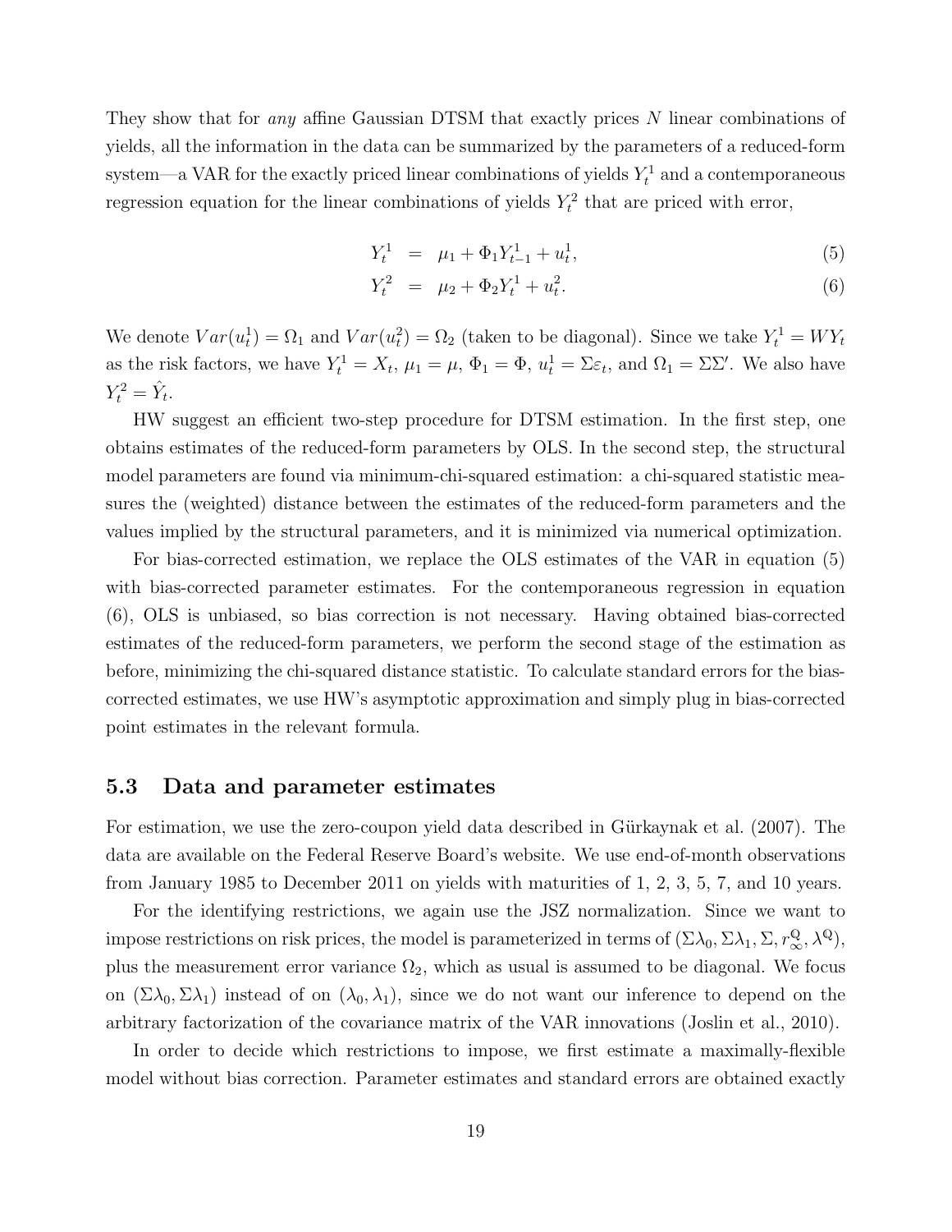They show that for *any* affine Gaussian DTSM that exactly prices $N$ linear combinations of yields, all the information in the data can be summarized by the parameters of a reduced-form system—a VAR for the exactly priced linear combinations of yields $Y_t^1$ and a contemporaneous regression equation for the linear combinations of yields $Y_t^2$ that are priced with error,

$$Y_t^1 = \mu_1 + \Phi_1 Y_{t-1}^1 + u_t^1, \tag{5}$$

$$Y_t^2 = \mu_2 + \Phi_2 Y_t^1 + u_t^2. \tag{6}$$

We denote $Var(u_t^1) = \Omega_1$ and $Var(u_t^2) = \Omega_2$ (taken to be diagonal). Since we take $Y_t^1 = WY_t$ as the risk factors, we have $Y_t^1 = X_t$, $\mu_1 = \mu$, $\Phi_1 = \Phi$, $u_t^1 = \Sigma\varepsilon_t$, and $\Omega_1 = \Sigma\Sigma'$. We also have $Y_t^2 = \hat{Y}_t$.

HW suggest an efficient two-step procedure for DTSM estimation. In the first step, one obtains estimates of the reduced-form parameters by OLS. In the second step, the structural model parameters are found via minimum-chi-squared estimation: a chi-squared statistic measures the (weighted) distance between the estimates of the reduced-form parameters and the values implied by the structural parameters, and it is minimized via numerical optimization.

For bias-corrected estimation, we replace the OLS estimates of the VAR in equation (5) with bias-corrected parameter estimates. For the contemporaneous regression in equation (6), OLS is unbiased, so bias correction is not necessary. Having obtained bias-corrected estimates of the reduced-form parameters, we perform the second stage of the estimation as before, minimizing the chi-squared distance statistic. To calculate standard errors for the bias-corrected estimates, we use HW's asymptotic approximation and simply plug in bias-corrected point estimates in the relevant formula.

### 5.3 Data and parameter estimates

For estimation, we use the zero-coupon yield data described in Gürkaynak et al. (2007). The data are available on the Federal Reserve Board's website. We use end-of-month observations from January 1985 to December 2011 on yields with maturities of 1, 2, 3, 5, 7, and 10 years.

For the identifying restrictions, we again use the JSZ normalization. Since we want to impose restrictions on risk prices, the model is parameterized in terms of $(\Sigma\lambda_0, \Sigma\lambda_1, \Sigma, r_\infty^{\mathbb{Q}}, \lambda^{\mathbb{Q}})$, plus the measurement error variance $\Omega_2$, which as usual is assumed to be diagonal. We focus on $(\Sigma\lambda_0, \Sigma\lambda_1)$ instead of on $(\lambda_0, \lambda_1)$, since we do not want our inference to depend on the arbitrary factorization of the covariance matrix of the VAR innovations (Joslin et al., 2010).

In order to decide which restrictions to impose, we first estimate a maximally-flexible model without bias correction. Parameter estimates and standard errors are obtained exactly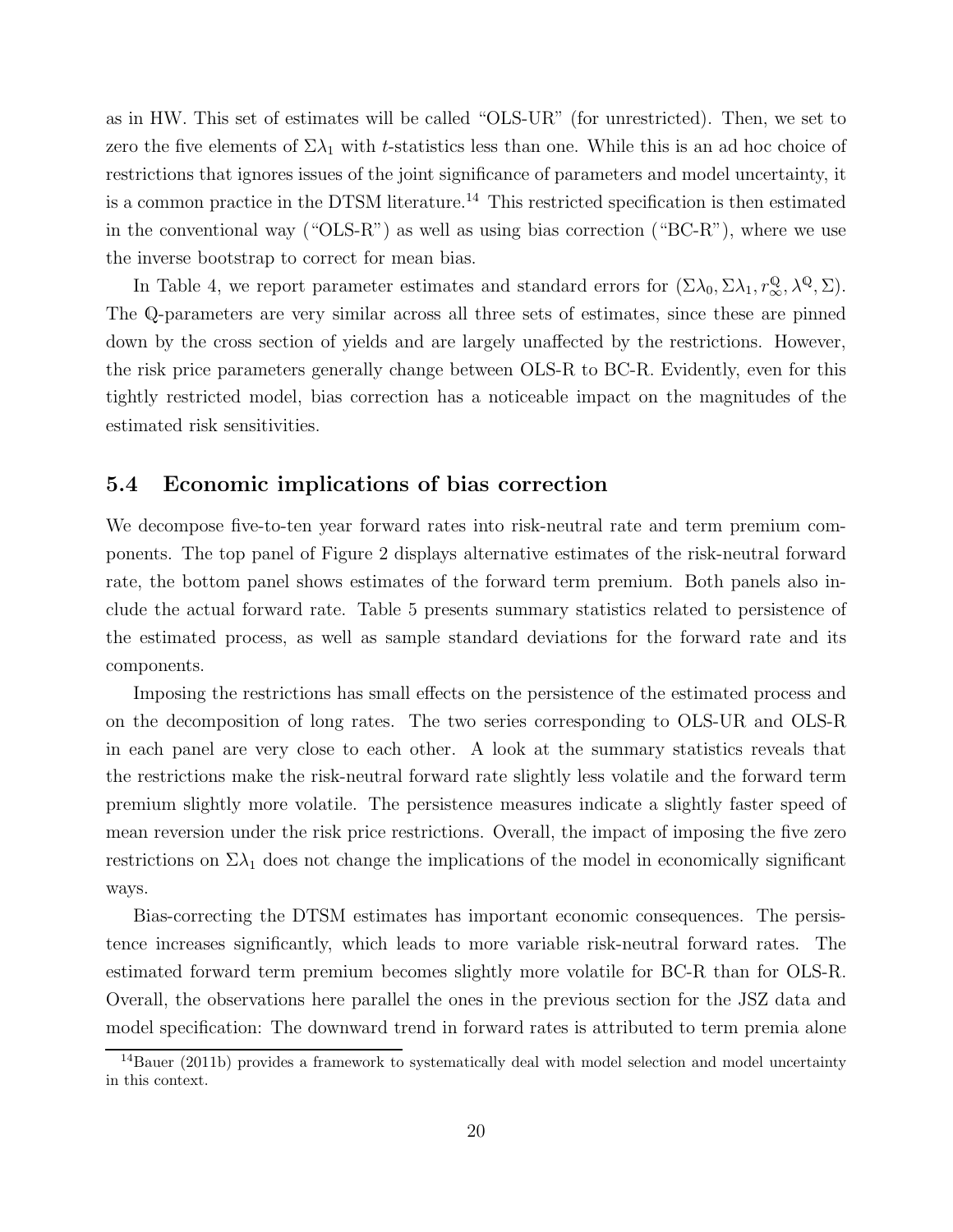as in HW. This set of estimates will be called "OLS-UR" (for unrestricted). Then, we set to zero the five elements of $\Sigma\lambda_1$ with $t$-statistics less than one. While this is an ad hoc choice of restrictions that ignores issues of the joint significance of parameters and model uncertainty, it is a common practice in the DTSM literature.[14] This restricted specification is then estimated in the conventional way ("OLS-R") as well as using bias correction ("BC-R"), where we use the inverse bootstrap to correct for mean bias.

In Table 4, we report parameter estimates and standard errors for $(\Sigma\lambda_0, \Sigma\lambda_1, r^{\mathbb{Q}}_{\infty}, \lambda^{\mathbb{Q}}, \Sigma)$. The $\mathbb{Q}$-parameters are very similar across all three sets of estimates, since these are pinned down by the cross section of yields and are largely unaffected by the restrictions. However, the risk price parameters generally change between OLS-R to BC-R. Evidently, even for this tightly restricted model, bias correction has a noticeable impact on the magnitudes of the estimated risk sensitivities.

## 5.4 Economic implications of bias correction

We decompose five-to-ten year forward rates into risk-neutral rate and term premium components. The top panel of Figure 2 displays alternative estimates of the risk-neutral forward rate, the bottom panel shows estimates of the forward term premium. Both panels also include the actual forward rate. Table 5 presents summary statistics related to persistence of the estimated process, as well as sample standard deviations for the forward rate and its components.

Imposing the restrictions has small effects on the persistence of the estimated process and on the decomposition of long rates. The two series corresponding to OLS-UR and OLS-R in each panel are very close to each other. A look at the summary statistics reveals that the restrictions make the risk-neutral forward rate slightly less volatile and the forward term premium slightly more volatile. The persistence measures indicate a slightly faster speed of mean reversion under the risk price restrictions. Overall, the impact of imposing the five zero restrictions on $\Sigma\lambda_1$ does not change the implications of the model in economically significant ways.

Bias-correcting the DTSM estimates has important economic consequences. The persistence increases significantly, which leads to more variable risk-neutral forward rates. The estimated forward term premium becomes slightly more volatile for BC-R than for OLS-R. Overall, the observations here parallel the ones in the previous section for the JSZ data and model specification: The downward trend in forward rates is attributed to term premia alone

[14] Bauer (2011b) provides a framework to systematically deal with model selection and model uncertainty in this context.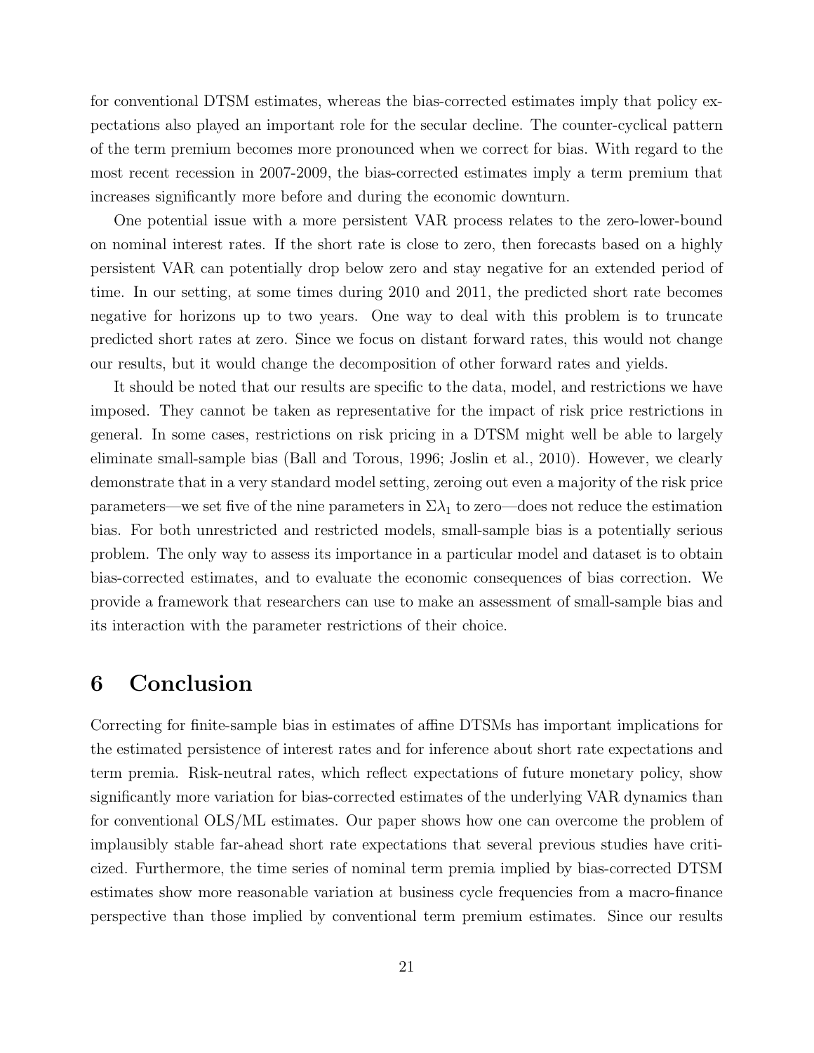for conventional DTSM estimates, whereas the bias-corrected estimates imply that policy expectations also played an important role for the secular decline. The counter-cyclical pattern of the term premium becomes more pronounced when we correct for bias. With regard to the most recent recession in 2007-2009, the bias-corrected estimates imply a term premium that increases significantly more before and during the economic downturn.

One potential issue with a more persistent VAR process relates to the zero-lower-bound on nominal interest rates. If the short rate is close to zero, then forecasts based on a highly persistent VAR can potentially drop below zero and stay negative for an extended period of time. In our setting, at some times during 2010 and 2011, the predicted short rate becomes negative for horizons up to two years. One way to deal with this problem is to truncate predicted short rates at zero. Since we focus on distant forward rates, this would not change our results, but it would change the decomposition of other forward rates and yields.

It should be noted that our results are specific to the data, model, and restrictions we have imposed. They cannot be taken as representative for the impact of risk price restrictions in general. In some cases, restrictions on risk pricing in a DTSM might well be able to largely eliminate small-sample bias (Ball and Torous, 1996; Joslin et al., 2010). However, we clearly demonstrate that in a very standard model setting, zeroing out even a majority of the risk price parameters—we set five of the nine parameters in $\Sigma\lambda_1$ to zero—does not reduce the estimation bias. For both unrestricted and restricted models, small-sample bias is a potentially serious problem. The only way to assess its importance in a particular model and dataset is to obtain bias-corrected estimates, and to evaluate the economic consequences of bias correction. We provide a framework that researchers can use to make an assessment of small-sample bias and its interaction with the parameter restrictions of their choice.

# 6 Conclusion

Correcting for finite-sample bias in estimates of affine DTSMs has important implications for the estimated persistence of interest rates and for inference about short rate expectations and term premia. Risk-neutral rates, which reflect expectations of future monetary policy, show significantly more variation for bias-corrected estimates of the underlying VAR dynamics than for conventional OLS/ML estimates. Our paper shows how one can overcome the problem of implausibly stable far-ahead short rate expectations that several previous studies have criticized. Furthermore, the time series of nominal term premia implied by bias-corrected DTSM estimates show more reasonable variation at business cycle frequencies from a macro-finance perspective than those implied by conventional term premium estimates. Since our results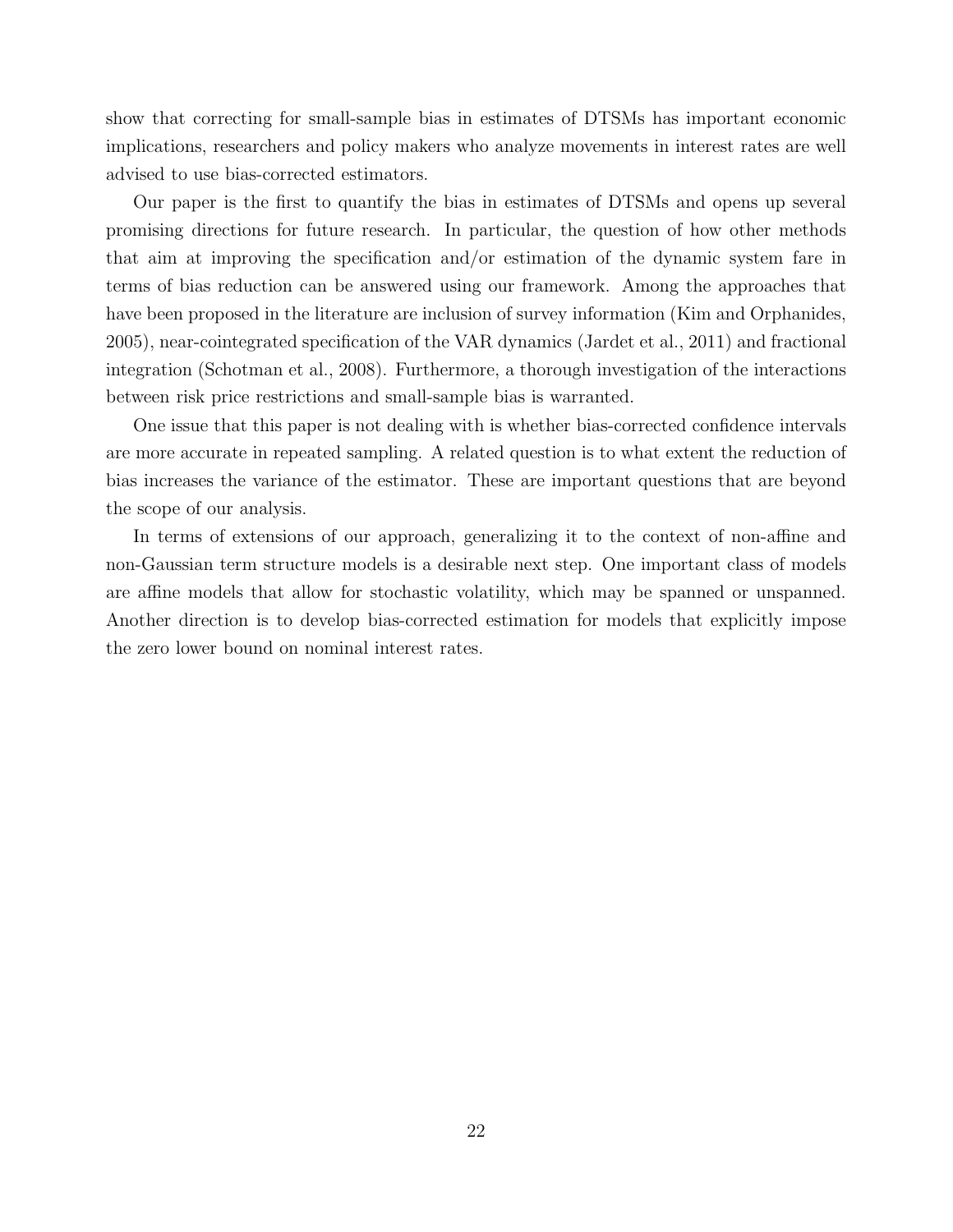show that correcting for small-sample bias in estimates of DTSMs has important economic implications, researchers and policy makers who analyze movements in interest rates are well advised to use bias-corrected estimators.

Our paper is the first to quantify the bias in estimates of DTSMs and opens up several promising directions for future research. In particular, the question of how other methods that aim at improving the specification and/or estimation of the dynamic system fare in terms of bias reduction can be answered using our framework. Among the approaches that have been proposed in the literature are inclusion of survey information (Kim and Orphanides, 2005), near-cointegrated specification of the VAR dynamics (Jardet et al., 2011) and fractional integration (Schotman et al., 2008). Furthermore, a thorough investigation of the interactions between risk price restrictions and small-sample bias is warranted.

One issue that this paper is not dealing with is whether bias-corrected confidence intervals are more accurate in repeated sampling. A related question is to what extent the reduction of bias increases the variance of the estimator. These are important questions that are beyond the scope of our analysis.

In terms of extensions of our approach, generalizing it to the context of non-affine and non-Gaussian term structure models is a desirable next step. One important class of models are affine models that allow for stochastic volatility, which may be spanned or unspanned. Another direction is to develop bias-corrected estimation for models that explicitly impose the zero lower bound on nominal interest rates.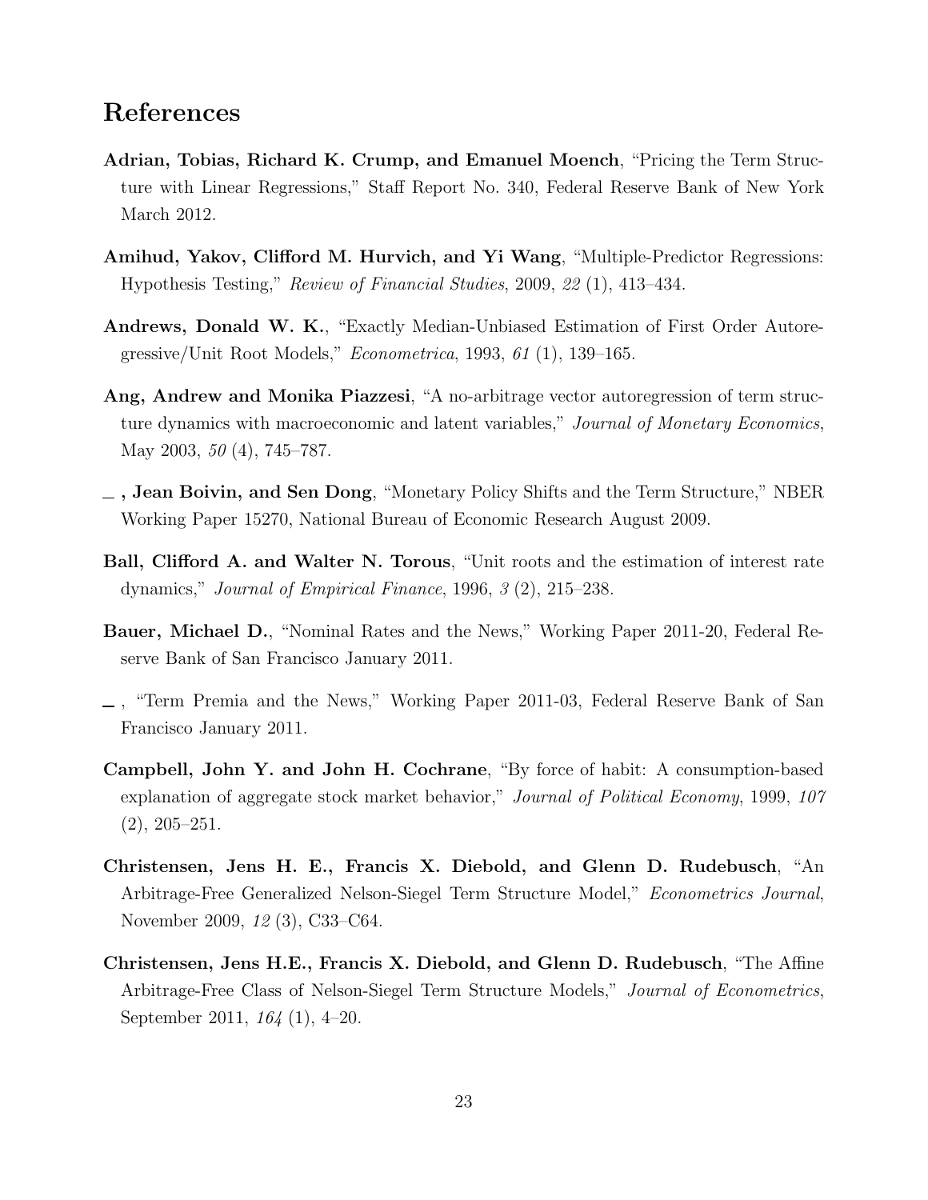# References

**Adrian, Tobias, Richard K. Crump, and Emanuel Moench**, "Pricing the Term Structure with Linear Regressions," Staff Report No. 340, Federal Reserve Bank of New York March 2012.

**Amihud, Yakov, Clifford M. Hurvich, and Yi Wang**, "Multiple-Predictor Regressions: Hypothesis Testing," *Review of Financial Studies*, 2009, *22* (1), 413–434.

**Andrews, Donald W. K.**, "Exactly Median-Unbiased Estimation of First Order Autoregressive/Unit Root Models," *Econometrica*, 1993, *61* (1), 139–165.

**Ang, Andrew and Monika Piazzesi**, "A no-arbitrage vector autoregression of term structure dynamics with macroeconomic and latent variables," *Journal of Monetary Economics*, May 2003, *50* (4), 745–787.

**_ , Jean Boivin, and Sen Dong**, "Monetary Policy Shifts and the Term Structure," NBER Working Paper 15270, National Bureau of Economic Research August 2009.

**Ball, Clifford A. and Walter N. Torous**, "Unit roots and the estimation of interest rate dynamics," *Journal of Empirical Finance*, 1996, *3* (2), 215–238.

**Bauer, Michael D.**, "Nominal Rates and the News," Working Paper 2011-20, Federal Reserve Bank of San Francisco January 2011.

_ , "Term Premia and the News," Working Paper 2011-03, Federal Reserve Bank of San Francisco January 2011.

**Campbell, John Y. and John H. Cochrane**, "By force of habit: A consumption-based explanation of aggregate stock market behavior," *Journal of Political Economy*, 1999, *107* (2), 205–251.

**Christensen, Jens H. E., Francis X. Diebold, and Glenn D. Rudebusch**, "An Arbitrage-Free Generalized Nelson-Siegel Term Structure Model," *Econometrics Journal*, November 2009, *12* (3), C33–C64.

**Christensen, Jens H.E., Francis X. Diebold, and Glenn D. Rudebusch**, "The Affine Arbitrage-Free Class of Nelson-Siegel Term Structure Models," *Journal of Econometrics*, September 2011, *164* (1), 4–20.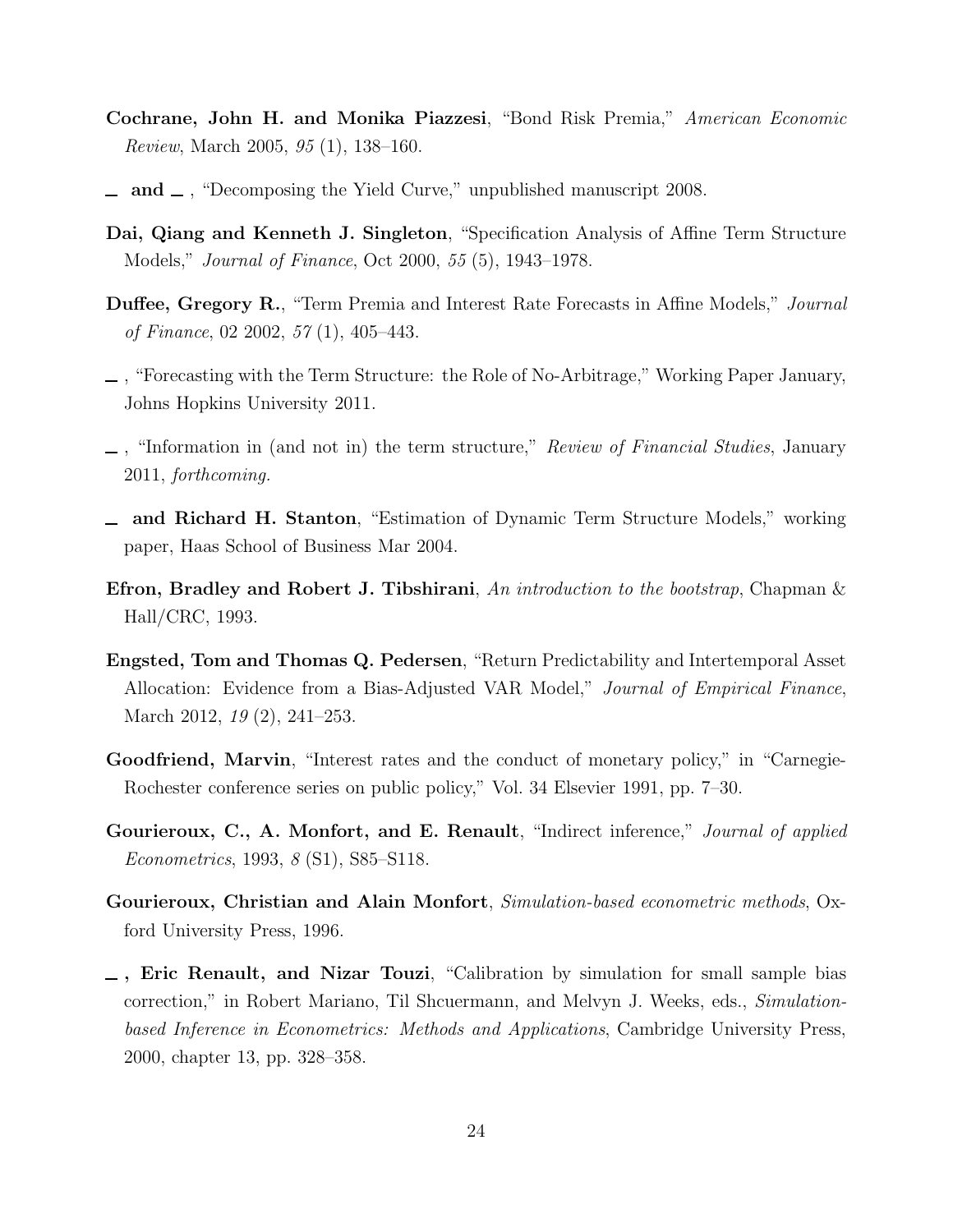**Cochrane, John H. and Monika Piazzesi**, "Bond Risk Premia," *American Economic Review*, March 2005, *95* (1), 138–160.

__ **and** __ , "Decomposing the Yield Curve," unpublished manuscript 2008.

**Dai, Qiang and Kenneth J. Singleton**, "Specification Analysis of Affine Term Structure Models," *Journal of Finance*, Oct 2000, *55* (5), 1943–1978.

**Duffee, Gregory R.**, "Term Premia and Interest Rate Forecasts in Affine Models," *Journal of Finance*, 02 2002, *57* (1), 405–443.

__ , "Forecasting with the Term Structure: the Role of No-Arbitrage," Working Paper January, Johns Hopkins University 2011.

__ , "Information in (and not in) the term structure," *Review of Financial Studies*, January 2011, *forthcoming.*

__ **and Richard H. Stanton**, "Estimation of Dynamic Term Structure Models," working paper, Haas School of Business Mar 2004.

**Efron, Bradley and Robert J. Tibshirani**, *An introduction to the bootstrap*, Chapman & Hall/CRC, 1993.

**Engsted, Tom and Thomas Q. Pedersen**, "Return Predictability and Intertemporal Asset Allocation: Evidence from a Bias-Adjusted VAR Model," *Journal of Empirical Finance*, March 2012, *19* (2), 241–253.

**Goodfriend, Marvin**, "Interest rates and the conduct of monetary policy," in "Carnegie-Rochester conference series on public policy," Vol. 34 Elsevier 1991, pp. 7–30.

**Gourieroux, C., A. Monfort, and E. Renault**, "Indirect inference," *Journal of applied Econometrics*, 1993, *8* (S1), S85–S118.

**Gourieroux, Christian and Alain Monfort**, *Simulation-based econometric methods*, Oxford University Press, 1996.

__ **, Eric Renault, and Nizar Touzi**, "Calibration by simulation for small sample bias correction," in Robert Mariano, Til Shcuermann, and Melvyn J. Weeks, eds., *Simulation-based Inference in Econometrics: Methods and Applications*, Cambridge University Press, 2000, chapter 13, pp. 328–358.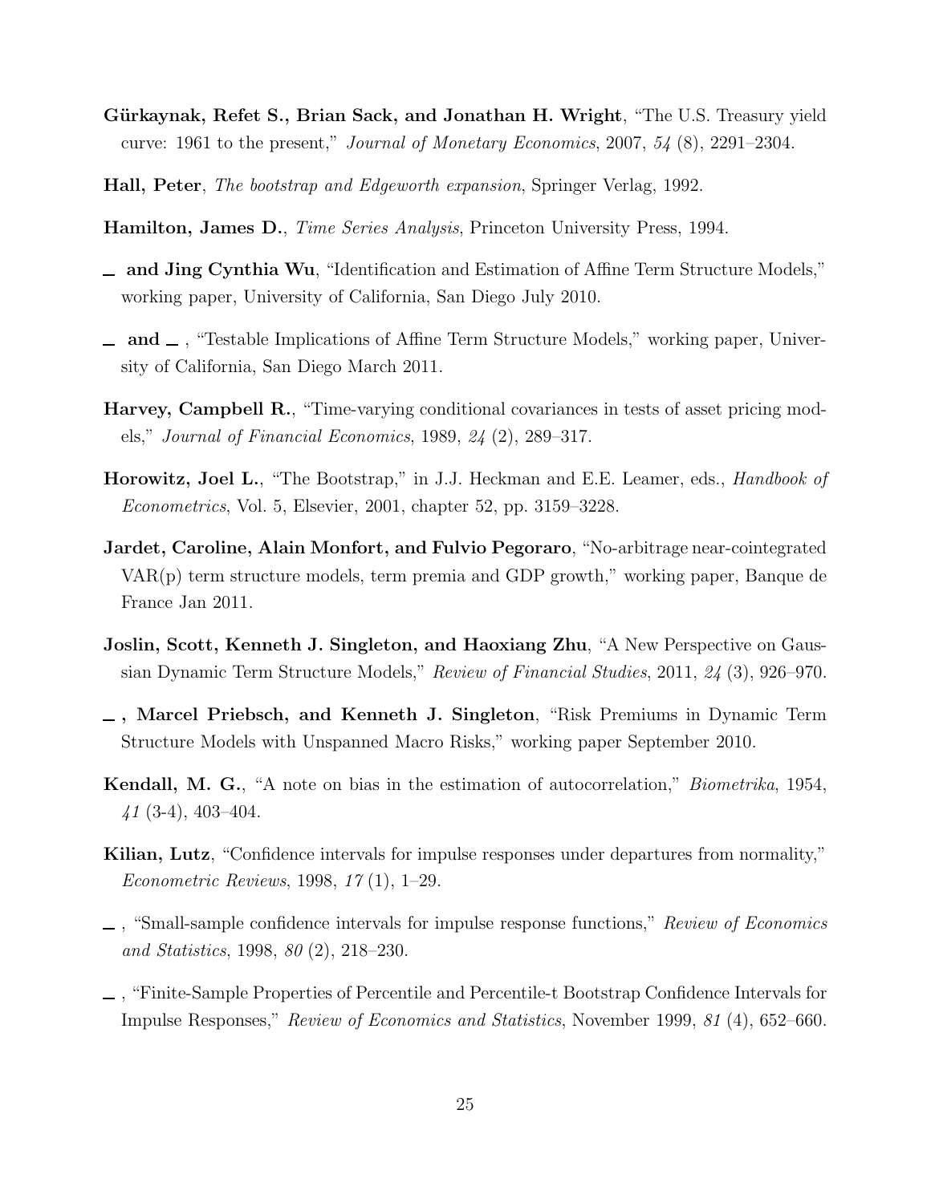**Gürkaynak, Refet S., Brian Sack, and Jonathan H. Wright**, "The U.S. Treasury yield curve: 1961 to the present," *Journal of Monetary Economics*, 2007, *54* (8), 2291–2304.

**Hall, Peter**, *The bootstrap and Edgeworth expansion*, Springer Verlag, 1992.

**Hamilton, James D.**, *Time Series Analysis*, Princeton University Press, 1994.

**\_ and Jing Cynthia Wu**, "Identification and Estimation of Affine Term Structure Models," working paper, University of California, San Diego July 2010.

**\_ and \_** , "Testable Implications of Affine Term Structure Models," working paper, University of California, San Diego March 2011.

**Harvey, Campbell R.**, "Time-varying conditional covariances in tests of asset pricing models," *Journal of Financial Economics*, 1989, *24* (2), 289–317.

**Horowitz, Joel L.**, "The Bootstrap," in J.J. Heckman and E.E. Leamer, eds., *Handbook of Econometrics*, Vol. 5, Elsevier, 2001, chapter 52, pp. 3159–3228.

**Jardet, Caroline, Alain Monfort, and Fulvio Pegoraro**, "No-arbitrage near-cointegrated VAR(p) term structure models, term premia and GDP growth," working paper, Banque de France Jan 2011.

**Joslin, Scott, Kenneth J. Singleton, and Haoxiang Zhu**, "A New Perspective on Gaussian Dynamic Term Structure Models," *Review of Financial Studies*, 2011, *24* (3), 926–970.

**\_ , Marcel Priebsch, and Kenneth J. Singleton**, "Risk Premiums in Dynamic Term Structure Models with Unspanned Macro Risks," working paper September 2010.

**Kendall, M. G.**, "A note on bias in the estimation of autocorrelation," *Biometrika*, 1954, *41* (3-4), 403–404.

**Kilian, Lutz**, "Confidence intervals for impulse responses under departures from normality," *Econometric Reviews*, 1998, *17* (1), 1–29.

**\_** , "Small-sample confidence intervals for impulse response functions," *Review of Economics and Statistics*, 1998, *80* (2), 218–230.

**\_** , "Finite-Sample Properties of Percentile and Percentile-t Bootstrap Confidence Intervals for Impulse Responses," *Review of Economics and Statistics*, November 1999, *81* (4), 652–660.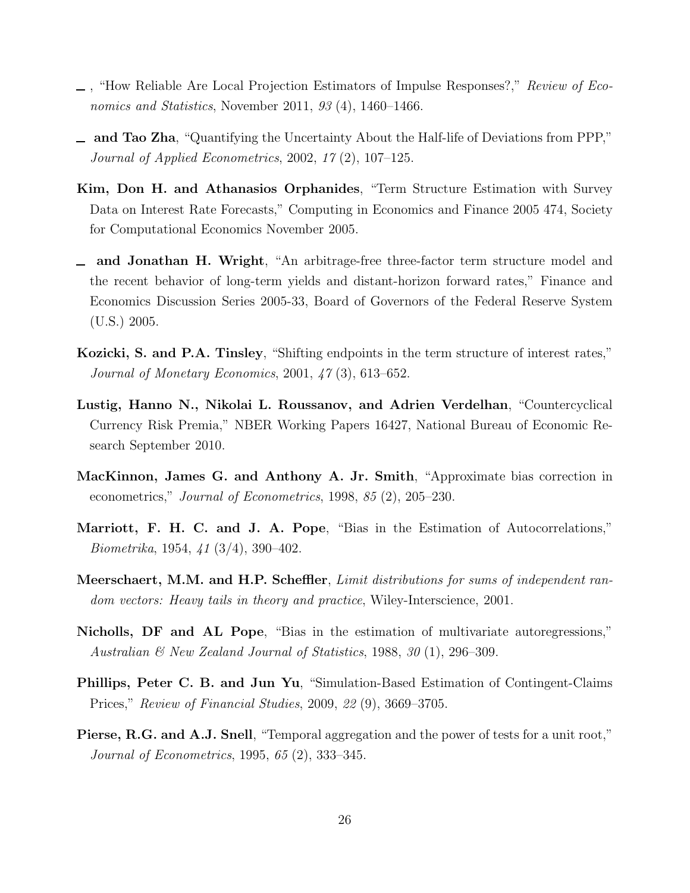\_, "How Reliable Are Local Projection Estimators of Impulse Responses?," *Review of Economics and Statistics*, November 2011, *93* (4), 1460–1466.

\_ **and Tao Zha**, "Quantifying the Uncertainty About the Half-life of Deviations from PPP," *Journal of Applied Econometrics*, 2002, *17* (2), 107–125.

**Kim, Don H. and Athanasios Orphanides**, "Term Structure Estimation with Survey Data on Interest Rate Forecasts," Computing in Economics and Finance 2005 474, Society for Computational Economics November 2005.

\_ **and Jonathan H. Wright**, "An arbitrage-free three-factor term structure model and the recent behavior of long-term yields and distant-horizon forward rates," Finance and Economics Discussion Series 2005-33, Board of Governors of the Federal Reserve System (U.S.) 2005.

**Kozicki, S. and P.A. Tinsley**, "Shifting endpoints in the term structure of interest rates," *Journal of Monetary Economics*, 2001, *47* (3), 613–652.

**Lustig, Hanno N., Nikolai L. Roussanov, and Adrien Verdelhan**, "Countercyclical Currency Risk Premia," NBER Working Papers 16427, National Bureau of Economic Research September 2010.

**MacKinnon, James G. and Anthony A. Jr. Smith**, "Approximate bias correction in econometrics," *Journal of Econometrics*, 1998, *85* (2), 205–230.

**Marriott, F. H. C. and J. A. Pope**, "Bias in the Estimation of Autocorrelations," *Biometrika*, 1954, *41* (3/4), 390–402.

**Meerschaert, M.M. and H.P. Scheffler**, *Limit distributions for sums of independent random vectors: Heavy tails in theory and practice*, Wiley-Interscience, 2001.

**Nicholls, DF and AL Pope**, "Bias in the estimation of multivariate autoregressions," *Australian & New Zealand Journal of Statistics*, 1988, *30* (1), 296–309.

**Phillips, Peter C. B. and Jun Yu**, "Simulation-Based Estimation of Contingent-Claims Prices," *Review of Financial Studies*, 2009, *22* (9), 3669–3705.

**Pierse, R.G. and A.J. Snell**, "Temporal aggregation and the power of tests for a unit root," *Journal of Econometrics*, 1995, *65* (2), 333–345.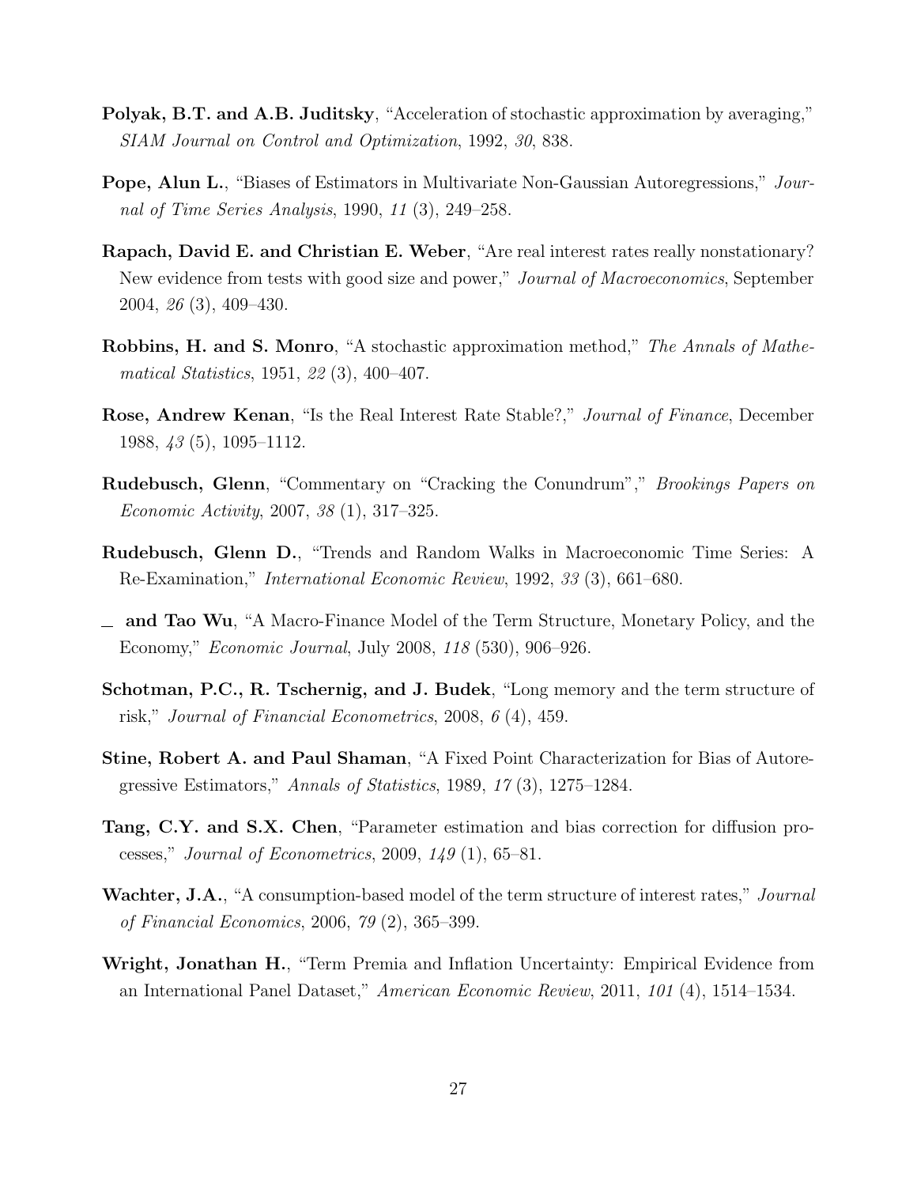**Polyak, B.T. and A.B. Juditsky**, "Acceleration of stochastic approximation by averaging," *SIAM Journal on Control and Optimization*, 1992, *30*, 838.

**Pope, Alun L.**, "Biases of Estimators in Multivariate Non-Gaussian Autoregressions," *Journal of Time Series Analysis*, 1990, *11* (3), 249–258.

**Rapach, David E. and Christian E. Weber**, "Are real interest rates really nonstationary? New evidence from tests with good size and power," *Journal of Macroeconomics*, September 2004, *26* (3), 409–430.

**Robbins, H. and S. Monro**, "A stochastic approximation method," *The Annals of Mathematical Statistics*, 1951, *22* (3), 400–407.

**Rose, Andrew Kenan**, "Is the Real Interest Rate Stable?," *Journal of Finance*, December 1988, *43* (5), 1095–1112.

**Rudebusch, Glenn**, "Commentary on "Cracking the Conundrum"," *Brookings Papers on Economic Activity*, 2007, *38* (1), 317–325.

**Rudebusch, Glenn D.**, "Trends and Random Walks in Macroeconomic Time Series: A Re-Examination," *International Economic Review*, 1992, *33* (3), 661–680.

\_ **and Tao Wu**, "A Macro-Finance Model of the Term Structure, Monetary Policy, and the Economy," *Economic Journal*, July 2008, *118* (530), 906–926.

**Schotman, P.C., R. Tschernig, and J. Budek**, "Long memory and the term structure of risk," *Journal of Financial Econometrics*, 2008, *6* (4), 459.

**Stine, Robert A. and Paul Shaman**, "A Fixed Point Characterization for Bias of Autoregressive Estimators," *Annals of Statistics*, 1989, *17* (3), 1275–1284.

**Tang, C.Y. and S.X. Chen**, "Parameter estimation and bias correction for diffusion processes," *Journal of Econometrics*, 2009, *149* (1), 65–81.

**Wachter, J.A.**, "A consumption-based model of the term structure of interest rates," *Journal of Financial Economics*, 2006, *79* (2), 365–399.

**Wright, Jonathan H.**, "Term Premia and Inflation Uncertainty: Empirical Evidence from an International Panel Dataset," *American Economic Review*, 2011, *101* (4), 1514–1534.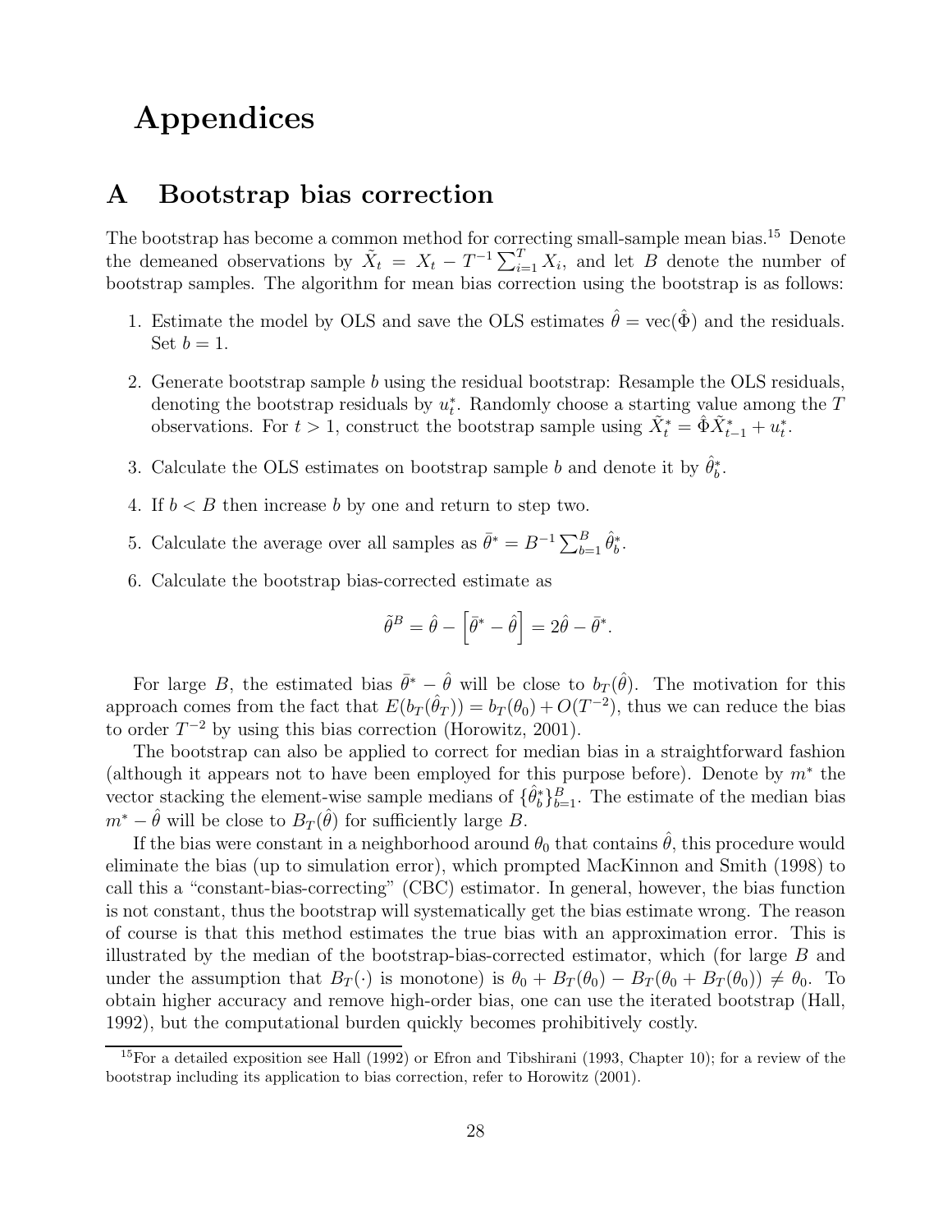# Appendices

## A Bootstrap bias correction

The bootstrap has become a common method for correcting small-sample mean bias.[15] Denote the demeaned observations by $\tilde{X}_t = X_t - T^{-1}\sum_{i=1}^{T} X_i$, and let $B$ denote the number of bootstrap samples. The algorithm for mean bias correction using the bootstrap is as follows:

1. Estimate the model by OLS and save the OLS estimates $\hat{\theta} = \text{vec}(\hat{\Phi})$ and the residuals. Set $b = 1$.

2. Generate bootstrap sample $b$ using the residual bootstrap: Resample the OLS residuals, denoting the bootstrap residuals by $u_t^*$. Randomly choose a starting value among the $T$ observations. For $t > 1$, construct the bootstrap sample using $\tilde{X}_t^* = \hat{\Phi}\tilde{X}_{t-1}^* + u_t^*$.

3. Calculate the OLS estimates on bootstrap sample $b$ and denote it by $\hat{\theta}_b^*$.

4. If $b < B$ then increase $b$ by one and return to step two.

5. Calculate the average over all samples as $\bar{\theta}^* = B^{-1}\sum_{b=1}^{B} \hat{\theta}_b^*$.

6. Calculate the bootstrap bias-corrected estimate as

$$\tilde{\theta}^B = \hat{\theta} - \left[\bar{\theta}^* - \hat{\theta}\right] = 2\hat{\theta} - \bar{\theta}^*.$$

For large $B$, the estimated bias $\bar{\theta}^* - \hat{\theta}$ will be close to $b_T(\hat{\theta})$. The motivation for this approach comes from the fact that $E(b_T(\hat{\theta}_T)) = b_T(\theta_0) + O(T^{-2})$, thus we can reduce the bias to order $T^{-2}$ by using this bias correction (Horowitz, 2001).

The bootstrap can also be applied to correct for median bias in a straightforward fashion (although it appears not to have been employed for this purpose before). Denote by $m^*$ the vector stacking the element-wise sample medians of $\{\hat{\theta}_b^*\}_{b=1}^{B}$. The estimate of the median bias $m^* - \hat{\theta}$ will be close to $B_T(\hat{\theta})$ for sufficiently large $B$.

If the bias were constant in a neighborhood around $\theta_0$ that contains $\hat{\theta}$, this procedure would eliminate the bias (up to simulation error), which prompted MacKinnon and Smith (1998) to call this a "constant-bias-correcting" (CBC) estimator. In general, however, the bias function is not constant, thus the bootstrap will systematically get the bias estimate wrong. The reason of course is that this method estimates the true bias with an approximation error. This is illustrated by the median of the bootstrap-bias-corrected estimator, which (for large $B$ and under the assumption that $B_T(\cdot)$ is monotone) is $\theta_0 + B_T(\theta_0) - B_T(\theta_0 + B_T(\theta_0)) \neq \theta_0$. To obtain higher accuracy and remove high-order bias, one can use the iterated bootstrap (Hall, 1992), but the computational burden quickly becomes prohibitively costly.

[15] For a detailed exposition see Hall (1992) or Efron and Tibshirani (1993, Chapter 10); for a review of the bootstrap including its application to bias correction, refer to Horowitz (2001).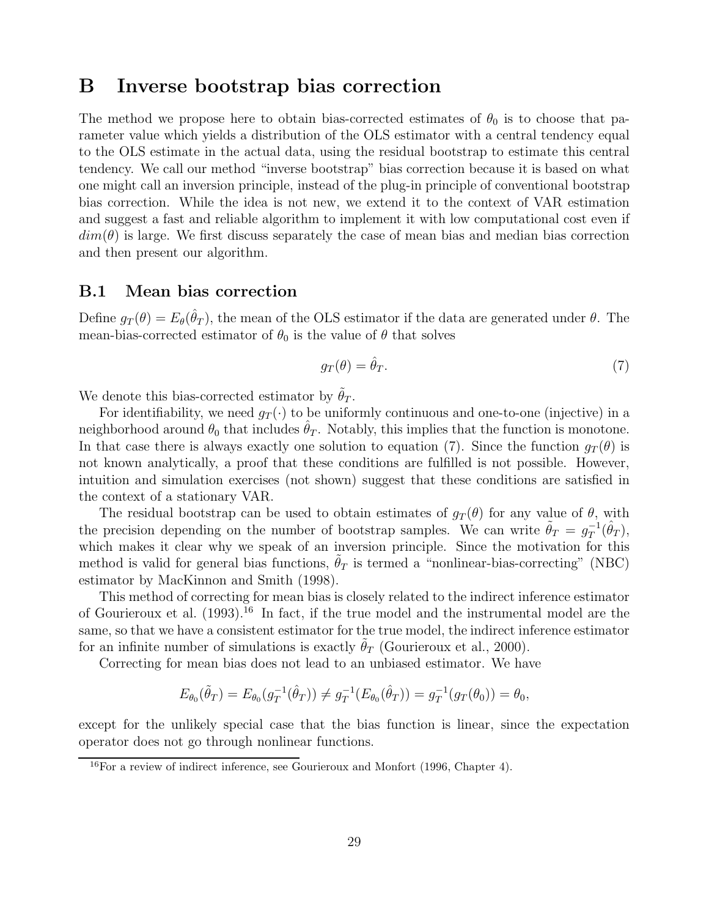# B Inverse bootstrap bias correction

The method we propose here to obtain bias-corrected estimates of $\theta_0$ is to choose that parameter value which yields a distribution of the OLS estimator with a central tendency equal to the OLS estimate in the actual data, using the residual bootstrap to estimate this central tendency. We call our method "inverse bootstrap" bias correction because it is based on what one might call an inversion principle, instead of the plug-in principle of conventional bootstrap bias correction. While the idea is not new, we extend it to the context of VAR estimation and suggest a fast and reliable algorithm to implement it with low computational cost even if $dim(\theta)$ is large. We first discuss separately the case of mean bias and median bias correction and then present our algorithm.

## B.1 Mean bias correction

Define $g_T(\theta) = E_\theta(\hat{\theta}_T)$, the mean of the OLS estimator if the data are generated under $\theta$. The mean-bias-corrected estimator of $\theta_0$ is the value of $\theta$ that solves

$$g_T(\theta) = \hat{\theta}_T. \tag{7}$$

We denote this bias-corrected estimator by $\tilde{\theta}_T$.

For identifiability, we need $g_T(\cdot)$ to be uniformly continuous and one-to-one (injective) in a neighborhood around $\theta_0$ that includes $\hat{\theta}_T$. Notably, this implies that the function is monotone. In that case there is always exactly one solution to equation (7). Since the function $g_T(\theta)$ is not known analytically, a proof that these conditions are fulfilled is not possible. However, intuition and simulation exercises (not shown) suggest that these conditions are satisfied in the context of a stationary VAR.

The residual bootstrap can be used to obtain estimates of $g_T(\theta)$ for any value of $\theta$, with the precision depending on the number of bootstrap samples. We can write $\tilde{\theta}_T = g_T^{-1}(\hat{\theta}_T)$, which makes it clear why we speak of an inversion principle. Since the motivation for this method is valid for general bias functions, $\tilde{\theta}_T$ is termed a "nonlinear-bias-correcting" (NBC) estimator by MacKinnon and Smith (1998).

This method of correcting for mean bias is closely related to the indirect inference estimator of Gourieroux et al. (1993).[16] In fact, if the true model and the instrumental model are the same, so that we have a consistent estimator for the true model, the indirect inference estimator for an infinite number of simulations is exactly $\tilde{\theta}_T$ (Gourieroux et al., 2000).

Correcting for mean bias does not lead to an unbiased estimator. We have

$$E_{\theta_0}(\tilde{\theta}_T) = E_{\theta_0}(g_T^{-1}(\hat{\theta}_T)) \neq g_T^{-1}(E_{\theta_0}(\hat{\theta}_T)) = g_T^{-1}(g_T(\theta_0)) = \theta_0,$$

except for the unlikely special case that the bias function is linear, since the expectation operator does not go through nonlinear functions.

[16] For a review of indirect inference, see Gourieroux and Monfort (1996, Chapter 4).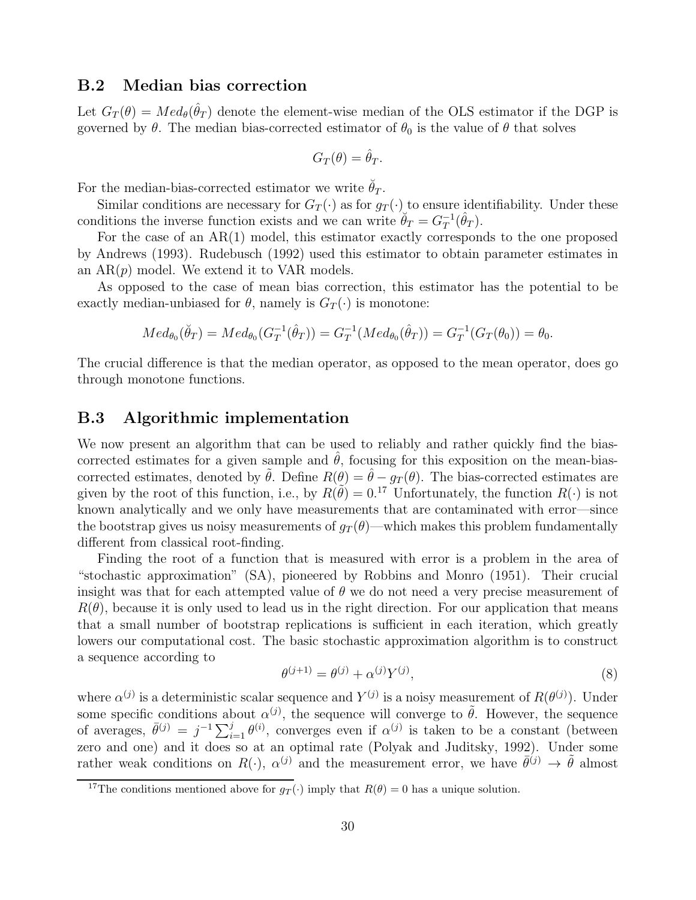## B.2 Median bias correction

Let $G_T(\theta) = Med_\theta(\hat{\theta}_T)$ denote the element-wise median of the OLS estimator if the DGP is governed by $\theta$. The median bias-corrected estimator of $\theta_0$ is the value of $\theta$ that solves

$$G_T(\theta) = \hat{\theta}_T.$$

For the median-bias-corrected estimator we write $\breve{\theta}_T$.

Similar conditions are necessary for $G_T(\cdot)$ as for $g_T(\cdot)$ to ensure identifiability. Under these conditions the inverse function exists and we can write $\breve{\theta}_T = G_T^{-1}(\hat{\theta}_T)$.

For the case of an AR(1) model, this estimator exactly corresponds to the one proposed by Andrews (1993). Rudebusch (1992) used this estimator to obtain parameter estimates in an AR($p$) model. We extend it to VAR models.

As opposed to the case of mean bias correction, this estimator has the potential to be exactly median-unbiased for $\theta$, namely is $G_T(\cdot)$ is monotone:

$$Med_{\theta_0}(\breve{\theta}_T) = Med_{\theta_0}(G_T^{-1}(\hat{\theta}_T)) = G_T^{-1}(Med_{\theta_0}(\hat{\theta}_T)) = G_T^{-1}(G_T(\theta_0)) = \theta_0.$$

The crucial difference is that the median operator, as opposed to the mean operator, does go through monotone functions.

## B.3 Algorithmic implementation

We now present an algorithm that can be used to reliably and rather quickly find the bias-corrected estimates for a given sample and $\hat{\theta}$, focusing for this exposition on the mean-bias-corrected estimates, denoted by $\tilde{\theta}$. Define $R(\theta) = \hat{\theta} - g_T(\theta)$. The bias-corrected estimates are given by the root of this function, i.e., by $R(\tilde{\theta}) = 0$.[17] Unfortunately, the function $R(\cdot)$ is not known analytically and we only have measurements that are contaminated with error—since the bootstrap gives us noisy measurements of $g_T(\theta)$—which makes this problem fundamentally different from classical root-finding.

Finding the root of a function that is measured with error is a problem in the area of "stochastic approximation" (SA), pioneered by Robbins and Monro (1951). Their crucial insight was that for each attempted value of $\theta$ we do not need a very precise measurement of $R(\theta)$, because it is only used to lead us in the right direction. For our application that means that a small number of bootstrap replications is sufficient in each iteration, which greatly lowers our computational cost. The basic stochastic approximation algorithm is to construct a sequence according to

$$\theta^{(j+1)} = \theta^{(j)} + \alpha^{(j)} Y^{(j)}, \tag{8}$$

where $\alpha^{(j)}$ is a deterministic scalar sequence and $Y^{(j)}$ is a noisy measurement of $R(\theta^{(j)})$. Under some specific conditions about $\alpha^{(j)}$, the sequence will converge to $\tilde{\theta}$. However, the sequence of averages, $\bar{\theta}^{(j)} = j^{-1}\sum_{i=1}^{j}\theta^{(i)}$, converges even if $\alpha^{(j)}$ is taken to be a constant (between zero and one) and it does so at an optimal rate (Polyak and Juditsky, 1992). Under some rather weak conditions on $R(\cdot)$, $\alpha^{(j)}$ and the measurement error, we have $\bar{\theta}^{(j)} \to \tilde{\theta}$ almost

[17] The conditions mentioned above for $g_T(\cdot)$ imply that $R(\theta) = 0$ has a unique solution.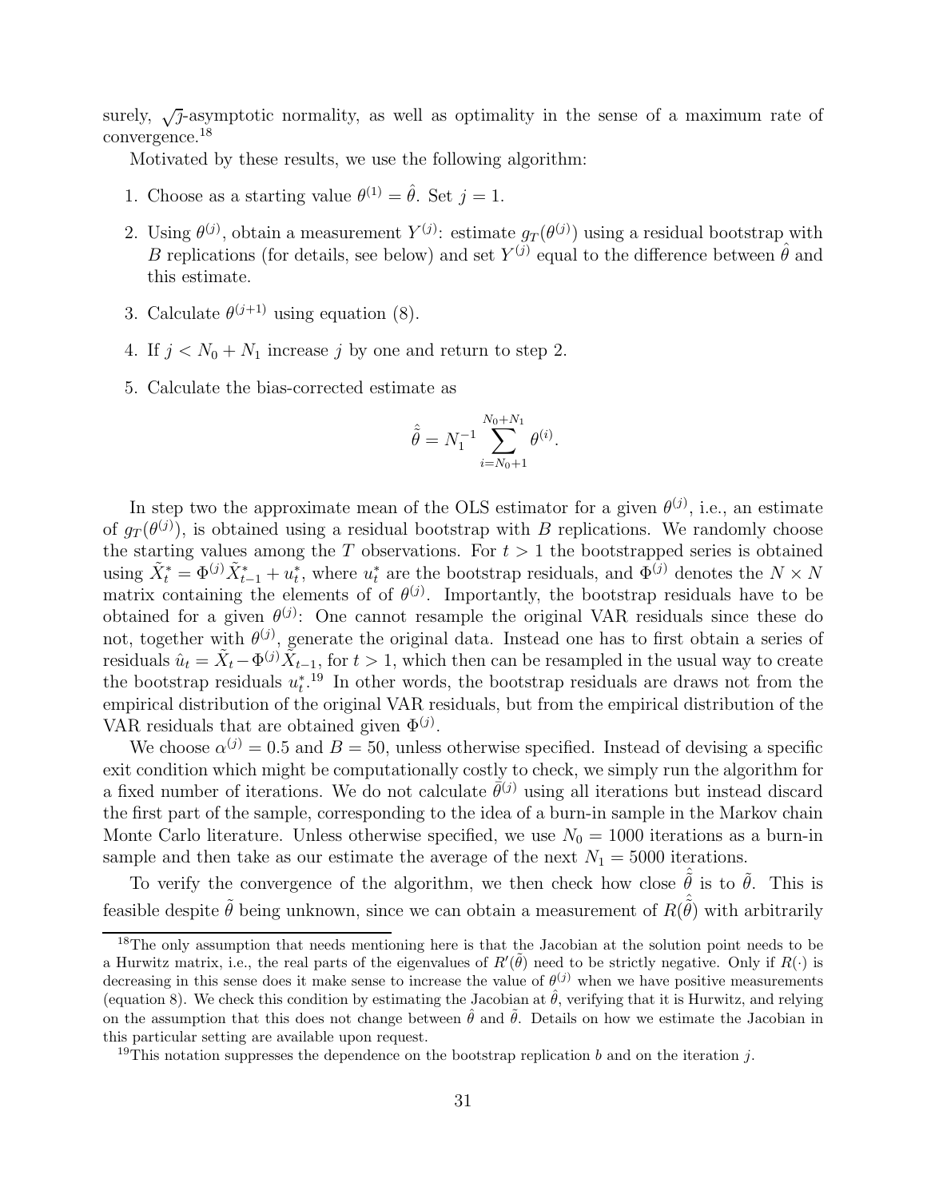surely, $\sqrt{j}$-asymptotic normality, as well as optimality in the sense of a maximum rate of convergence.[18]

Motivated by these results, we use the following algorithm:

1. Choose as a starting value $\theta^{(1)} = \hat{\theta}$. Set $j = 1$.
2. Using $\theta^{(j)}$, obtain a measurement $Y^{(j)}$: estimate $g_T(\theta^{(j)})$ using a residual bootstrap with $B$ replications (for details, see below) and set $Y^{(j)}$ equal to the difference between $\hat{\theta}$ and this estimate.
3. Calculate $\theta^{(j+1)}$ using equation (8).
4. If $j < N_0 + N_1$ increase $j$ by one and return to step 2.
5. Calculate the bias-corrected estimate as

$$\hat{\hat{\theta}} = N_1^{-1} \sum_{i=N_0+1}^{N_0+N_1} \theta^{(i)}.$$

In step two the approximate mean of the OLS estimator for a given $\theta^{(j)}$, i.e., an estimate of $g_T(\theta^{(j)})$, is obtained using a residual bootstrap with $B$ replications. We randomly choose the starting values among the $T$ observations. For $t > 1$ the bootstrapped series is obtained using $\tilde{X}_t^* = \Phi^{(j)} \tilde{X}_{t-1}^* + u_t^*$, where $u_t^*$ are the bootstrap residuals, and $\Phi^{(j)}$ denotes the $N \times N$ matrix containing the elements of of $\theta^{(j)}$. Importantly, the bootstrap residuals have to be obtained for a given $\theta^{(j)}$: One cannot resample the original VAR residuals since these do not, together with $\theta^{(j)}$, generate the original data. Instead one has to first obtain a series of residuals $\hat{u}_t = \tilde{X}_t - \Phi^{(j)} \tilde{X}_{t-1}$, for $t > 1$, which then can be resampled in the usual way to create the bootstrap residuals $u_t^*$.[19] In other words, the bootstrap residuals are draws not from the empirical distribution of the original VAR residuals, but from the empirical distribution of the VAR residuals that are obtained given $\Phi^{(j)}$.

We choose $\alpha^{(j)} = 0.5$ and $B = 50$, unless otherwise specified. Instead of devising a specific exit condition which might be computationally costly to check, we simply run the algorithm for a fixed number of iterations. We do not calculate $\bar{\theta}^{(j)}$ using all iterations but instead discard the first part of the sample, corresponding to the idea of a burn-in sample in the Markov chain Monte Carlo literature. Unless otherwise specified, we use $N_0 = 1000$ iterations as a burn-in sample and then take as our estimate the average of the next $N_1 = 5000$ iterations.

To verify the convergence of the algorithm, we then check how close $\hat{\hat{\theta}}$ is to $\tilde{\theta}$. This is feasible despite $\tilde{\theta}$ being unknown, since we can obtain a measurement of $R(\hat{\hat{\theta}})$ with arbitrarily

[18] The only assumption that needs mentioning here is that the Jacobian at the solution point needs to be a Hurwitz matrix, i.e., the real parts of the eigenvalues of $R'(\tilde{\theta})$ need to be strictly negative. Only if $R(\cdot)$ is decreasing in this sense does it make sense to increase the value of $\theta^{(j)}$ when we have positive measurements (equation 8). We check this condition by estimating the Jacobian at $\hat{\theta}$, verifying that it is Hurwitz, and relying on the assumption that this does not change between $\hat{\theta}$ and $\tilde{\theta}$. Details on how we estimate the Jacobian in this particular setting are available upon request.

[19] This notation suppresses the dependence on the bootstrap replication $b$ and on the iteration $j$.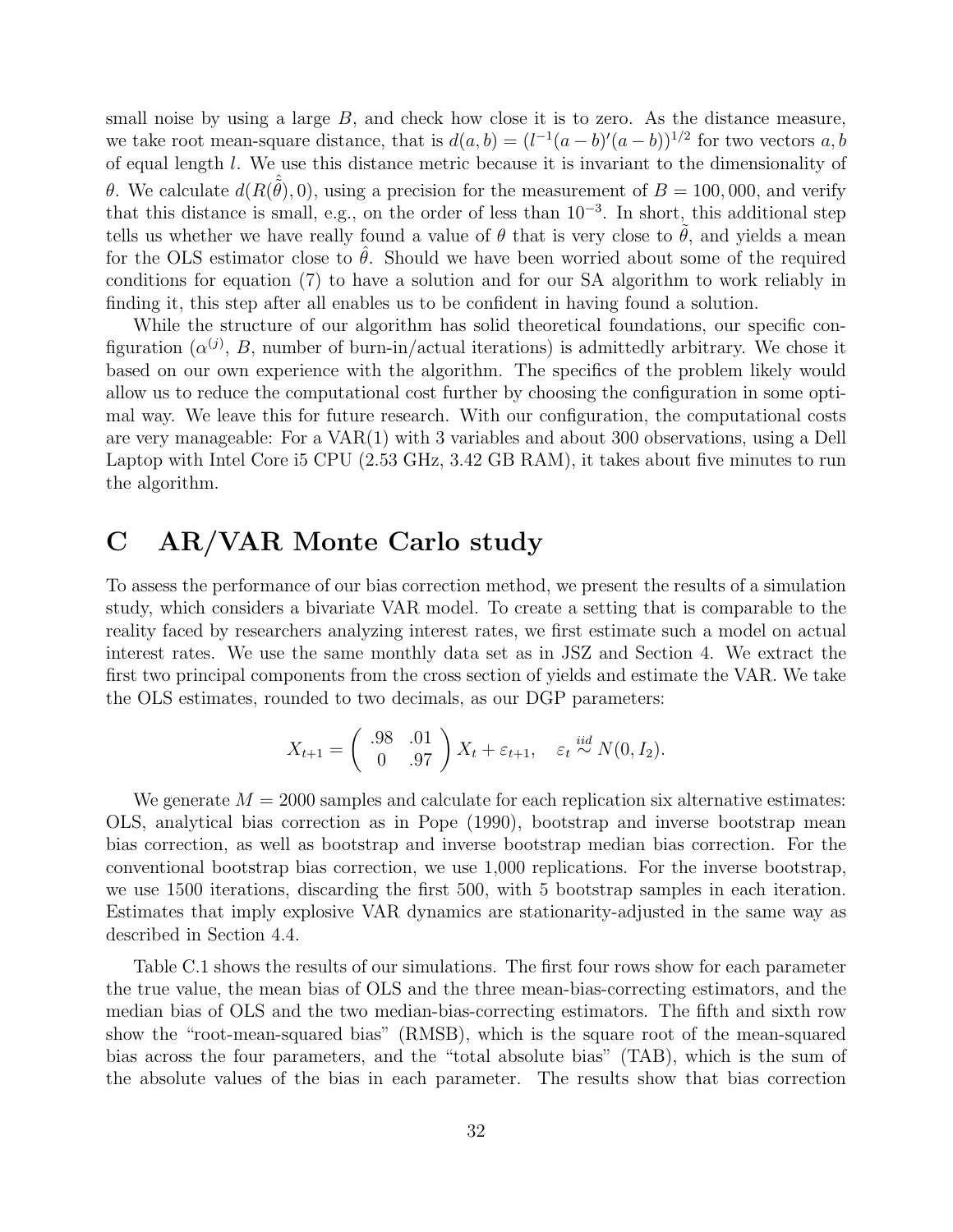small noise by using a large $B$, and check how close it is to zero. As the distance measure, we take root mean-square distance, that is $d(a,b) = (l^{-1}(a-b)'(a-b))^{1/2}$ for two vectors $a, b$ of equal length $l$. We use this distance metric because it is invariant to the dimensionality of $\theta$. We calculate $d(R(\hat{\tilde{\theta}}), 0)$, using a precision for the measurement of $B = 100,000$, and verify that this distance is small, e.g., on the order of less than $10^{-3}$. In short, this additional step tells us whether we have really found a value of $\theta$ that is very close to $\tilde{\theta}$, and yields a mean for the OLS estimator close to $\hat{\theta}$. Should we have been worried about some of the required conditions for equation (7) to have a solution and for our SA algorithm to work reliably in finding it, this step after all enables us to be confident in having found a solution.

While the structure of our algorithm has solid theoretical foundations, our specific configuration ($\alpha^{(j)}$, $B$, number of burn-in/actual iterations) is admittedly arbitrary. We chose it based on our own experience with the algorithm. The specifics of the problem likely would allow us to reduce the computational cost further by choosing the configuration in some optimal way. We leave this for future research. With our configuration, the computational costs are very manageable: For a VAR(1) with 3 variables and about 300 observations, using a Dell Laptop with Intel Core i5 CPU (2.53 GHz, 3.42 GB RAM), it takes about five minutes to run the algorithm.

# C AR/VAR Monte Carlo study

To assess the performance of our bias correction method, we present the results of a simulation study, which considers a bivariate VAR model. To create a setting that is comparable to the reality faced by researchers analyzing interest rates, we first estimate such a model on actual interest rates. We use the same monthly data set as in JSZ and Section 4. We extract the first two principal components from the cross section of yields and estimate the VAR. We take the OLS estimates, rounded to two decimals, as our DGP parameters:

$$X_{t+1} = \begin{pmatrix} .98 & .01 \\ 0 & .97 \end{pmatrix} X_t + \varepsilon_{t+1}, \quad \varepsilon_t \overset{iid}{\sim} N(0, I_2).$$

We generate $M = 2000$ samples and calculate for each replication six alternative estimates: OLS, analytical bias correction as in Pope (1990), bootstrap and inverse bootstrap mean bias correction, as well as bootstrap and inverse bootstrap median bias correction. For the conventional bootstrap bias correction, we use 1,000 replications. For the inverse bootstrap, we use 1500 iterations, discarding the first 500, with 5 bootstrap samples in each iteration. Estimates that imply explosive VAR dynamics are stationarity-adjusted in the same way as described in Section 4.4.

Table C.1 shows the results of our simulations. The first four rows show for each parameter the true value, the mean bias of OLS and the three mean-bias-correcting estimators, and the median bias of OLS and the two median-bias-correcting estimators. The fifth and sixth row show the "root-mean-squared bias" (RMSB), which is the square root of the mean-squared bias across the four parameters, and the "total absolute bias" (TAB), which is the sum of the absolute values of the bias in each parameter. The results show that bias correction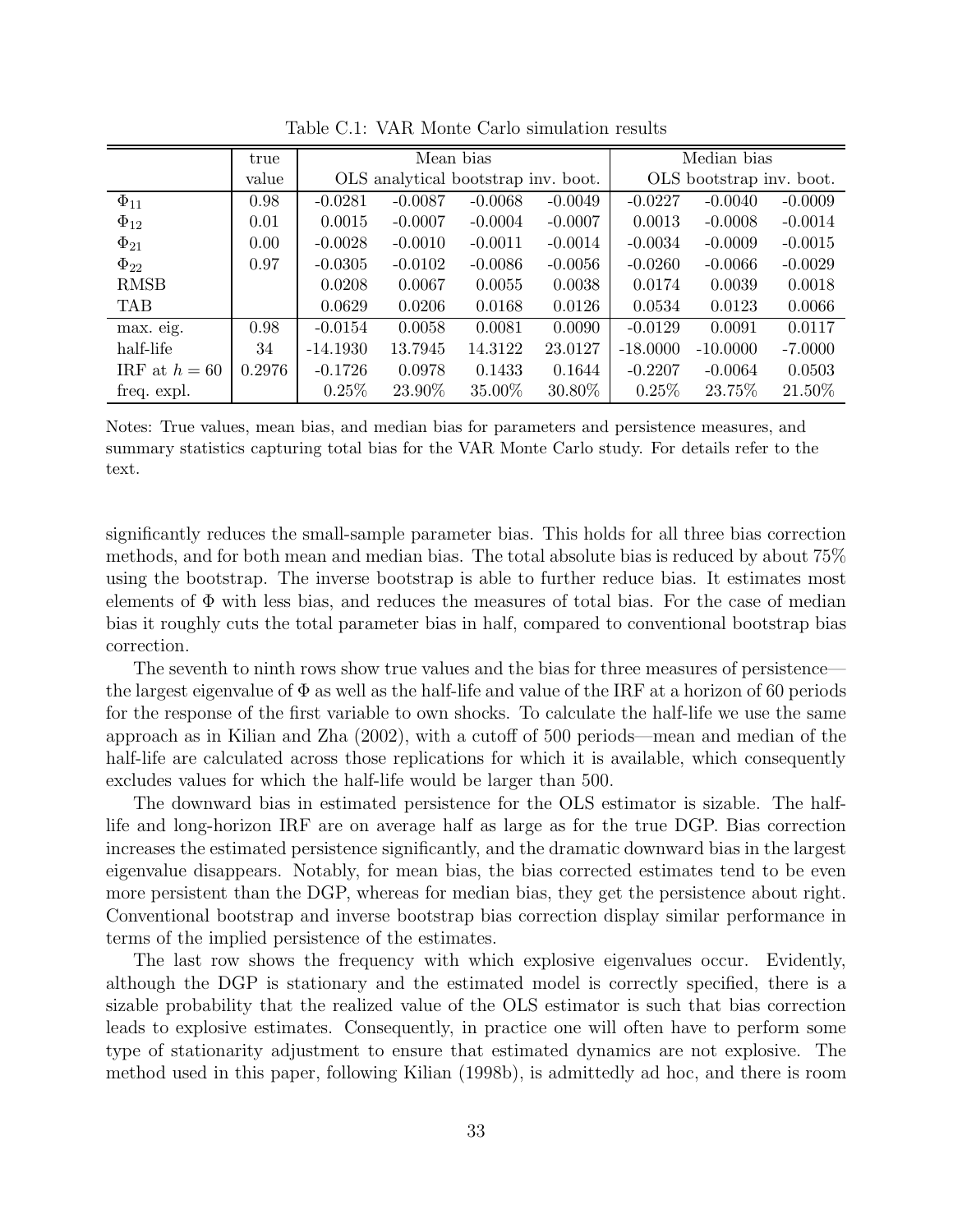Table C.1: VAR Monte Carlo simulation results

| | true | Mean bias | | | | Median bias | | |
|---|---|---|---|---|---|---|---|---|
| | value | OLS | analytical | bootstrap | inv. boot. | OLS | bootstrap | inv. boot. |
| $\Phi_{11}$ | 0.98 | -0.0281 | -0.0087 | -0.0068 | -0.0049 | -0.0227 | -0.0040 | -0.0009 |
| $\Phi_{12}$ | 0.01 | 0.0015 | -0.0007 | -0.0004 | -0.0007 | 0.0013 | -0.0008 | -0.0014 |
| $\Phi_{21}$ | 0.00 | -0.0028 | -0.0010 | -0.0011 | -0.0014 | -0.0034 | -0.0009 | -0.0015 |
| $\Phi_{22}$ | 0.97 | -0.0305 | -0.0102 | -0.0086 | -0.0056 | -0.0260 | -0.0066 | -0.0029 |
| RMSB | | 0.0208 | 0.0067 | 0.0055 | 0.0038 | 0.0174 | 0.0039 | 0.0018 |
| TAB | | 0.0629 | 0.0206 | 0.0168 | 0.0126 | 0.0534 | 0.0123 | 0.0066 |
| max. eig. | 0.98 | -0.0154 | 0.0058 | 0.0081 | 0.0090 | -0.0129 | 0.0091 | 0.0117 |
| half-life | 34 | -14.1930 | 13.7945 | 14.3122 | 23.0127 | -18.0000 | -10.0000 | -7.0000 |
| IRF at $h = 60$ | 0.2976 | -0.1726 | 0.0978 | 0.1433 | 0.1644 | -0.2207 | -0.0064 | 0.0503 |
| freq. expl. | | 0.25% | 23.90% | 35.00% | 30.80% | 0.25% | 23.75% | 21.50% |

Notes: True values, mean bias, and median bias for parameters and persistence measures, and summary statistics capturing total bias for the VAR Monte Carlo study. For details refer to the text.

significantly reduces the small-sample parameter bias. This holds for all three bias correction methods, and for both mean and median bias. The total absolute bias is reduced by about 75% using the bootstrap. The inverse bootstrap is able to further reduce bias. It estimates most elements of $\Phi$ with less bias, and reduces the measures of total bias. For the case of median bias it roughly cuts the total parameter bias in half, compared to conventional bootstrap bias correction.

The seventh to ninth rows show true values and the bias for three measures of persistence—the largest eigenvalue of $\Phi$ as well as the half-life and value of the IRF at a horizon of 60 periods for the response of the first variable to own shocks. To calculate the half-life we use the same approach as in Kilian and Zha (2002), with a cutoff of 500 periods—mean and median of the half-life are calculated across those replications for which it is available, which consequently excludes values for which the half-life would be larger than 500.

The downward bias in estimated persistence for the OLS estimator is sizable. The half-life and long-horizon IRF are on average half as large as for the true DGP. Bias correction increases the estimated persistence significantly, and the dramatic downward bias in the largest eigenvalue disappears. Notably, for mean bias, the bias corrected estimates tend to be even more persistent than the DGP, whereas for median bias, they get the persistence about right. Conventional bootstrap and inverse bootstrap bias correction display similar performance in terms of the implied persistence of the estimates.

The last row shows the frequency with which explosive eigenvalues occur. Evidently, although the DGP is stationary and the estimated model is correctly specified, there is a sizable probability that the realized value of the OLS estimator is such that bias correction leads to explosive estimates. Consequently, in practice one will often have to perform some type of stationarity adjustment to ensure that estimated dynamics are not explosive. The method used in this paper, following Kilian (1998b), is admittedly ad hoc, and there is room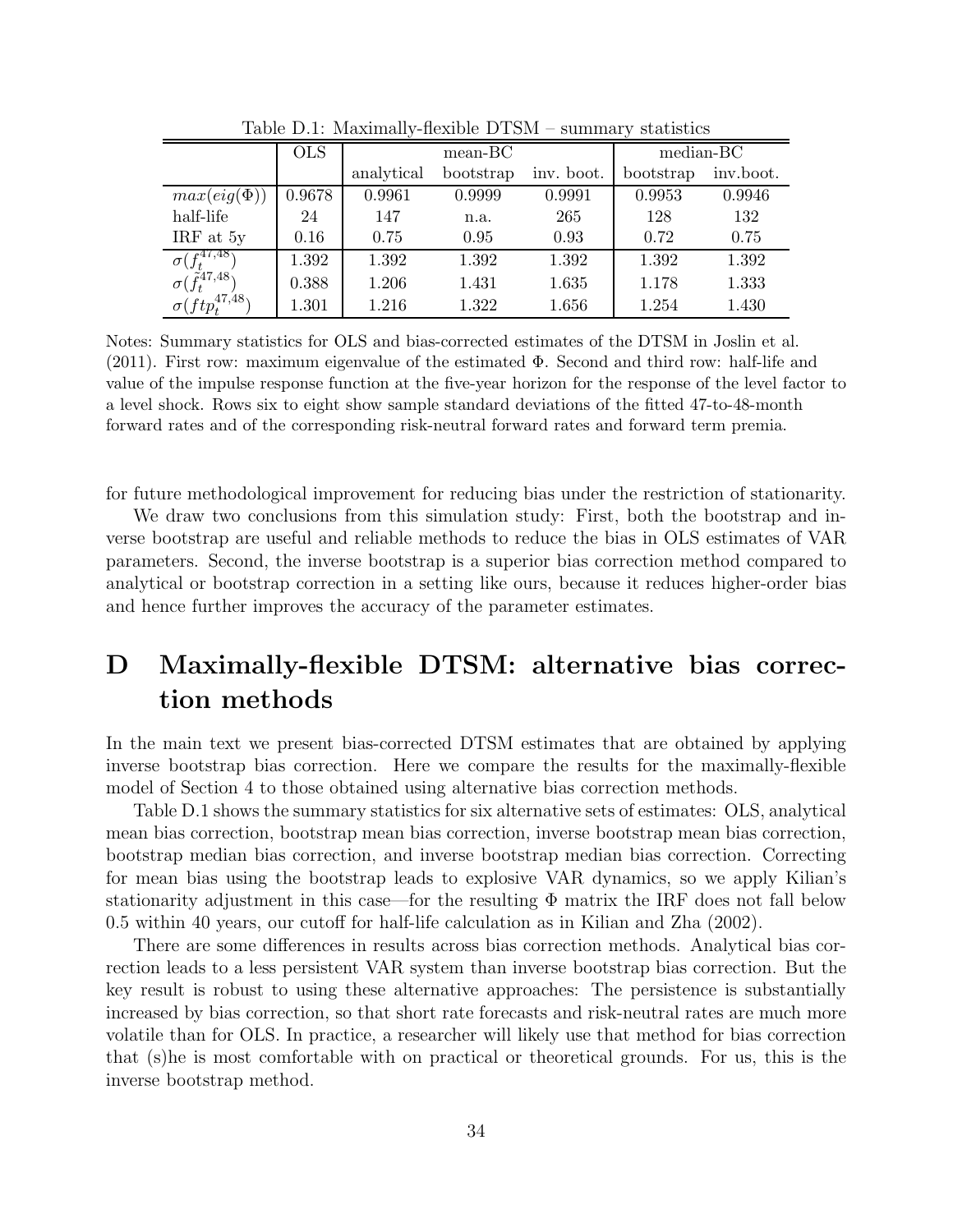Table D.1: Maximally-flexible DTSM – summary statistics

| | OLS | mean-BC | | | median-BC | |
|---|---|---|---|---|---|---|
| | | analytical | bootstrap | inv. boot. | bootstrap | inv.boot. |
| $max(eig(\Phi))$ | 0.9678 | 0.9961 | 0.9999 | 0.9991 | 0.9953 | 0.9946 |
| half-life | 24 | 147 | n.a. | 265 | 128 | 132 |
| IRF at 5y | 0.16 | 0.75 | 0.95 | 0.93 | 0.72 | 0.75 |
| $\sigma(f_t^{47,48})$ | 1.392 | 1.392 | 1.392 | 1.392 | 1.392 | 1.392 |
| $\sigma(\tilde{f}_t^{47,48})$ | 0.388 | 1.206 | 1.431 | 1.635 | 1.178 | 1.333 |
| $\sigma(ftp_t^{47,48})$ | 1.301 | 1.216 | 1.322 | 1.656 | 1.254 | 1.430 |

Notes: Summary statistics for OLS and bias-corrected estimates of the DTSM in Joslin et al. (2011). First row: maximum eigenvalue of the estimated $\Phi$. Second and third row: half-life and value of the impulse response function at the five-year horizon for the response of the level factor to a level shock. Rows six to eight show sample standard deviations of the fitted 47-to-48-month forward rates and of the corresponding risk-neutral forward rates and forward term premia.

for future methodological improvement for reducing bias under the restriction of stationarity.

We draw two conclusions from this simulation study: First, both the bootstrap and inverse bootstrap are useful and reliable methods to reduce the bias in OLS estimates of VAR parameters. Second, the inverse bootstrap is a superior bias correction method compared to analytical or bootstrap correction in a setting like ours, because it reduces higher-order bias and hence further improves the accuracy of the parameter estimates.

# D Maximally-flexible DTSM: alternative bias correction methods

In the main text we present bias-corrected DTSM estimates that are obtained by applying inverse bootstrap bias correction. Here we compare the results for the maximally-flexible model of Section 4 to those obtained using alternative bias correction methods.

Table D.1 shows the summary statistics for six alternative sets of estimates: OLS, analytical mean bias correction, bootstrap mean bias correction, inverse bootstrap mean bias correction, bootstrap median bias correction, and inverse bootstrap median bias correction. Correcting for mean bias using the bootstrap leads to explosive VAR dynamics, so we apply Kilian's stationarity adjustment in this case—for the resulting $\Phi$ matrix the IRF does not fall below 0.5 within 40 years, our cutoff for half-life calculation as in Kilian and Zha (2002).

There are some differences in results across bias correction methods. Analytical bias correction leads to a less persistent VAR system than inverse bootstrap bias correction. But the key result is robust to using these alternative approaches: The persistence is substantially increased by bias correction, so that short rate forecasts and risk-neutral rates are much more volatile than for OLS. In practice, a researcher will likely use that method for bias correction that (s)he is most comfortable with on practical or theoretical grounds. For us, this is the inverse bootstrap method.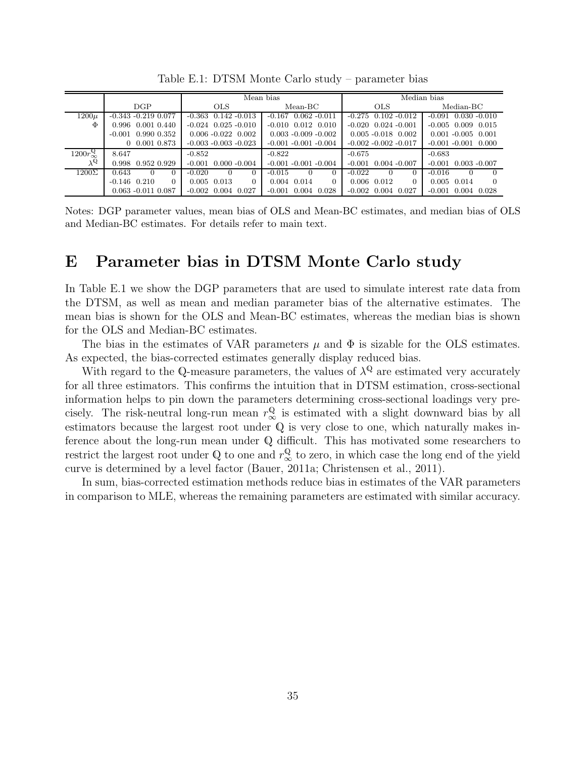Table E.1: DTSM Monte Carlo study – parameter bias

| | DGP | | | Mean bias OLS | | | Mean bias Mean-BC | | | Median bias OLS | | | Median bias Median-BC | | |
|---|---|---|---|---|---|---|---|---|---|---|---|---|---|---|---|
| $1200\mu$ | -0.343 | -0.219 | 0.077 | -0.363 | 0.142 | -0.013 | -0.167 | 0.062 | -0.011 | -0.275 | 0.102 | -0.012 | -0.091 | 0.030 | -0.010 |
| $\Phi$ | 0.996 | 0.001 | 0.440 | -0.024 | 0.025 | -0.010 | -0.010 | 0.012 | 0.010 | -0.020 | 0.024 | -0.001 | -0.005 | 0.009 | 0.015 |
| | -0.001 | 0.990 | 0.352 | 0.006 | -0.022 | 0.002 | 0.003 | -0.009 | -0.002 | 0.005 | -0.018 | 0.002 | 0.001 | -0.005 | 0.001 |
| | 0 | 0.001 | 0.873 | -0.003 | -0.003 | -0.023 | -0.001 | -0.001 | -0.004 | -0.002 | -0.002 | -0.017 | -0.001 | -0.001 | 0.000 |
| $1200r^{\mathbb{Q}}_{\infty}$ | 8.647 | | | -0.852 | | | -0.822 | | | -0.675 | | | -0.683 | | |
| $\lambda^{\mathbb{Q}}$ | 0.998 | 0.952 | 0.929 | -0.001 | 0.000 | -0.004 | -0.001 | -0.001 | -0.004 | -0.001 | 0.004 | -0.007 | -0.001 | 0.003 | -0.007 |
| $1200\Sigma$ | 0.643 | 0 | 0 | -0.020 | 0 | 0 | -0.015 | 0 | 0 | -0.022 | 0 | 0 | -0.016 | 0 | 0 |
| | -0.146 | 0.210 | 0 | 0.005 | 0.013 | 0 | 0.004 | 0.014 | 0 | 0.006 | 0.012 | 0 | 0.005 | 0.014 | 0 |
| | 0.063 | -0.011 | 0.087 | -0.002 | 0.004 | 0.027 | -0.001 | 0.004 | 0.028 | -0.002 | 0.004 | 0.027 | -0.001 | 0.004 | 0.028 |

Notes: DGP parameter values, mean bias of OLS and Mean-BC estimates, and median bias of OLS and Median-BC estimates. For details refer to main text.

# E Parameter bias in DTSM Monte Carlo study

In Table E.1 we show the DGP parameters that are used to simulate interest rate data from the DTSM, as well as mean and median parameter bias of the alternative estimates. The mean bias is shown for the OLS and Mean-BC estimates, whereas the median bias is shown for the OLS and Median-BC estimates.

The bias in the estimates of VAR parameters $\mu$ and $\Phi$ is sizable for the OLS estimates. As expected, the bias-corrected estimates generally display reduced bias.

With regard to the $\mathbb{Q}$-measure parameters, the values of $\lambda^{\mathbb{Q}}$ are estimated very accurately for all three estimators. This confirms the intuition that in DTSM estimation, cross-sectional information helps to pin down the parameters determining cross-sectional loadings very precisely. The risk-neutral long-run mean $r^{\mathbb{Q}}_{\infty}$ is estimated with a slight downward bias by all estimators because the largest root under $\mathbb{Q}$ is very close to one, which naturally makes inference about the long-run mean under $\mathbb{Q}$ difficult. This has motivated some researchers to restrict the largest root under $\mathbb{Q}$ to one and $r^{\mathbb{Q}}_{\infty}$ to zero, in which case the long end of the yield curve is determined by a level factor (Bauer, 2011a; Christensen et al., 2011).

In sum, bias-corrected estimation methods reduce bias in estimates of the VAR parameters in comparison to MLE, whereas the remaining parameters are estimated with similar accuracy.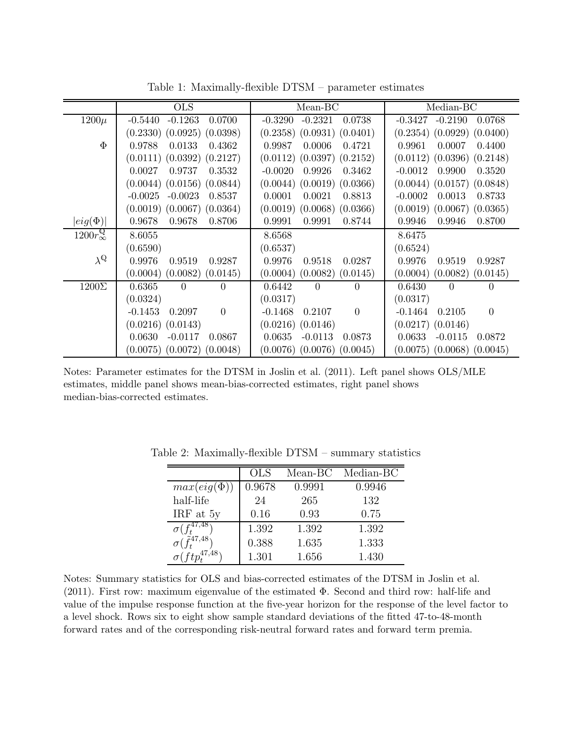Table 1: Maximally-flexible DTSM – parameter estimates

| | OLS | | | Mean-BC | | | Median-BC | | |
|---|---|---|---|---|---|---|---|---|---|
| $1200\mu$ | -0.5440 | -0.1263 | 0.0700 | -0.3290 | -0.2321 | 0.0738 | -0.3427 | -0.2190 | 0.0768 |
| | (0.2330) | (0.0925) | (0.0398) | (0.2358) | (0.0931) | (0.0401) | (0.2354) | (0.0929) | (0.0400) |
| $\Phi$ | 0.9788 | 0.0133 | 0.4362 | 0.9987 | 0.0006 | 0.4721 | 0.9961 | 0.0007 | 0.4400 |
| | (0.0111) | (0.0392) | (0.2127) | (0.0112) | (0.0397) | (0.2152) | (0.0112) | (0.0396) | (0.2148) |
| | 0.0027 | 0.9737 | 0.3532 | -0.0020 | 0.9926 | 0.3462 | -0.0012 | 0.9900 | 0.3520 |
| | (0.0044) | (0.0156) | (0.0844) | (0.0044) | (0.0019) | (0.0366) | (0.0044) | (0.0157) | (0.0848) |
| | -0.0025 | -0.0023 | 0.8537 | 0.0001 | 0.0021 | 0.8813 | -0.0002 | 0.0013 | 0.8733 |
| | (0.0019) | (0.0067) | (0.0364) | (0.0019) | (0.0068) | (0.0366) | (0.0019) | (0.0067) | (0.0365) |
| $\lvert eig(\Phi)\rvert$ | 0.9678 | 0.9678 | 0.8706 | 0.9991 | 0.9991 | 0.8744 | 0.9946 | 0.9946 | 0.8700 |
| $1200r^{\mathbb{Q}}_{\infty}$ | 8.6055 | | | 8.6568 | | | 8.6475 | | |
| | (0.6590) | | | (0.6537) | | | (0.6524) | | |
| $\lambda^{\mathbb{Q}}$ | 0.9976 | 0.9519 | 0.9287 | 0.9976 | 0.9518 | 0.0287 | 0.9976 | 0.9519 | 0.9287 |
| | (0.0004) | (0.0082) | (0.0145) | (0.0004) | (0.0082) | (0.0145) | (0.0004) | (0.0082) | (0.0145) |
| $1200\Sigma$ | 0.6365 | 0 | 0 | 0.6442 | 0 | 0 | 0.6430 | 0 | 0 |
| | (0.0324) | | | (0.0317) | | | (0.0317) | | |
| | -0.1453 | 0.2097 | 0 | -0.1468 | 0.2107 | 0 | -0.1464 | 0.2105 | 0 |
| | (0.0216) | (0.0143) | | (0.0216) | (0.0146) | | (0.0217) | (0.0146) | |
| | 0.0630 | -0.0117 | 0.0867 | 0.0635 | -0.0113 | 0.0873 | 0.0633 | -0.0115 | 0.0872 |
| | (0.0075) | (0.0072) | (0.0048) | (0.0076) | (0.0076) | (0.0045) | (0.0075) | (0.0068) | (0.0045) |

Notes: Parameter estimates for the DTSM in Joslin et al. (2011). Left panel shows OLS/MLE estimates, middle panel shows mean-bias-corrected estimates, right panel shows median-bias-corrected estimates.

Table 2: Maximally-flexible DTSM – summary statistics

| | OLS | Mean-BC | Median-BC |
|---|---|---|---|
| $max(eig(\Phi))$ | 0.9678 | 0.9991 | 0.9946 |
| half-life | 24 | 265 | 132 |
| IRF at 5y | 0.16 | 0.93 | 0.75 |
| $\sigma(f_t^{47,48})$ | 1.392 | 1.392 | 1.392 |
| $\sigma(\tilde{f}_t^{47,48})$ | 0.388 | 1.635 | 1.333 |
| $\sigma(ftp_t^{47,48})$ | 1.301 | 1.656 | 1.430 |

Notes: Summary statistics for OLS and bias-corrected estimates of the DTSM in Joslin et al. (2011). First row: maximum eigenvalue of the estimated $\Phi$. Second and third row: half-life and value of the impulse response function at the five-year horizon for the response of the level factor to a level shock. Rows six to eight show sample standard deviations of the fitted 47-to-48-month forward rates and of the corresponding risk-neutral forward rates and forward term premia.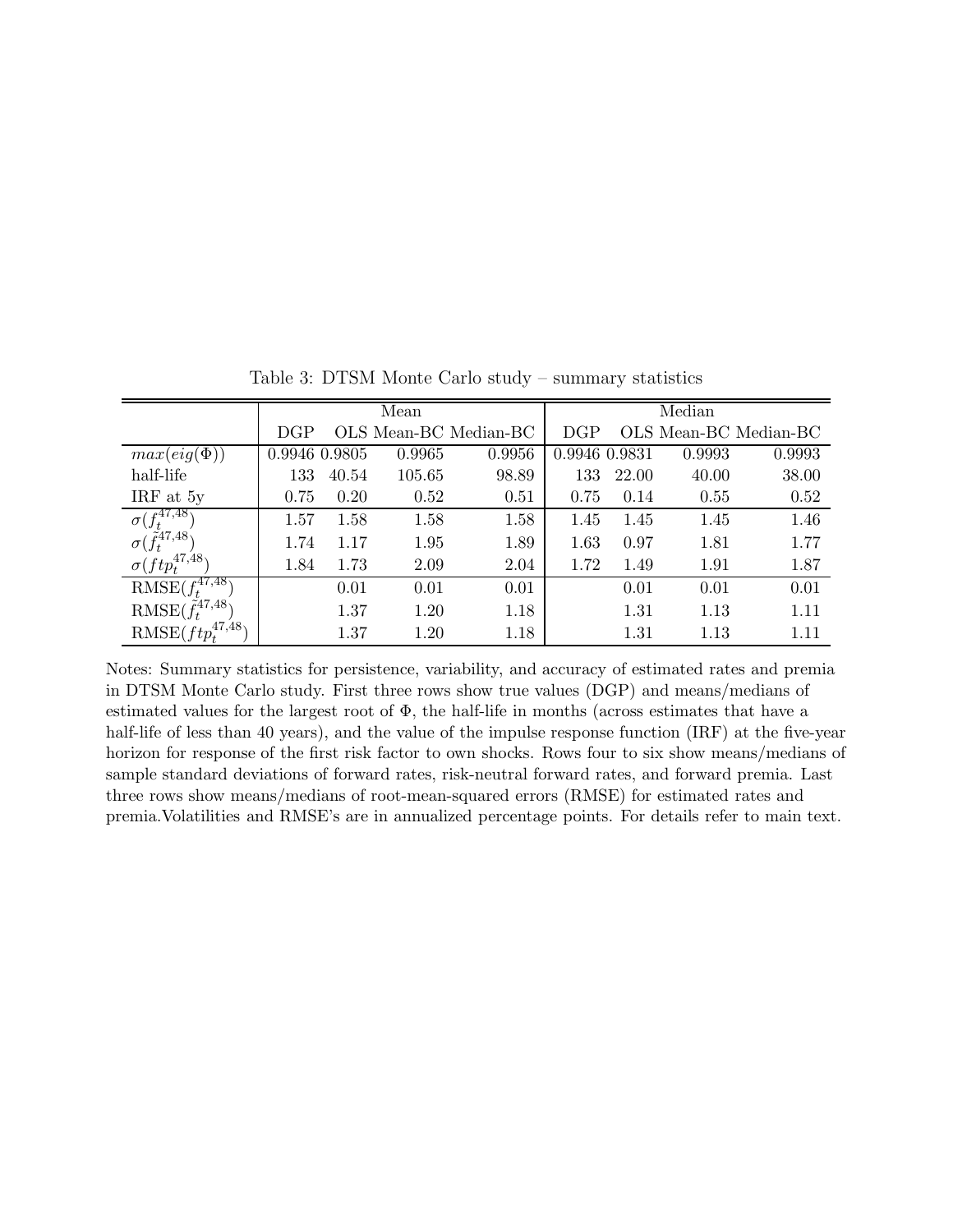Table 3: DTSM Monte Carlo study – summary statistics

| | Mean | | | | Median | | | |
|---|---|---|---|---|---|---|---|---|
| | DGP | OLS | Mean-BC | Median-BC | DGP | OLS | Mean-BC | Median-BC |
| $max(eig(\Phi))$ | 0.9946 | 0.9805 | 0.9965 | 0.9956 | 0.9946 | 0.9831 | 0.9993 | 0.9993 |
| half-life | 133 | 40.54 | 105.65 | 98.89 | 133 | 22.00 | 40.00 | 38.00 |
| IRF at 5y | 0.75 | 0.20 | 0.52 | 0.51 | 0.75 | 0.14 | 0.55 | 0.52 |
| $\sigma(f_t^{47,48})$ | 1.57 | 1.58 | 1.58 | 1.58 | 1.45 | 1.45 | 1.45 | 1.46 |
| $\sigma(\tilde{f}_t^{47,48})$ | 1.74 | 1.17 | 1.95 | 1.89 | 1.63 | 0.97 | 1.81 | 1.77 |
| $\sigma(ftp_t^{47,48})$ | 1.84 | 1.73 | 2.09 | 2.04 | 1.72 | 1.49 | 1.91 | 1.87 |
| $\text{RMSE}(f_t^{47,48})$ | | 0.01 | 0.01 | 0.01 | | 0.01 | 0.01 | 0.01 |
| $\text{RMSE}(\tilde{f}_t^{47,48})$ | | 1.37 | 1.20 | 1.18 | | 1.31 | 1.13 | 1.11 |
| $\text{RMSE}(ftp_t^{47,48})$ | | 1.37 | 1.20 | 1.18 | | 1.31 | 1.13 | 1.11 |

Notes: Summary statistics for persistence, variability, and accuracy of estimated rates and premia in DTSM Monte Carlo study. First three rows show true values (DGP) and means/medians of estimated values for the largest root of $\Phi$, the half-life in months (across estimates that have a half-life of less than 40 years), and the value of the impulse response function (IRF) at the five-year horizon for response of the first risk factor to own shocks. Rows four to six show means/medians of sample standard deviations of forward rates, risk-neutral forward rates, and forward premia. Last three rows show means/medians of root-mean-squared errors (RMSE) for estimated rates and premia.Volatilities and RMSE's are in annualized percentage points. For details refer to main text.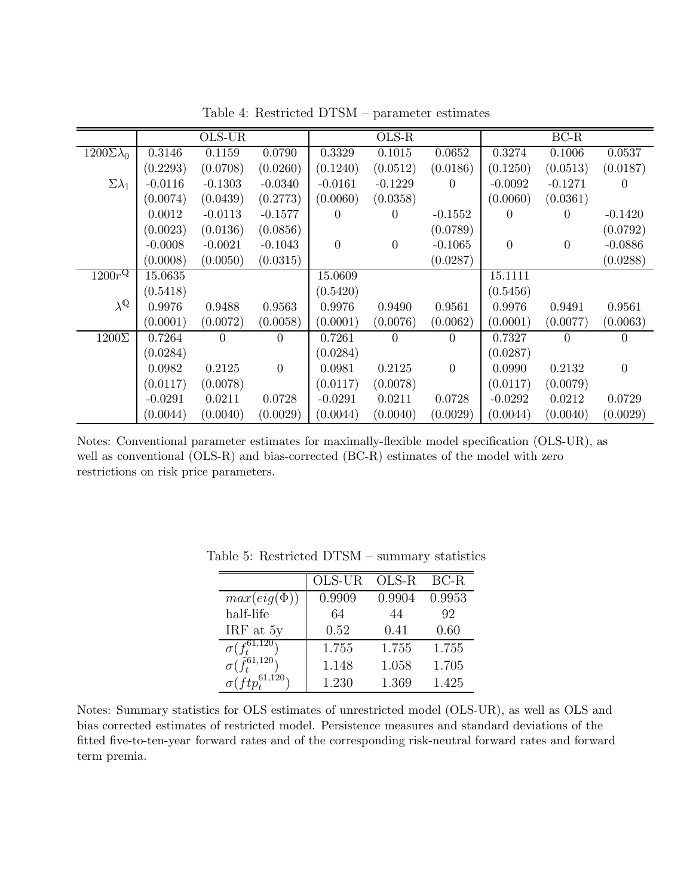Table 4: Restricted DTSM – parameter estimates

| | OLS-UR | | | OLS-R | | | BC-R | | |
|---|---|---|---|---|---|---|---|---|---|
| $1200\Sigma\lambda_0$ | 0.3146 | 0.1159 | 0.0790 | 0.3329 | 0.1015 | 0.0652 | 0.3274 | 0.1006 | 0.0537 |
| | (0.2293) | (0.0708) | (0.0260) | (0.1240) | (0.0512) | (0.0186) | (0.1250) | (0.0513) | (0.0187) |
| $\Sigma\lambda_1$ | -0.0116 | -0.1303 | -0.0340 | -0.0161 | -0.1229 | 0 | -0.0092 | -0.1271 | 0 |
| | (0.0074) | (0.0439) | (0.2773) | (0.0060) | (0.0358) | | (0.0060) | (0.0361) | |
| | 0.0012 | -0.0113 | -0.1577 | 0 | 0 | -0.1552 | 0 | 0 | -0.1420 |
| | (0.0023) | (0.0136) | (0.0856) | | | (0.0789) | | | (0.0792) |
| | -0.0008 | -0.0021 | -0.1043 | 0 | 0 | -0.1065 | 0 | 0 | -0.0886 |
| | (0.0008) | (0.0050) | (0.0315) | | | (0.0287) | | | (0.0288) |
| $1200r^{\mathbb{Q}}$ | 15.0635 | | | 15.0609 | | | 15.1111 | | |
| | (0.5418) | | | (0.5420) | | | (0.5456) | | |
| $\lambda^{\mathbb{Q}}$ | 0.9976 | 0.9488 | 0.9563 | 0.9976 | 0.9490 | 0.9561 | 0.9976 | 0.9491 | 0.9561 |
| | (0.0001) | (0.0072) | (0.0058) | (0.0001) | (0.0076) | (0.0062) | (0.0001) | (0.0077) | (0.0063) |
| $1200\Sigma$ | 0.7264 | 0 | 0 | 0.7261 | 0 | 0 | 0.7327 | 0 | 0 |
| | (0.0284) | | | (0.0284) | | | (0.0287) | | |
| | 0.0982 | 0.2125 | 0 | 0.0981 | 0.2125 | 0 | 0.0990 | 0.2132 | 0 |
| | (0.0117) | (0.0078) | | (0.0117) | (0.0078) | | (0.0117) | (0.0079) | |
| | -0.0291 | 0.0211 | 0.0728 | -0.0291 | 0.0211 | 0.0728 | -0.0292 | 0.0212 | 0.0729 |
| | (0.0044) | (0.0040) | (0.0029) | (0.0044) | (0.0040) | (0.0029) | (0.0044) | (0.0040) | (0.0029) |

Notes: Conventional parameter estimates for maximally-flexible model specification (OLS-UR), as well as conventional (OLS-R) and bias-corrected (BC-R) estimates of the model with zero restrictions on risk price parameters.

Table 5: Restricted DTSM – summary statistics

| | OLS-UR | OLS-R | BC-R |
|---|---|---|---|
| $max(eig(\Phi))$ | 0.9909 | 0.9904 | 0.9953 |
| half-life | 64 | 44 | 92 |
| IRF at 5y | 0.52 | 0.41 | 0.60 |
| $\sigma(f_t^{61,120})$ | 1.755 | 1.755 | 1.755 |
| $\sigma(\tilde{f}_t^{61,120})$ | 1.148 | 1.058 | 1.705 |
| $\sigma(ftp_t^{61,120})$ | 1.230 | 1.369 | 1.425 |

Notes: Summary statistics for OLS estimates of unrestricted model (OLS-UR), as well as OLS and bias corrected estimates of restricted model. Persistence measures and standard deviations of the fitted five-to-ten-year forward rates and of the corresponding risk-neutral forward rates and forward term premia.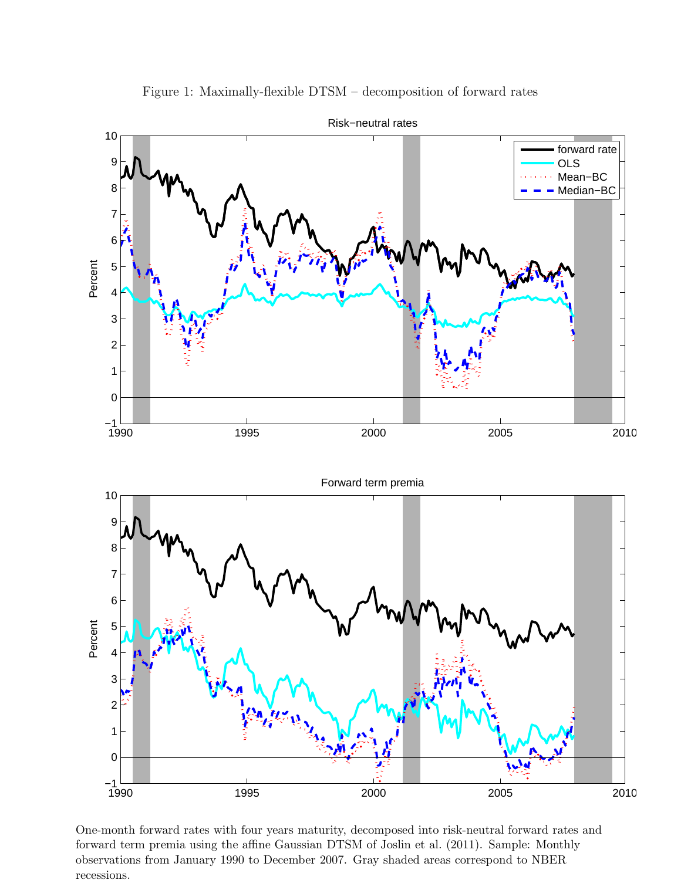Figure 1: Maximally-flexible DTSM – decomposition of forward rates

One-month forward rates with four years maturity, decomposed into risk-neutral forward rates and forward term premia using the affine Gaussian DTSM of Joslin et al. (2011). Sample: Monthly observations from January 1990 to December 2007. Gray shaded areas correspond to NBER recessions.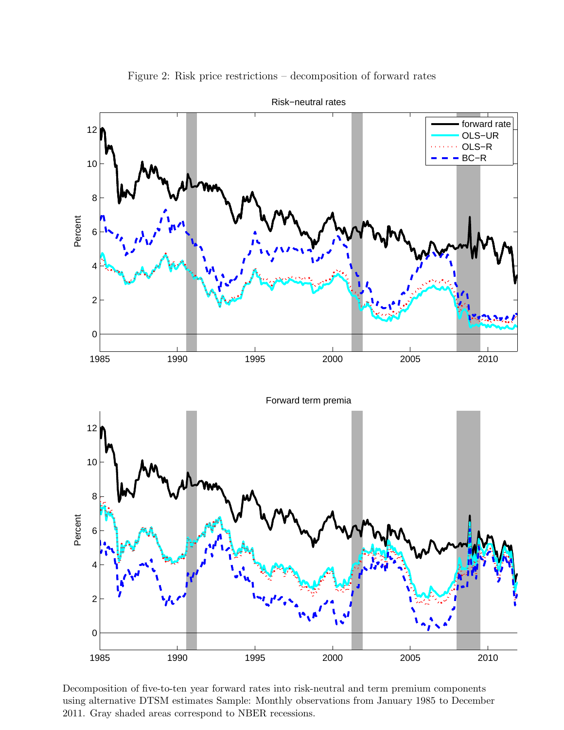Figure 2: Risk price restrictions – decomposition of forward rates

Risk−neutral rates

forward rate
OLS−UR
OLS−R
BC−R

Percent

12
10
8
6
4
2
0

1985 1990 1995 2000 2005 2010

Forward term premia

Percent

12
10
8
6
4
2
0

1985 1990 1995 2000 2005 2010

Decomposition of five-to-ten year forward rates into risk-neutral and term premium components using alternative DTSM estimates Sample: Monthly observations from January 1985 to December 2011. Gray shaded areas correspond to NBER recessions.